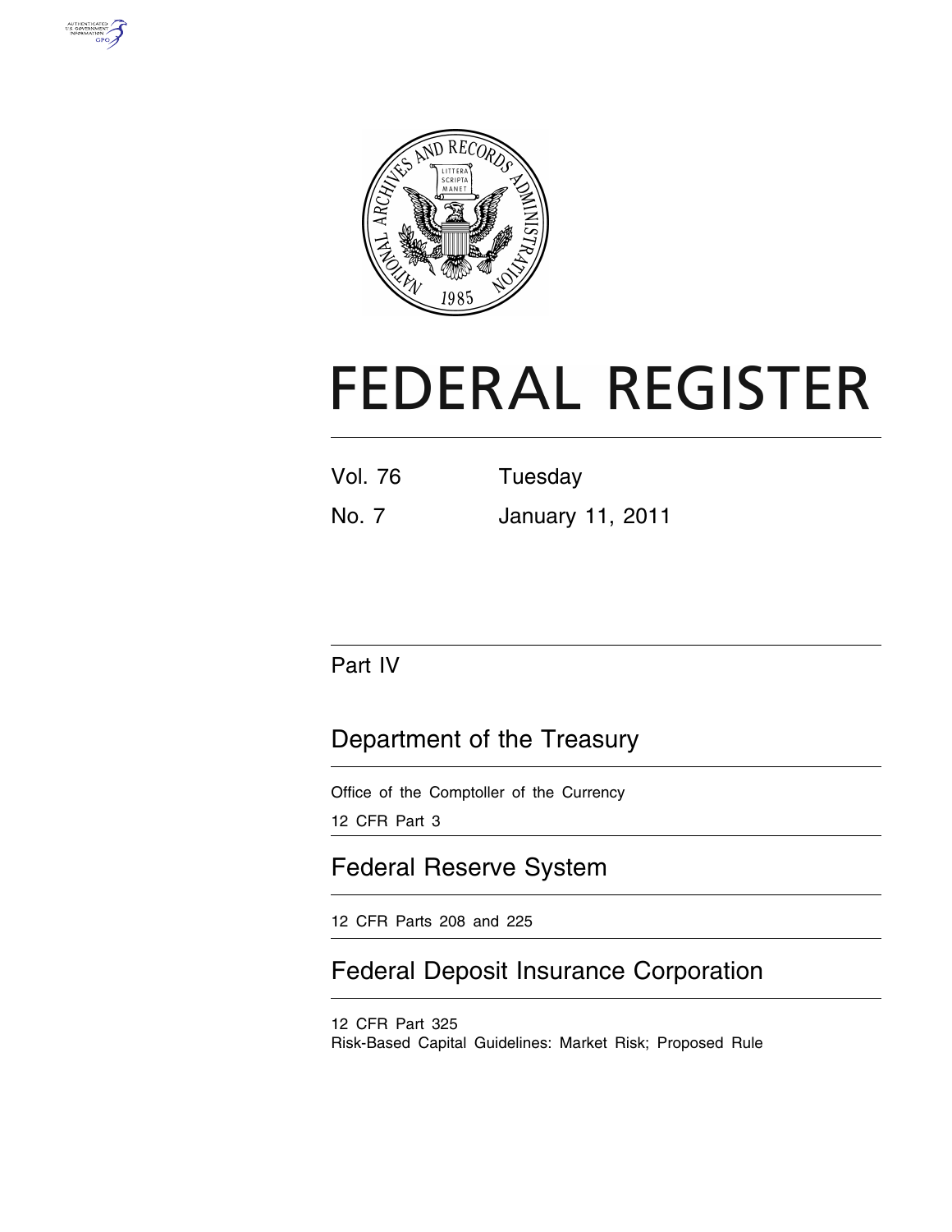# FEDERAL REGISTER

Vol. 76 Tuesday

No. 7 January 11, 2011

## Part IV

## Department of the Treasury

Office of the Comptroller of the Currency

12 CFR Part 3

## Federal Reserve System

12 CFR Parts 208 and 225

## Federal Deposit Insurance Corporation

12 CFR Part 325

Risk-Based Capital Guidelines: Market Risk; Proposed Rule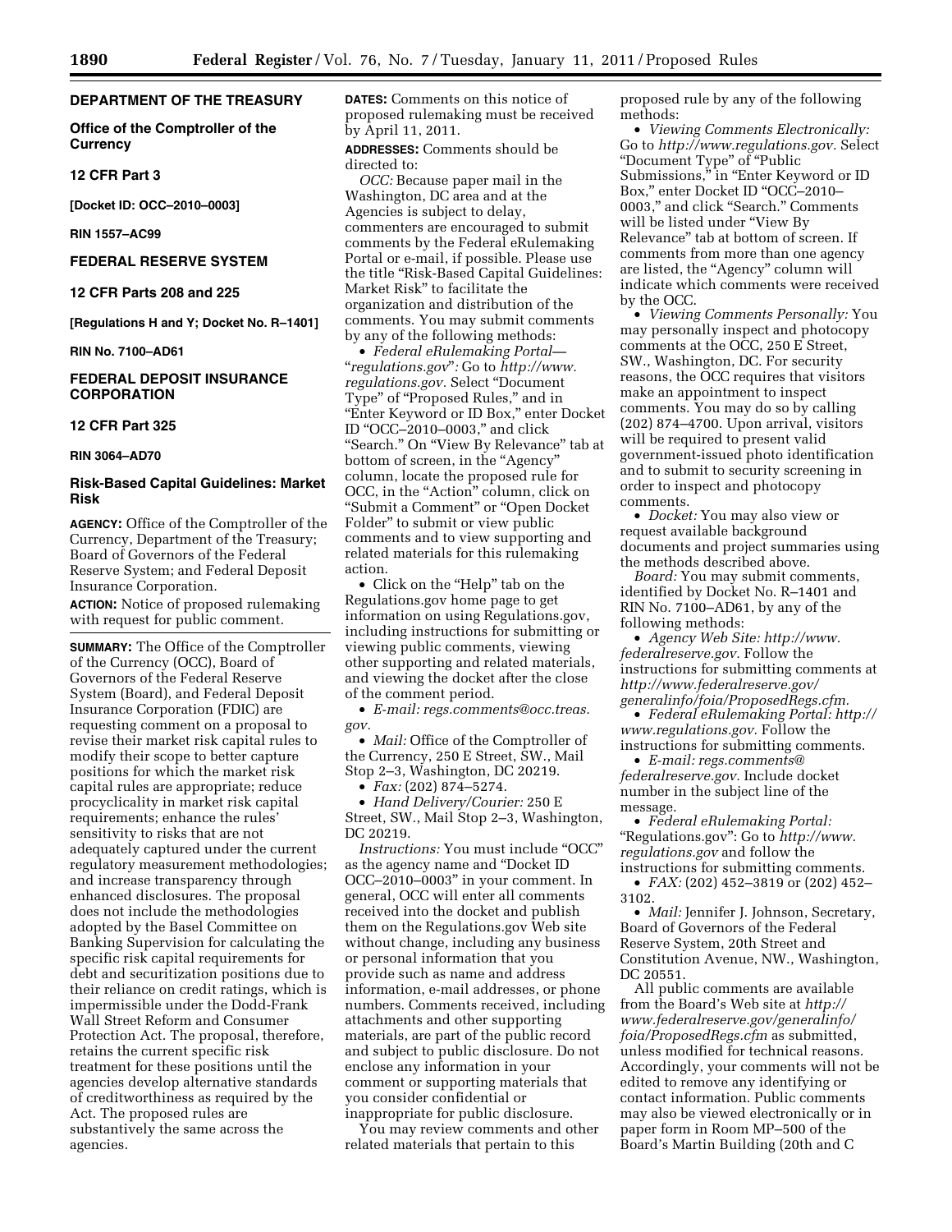**DEPARTMENT OF THE TREASURY**

**Office of the Comptroller of the Currency**

**12 CFR Part 3**

**[Docket ID: OCC–2010–0003]**

**RIN 1557–AC99**

**FEDERAL RESERVE SYSTEM**

**12 CFR Parts 208 and 225**

**[Regulations H and Y; Docket No. R–1401]**

**RIN No. 7100–AD61**

**FEDERAL DEPOSIT INSURANCE CORPORATION**

**12 CFR Part 325**

**RIN 3064–AD70**

## Risk-Based Capital Guidelines: Market Risk

**AGENCY:** Office of the Comptroller of the Currency, Department of the Treasury; Board of Governors of the Federal Reserve System; and Federal Deposit Insurance Corporation.

**ACTION:** Notice of proposed rulemaking with request for public comment.

**SUMMARY:** The Office of the Comptroller of the Currency (OCC), Board of Governors of the Federal Reserve System (Board), and Federal Deposit Insurance Corporation (FDIC) are requesting comment on a proposal to revise their market risk capital rules to modify their scope to better capture positions for which the market risk capital rules are appropriate; reduce procyclicality in market risk capital requirements; enhance the rules' sensitivity to risks that are not adequately captured under the current regulatory measurement methodologies; and increase transparency through enhanced disclosures. The proposal does not include the methodologies adopted by the Basel Committee on Banking Supervision for calculating the specific risk capital requirements for debt and securitization positions due to their reliance on credit ratings, which is impermissible under the Dodd-Frank Wall Street Reform and Consumer Protection Act. The proposal, therefore, retains the current specific risk treatment for these positions until the agencies develop alternative standards of creditworthiness as required by the Act. The proposed rules are substantively the same across the agencies.

**DATES:** Comments on this notice of proposed rulemaking must be received by April 11, 2011.

**ADDRESSES:** Comments should be directed to:

*OCC:* Because paper mail in the Washington, DC area and at the Agencies is subject to delay, commenters are encouraged to submit comments by the Federal eRulemaking Portal or e-mail, if possible. Please use the title "Risk-Based Capital Guidelines: Market Risk" to facilitate the organization and distribution of the comments. You may submit comments by any of the following methods:

- *Federal eRulemaking Portal—"regulations.gov":* Go to *http://www.regulations.gov.* Select "Document Type" of "Proposed Rules," and in "Enter Keyword or ID Box," enter Docket ID "OCC–2010–0003," and click "Search." On "View By Relevance" tab at bottom of screen, in the "Agency" column, locate the proposed rule for OCC, in the "Action" column, click on "Submit a Comment" or "Open Docket Folder" to submit or view public comments and to view supporting and related materials for this rulemaking action.
- Click on the "Help" tab on the Regulations.gov home page to get information on using Regulations.gov, including instructions for submitting or viewing public comments, viewing other supporting and related materials, and viewing the docket after the close of the comment period.
- *E-mail: regs.comments@occ.treas.gov.*
- *Mail:* Office of the Comptroller of the Currency, 250 E Street, SW., Mail Stop 2–3, Washington, DC 20219.
- *Fax:* (202) 874–5274.
- *Hand Delivery/Courier:* 250 E Street, SW., Mail Stop 2–3, Washington, DC 20219.

*Instructions:* You must include "OCC" as the agency name and "Docket ID OCC–2010–0003" in your comment. In general, OCC will enter all comments received into the docket and publish them on the Regulations.gov Web site without change, including any business or personal information that you provide such as name and address information, e-mail addresses, or phone numbers. Comments received, including attachments and other supporting materials, are part of the public record and subject to public disclosure. Do not enclose any information in your comment or supporting materials that you consider confidential or inappropriate for public disclosure.

You may review comments and other related materials that pertain to this proposed rule by any of the following methods:

- *Viewing Comments Electronically:* Go to *http://www.regulations.gov.* Select "Document Type" of "Public Submissions," in "Enter Keyword or ID Box," enter Docket ID "OCC–2010–0003," and click "Search." Comments will be listed under "View By Relevance" tab at bottom of screen. If comments from more than one agency are listed, the "Agency" column will indicate which comments were received by the OCC.
- *Viewing Comments Personally:* You may personally inspect and photocopy comments at the OCC, 250 E Street, SW., Washington, DC. For security reasons, the OCC requires that visitors make an appointment to inspect comments. You may do so by calling (202) 874–4700. Upon arrival, visitors will be required to present valid government-issued photo identification and to submit to security screening in order to inspect and photocopy comments.
- *Docket:* You may also view or request available background documents and project summaries using the methods described above.

*Board:* You may submit comments, identified by Docket No. R–1401 and RIN No. 7100–AD61, by any of the following methods:

- *Agency Web Site: http://www.federalreserve.gov.* Follow the instructions for submitting comments at *http://www.federalreserve.gov/generalinfo/foia/ProposedRegs.cfm.*
- *Federal eRulemaking Portal: http://www.regulations.gov.* Follow the instructions for submitting comments.
- *E-mail: regs.comments@federalreserve.gov.* Include docket number in the subject line of the message.
- *Federal eRulemaking Portal:* "Regulations.gov": Go to *http://www.regulations.gov* and follow the instructions for submitting comments.
- *FAX:* (202) 452–3819 or (202) 452–3102.
- *Mail:* Jennifer J. Johnson, Secretary, Board of Governors of the Federal Reserve System, 20th Street and Constitution Avenue, NW., Washington, DC 20551.

All public comments are available from the Board's Web site at *http://www.federalreserve.gov/generalinfo/foia/ProposedRegs.cfm* as submitted, unless modified for technical reasons. Accordingly, your comments will not be edited to remove any identifying or contact information. Public comments may also be viewed electronically or in paper form in Room MP–500 of the Board's Martin Building (20th and C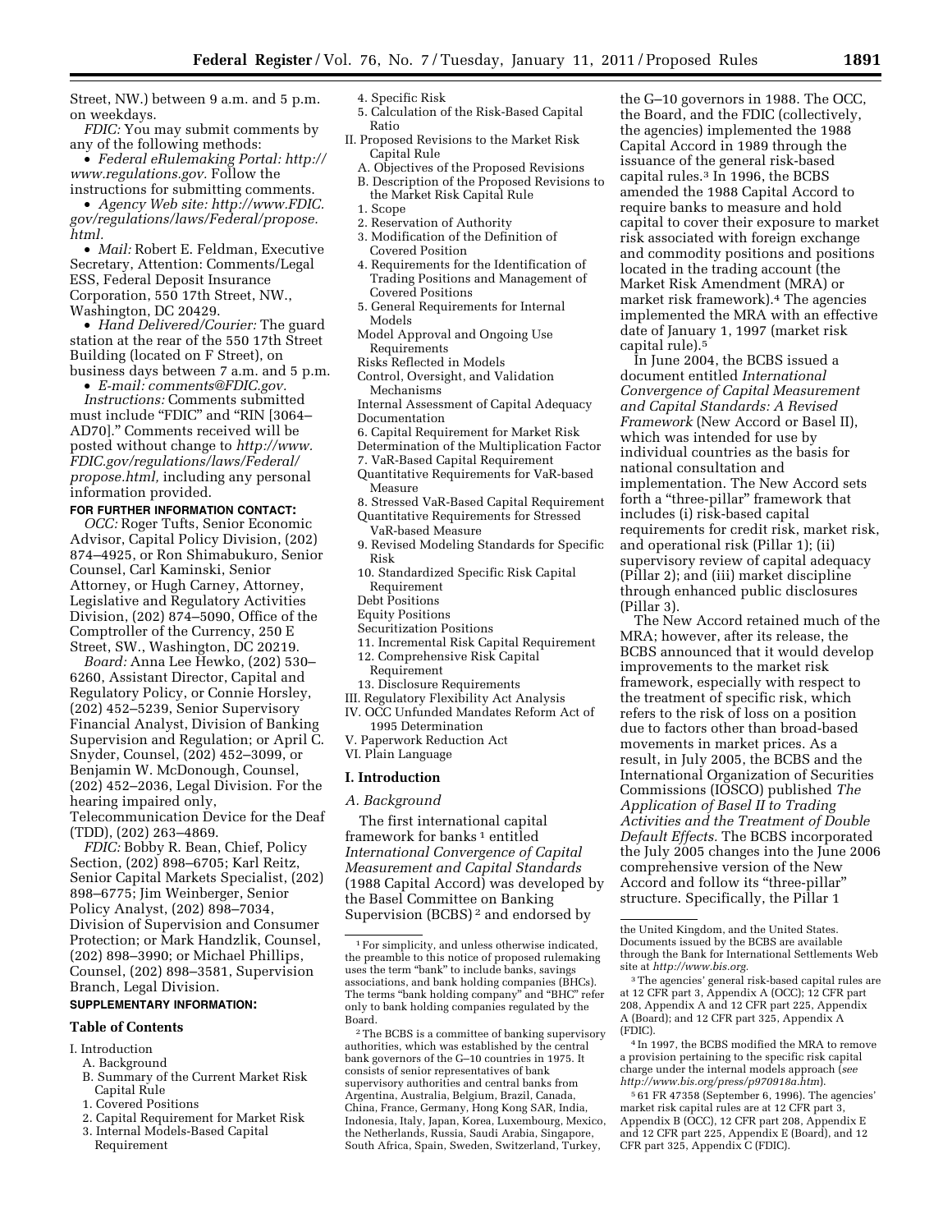Street, NW.) between 9 a.m. and 5 p.m. on weekdays.

*FDIC:* You may submit comments by any of the following methods:

- *Federal eRulemaking Portal: http://www.regulations.gov.* Follow the instructions for submitting comments.
- *Agency Web site: http://www.FDIC.gov/regulations/laws/Federal/propose.html.*
- *Mail:* Robert E. Feldman, Executive Secretary, Attention: Comments/Legal ESS, Federal Deposit Insurance Corporation, 550 17th Street, NW., Washington, DC 20429.
- *Hand Delivered/Courier:* The guard station at the rear of the 550 17th Street Building (located on F Street), on business days between 7 a.m. and 5 p.m.
- *E-mail: comments@FDIC.gov.*

*Instructions:* Comments submitted must include "FDIC" and "RIN [3064–AD70]." Comments received will be posted without change to *http://www.FDIC.gov/regulations/laws/Federal/propose.html,* including any personal information provided.

**FOR FURTHER INFORMATION CONTACT:**

*OCC:* Roger Tufts, Senior Economic Advisor, Capital Policy Division, (202) 874–4925, or Ron Shimabukuro, Senior Counsel, Carl Kaminski, Senior Attorney, or Hugh Carney, Attorney, Legislative and Regulatory Activities Division, (202) 874–5090, Office of the Comptroller of the Currency, 250 E Street, SW., Washington, DC 20219.

*Board:* Anna Lee Hewko, (202) 530–6260, Assistant Director, Capital and Regulatory Policy, or Connie Horsley, (202) 452–5239, Senior Supervisory Financial Analyst, Division of Banking Supervision and Regulation; or April C. Snyder, Counsel, (202) 452–3099, or Benjamin W. McDonough, Counsel, (202) 452–2036, Legal Division. For the hearing impaired only, Telecommunication Device for the Deaf (TDD), (202) 263–4869.

*FDIC:* Bobby R. Bean, Chief, Policy Section, (202) 898–6705; Karl Reitz, Senior Capital Markets Specialist, (202) 898–6775; Jim Weinberger, Senior Policy Analyst, (202) 898–7034, Division of Supervision and Consumer Protection; or Mark Handzlik, Counsel, (202) 898–3990; or Michael Phillips, Counsel, (202) 898–3581, Supervision Branch, Legal Division.

**SUPPLEMENTARY INFORMATION:**

**Table of Contents**

I. Introduction
 A. Background
 B. Summary of the Current Market Risk Capital Rule
 1. Covered Positions
 2. Capital Requirement for Market Risk
 3. Internal Models-Based Capital Requirement
 4. Specific Risk
 5. Calculation of the Risk-Based Capital Ratio
II. Proposed Revisions to the Market Risk Capital Rule
 A. Objectives of the Proposed Revisions
 B. Description of the Proposed Revisions to the Market Risk Capital Rule
 1. Scope
 2. Reservation of Authority
 3. Modification of the Definition of Covered Position
 4. Requirements for the Identification of Trading Positions and Management of Covered Positions
 5. General Requirements for Internal Models
 Model Approval and Ongoing Use Requirements
 Risks Reflected in Models
 Control, Oversight, and Validation Mechanisms
 Internal Assessment of Capital Adequacy Documentation
 6. Capital Requirement for Market Risk
 Determination of the Multiplication Factor
 7. VaR-Based Capital Requirement
 Quantitative Requirements for VaR-based Measure
 8. Stressed VaR-Based Capital Requirement
 Quantitative Requirements for Stressed VaR-based Measure
 9. Revised Modeling Standards for Specific Risk
 10. Standardized Specific Risk Capital Requirement
 Debt Positions
 Equity Positions
 Securitization Positions
 11. Incremental Risk Capital Requirement
 12. Comprehensive Risk Capital Requirement
 13. Disclosure Requirements
III. Regulatory Flexibility Act Analysis
IV. OCC Unfunded Mandates Reform Act of 1995 Determination
V. Paperwork Reduction Act
VI. Plain Language

## I. Introduction

### A. Background

The first international capital framework for banks [1] entitled *International Convergence of Capital Measurement and Capital Standards* (1988 Capital Accord) was developed by the Basel Committee on Banking Supervision (BCBS) [2] and endorsed by the G–10 governors in 1988. The OCC, the Board, and the FDIC (collectively, the agencies) implemented the 1988 Capital Accord in 1989 through the issuance of the general risk-based capital rules.[3] In 1996, the BCBS amended the 1988 Capital Accord to require banks to measure and hold capital to cover their exposure to market risk associated with foreign exchange and commodity positions and positions located in the trading account (the Market Risk Amendment (MRA) or market risk framework).[4] The agencies implemented the MRA with an effective date of January 1, 1997 (market risk capital rule).[5]

In June 2004, the BCBS issued a document entitled *International Convergence of Capital Measurement and Capital Standards: A Revised Framework* (New Accord or Basel II), which was intended for use by individual countries as the basis for national consultation and implementation. The New Accord sets forth a "three-pillar" framework that includes (i) risk-based capital requirements for credit risk, market risk, and operational risk (Pillar 1); (ii) supervisory review of capital adequacy (Pillar 2); and (iii) market discipline through enhanced public disclosures (Pillar 3).

The New Accord retained much of the MRA; however, after its release, the BCBS announced that it would develop improvements to the market risk framework, especially with respect to the treatment of specific risk, which refers to the risk of loss on a position due to factors other than broad-based movements in market prices. As a result, in July 2005, the BCBS and the International Organization of Securities Commissions (IOSCO) published *The Application of Basel II to Trading Activities and the Treatment of Double Default Effects.* The BCBS incorporated the July 2005 changes into the June 2006 comprehensive version of the New Accord and follow its "three-pillar" structure. Specifically, the Pillar 1

---

[1] For simplicity, and unless otherwise indicated, the preamble to this notice of proposed rulemaking uses the term "bank" to include banks, savings associations, and bank holding companies (BHCs). The terms "bank holding company" and "BHC" refer only to bank holding companies regulated by the Board.

[2] The BCBS is a committee of banking supervisory authorities, which was established by the central bank governors of the G–10 countries in 1975. It consists of senior representatives of bank supervisory authorities and central banks from Argentina, Australia, Belgium, Brazil, Canada, China, France, Germany, Hong Kong SAR, India, Indonesia, Italy, Japan, Korea, Luxembourg, Mexico, the Netherlands, Russia, Saudi Arabia, Singapore, South Africa, Spain, Sweden, Switzerland, Turkey, the United Kingdom, and the United States. Documents issued by the BCBS are available through the Bank for International Settlements Web site at *http://www.bis.org.*

[3] The agencies' general risk-based capital rules are at 12 CFR part 3, Appendix A (OCC); 12 CFR part 208, Appendix A and 12 CFR part 225, Appendix A (Board); and 12 CFR part 325, Appendix A (FDIC).

[4] In 1997, the BCBS modified the MRA to remove a provision pertaining to the specific risk capital charge under the internal models approach (*see http://www.bis.org/press/p970918a.htm*).

[5] 61 FR 47358 (September 6, 1996). The agencies' market risk capital rules are at 12 CFR part 3, Appendix B (OCC), 12 CFR part 208, Appendix E and 12 CFR part 225, Appendix E (Board), and 12 CFR part 325, Appendix C (FDIC).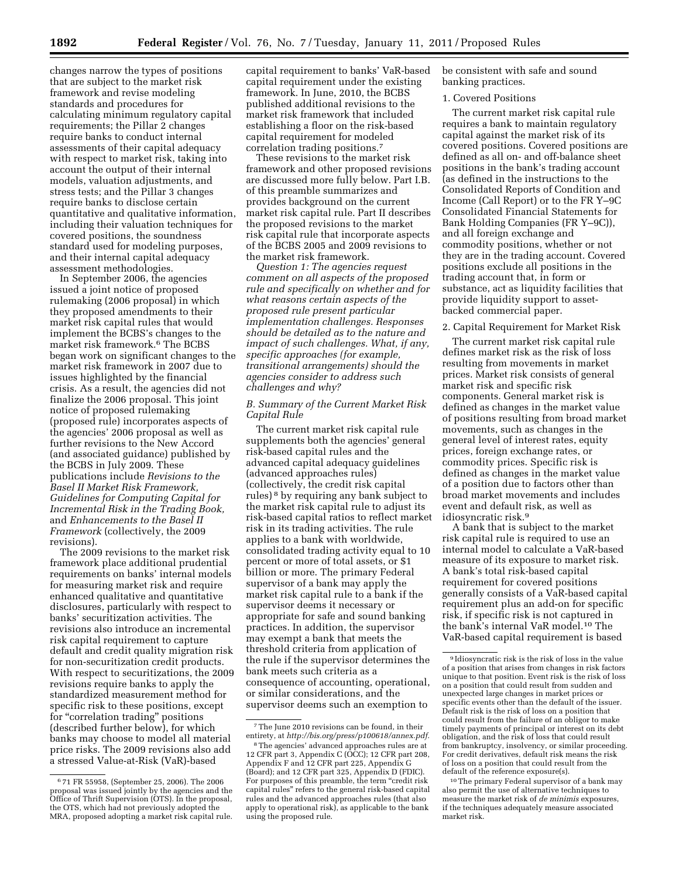changes narrow the types of positions that are subject to the market risk framework and revise modeling standards and procedures for calculating minimum regulatory capital requirements; the Pillar 2 changes require banks to conduct internal assessments of their capital adequacy with respect to market risk, taking into account the output of their internal models, valuation adjustments, and stress tests; and the Pillar 3 changes require banks to disclose certain quantitative and qualitative information, including their valuation techniques for covered positions, the soundness standard used for modeling purposes, and their internal capital adequacy assessment methodologies.

In September 2006, the agencies issued a joint notice of proposed rulemaking (2006 proposal) in which they proposed amendments to their market risk capital rules that would implement the BCBS's changes to the market risk framework.[6] The BCBS began work on significant changes to the market risk framework in 2007 due to issues highlighted by the financial crisis. As a result, the agencies did not finalize the 2006 proposal. This joint notice of proposed rulemaking (proposed rule) incorporates aspects of the agencies' 2006 proposal as well as further revisions to the New Accord (and associated guidance) published by the BCBS in July 2009. These publications include *Revisions to the Basel II Market Risk Framework, Guidelines for Computing Capital for Incremental Risk in the Trading Book,* and *Enhancements to the Basel II Framework* (collectively, the 2009 revisions).

The 2009 revisions to the market risk framework place additional prudential requirements on banks' internal models for measuring market risk and require enhanced qualitative and quantitative disclosures, particularly with respect to banks' securitization activities. The revisions also introduce an incremental risk capital requirement to capture default and credit quality migration risk for non-securitization credit products. With respect to securitizations, the 2009 revisions require banks to apply the standardized measurement method for specific risk to these positions, except for "correlation trading" positions (described further below), for which banks may choose to model all material price risks. The 2009 revisions also add a stressed Value-at-Risk (VaR)-based capital requirement to banks' VaR-based capital requirement under the existing framework. In June, 2010, the BCBS published additional revisions to the market risk framework that included establishing a floor on the risk-based capital requirement for modeled correlation trading positions.[7]

These revisions to the market risk framework and other proposed revisions are discussed more fully below. Part I.B. of this preamble summarizes and provides background on the current market risk capital rule. Part II describes the proposed revisions to the market risk capital rule that incorporate aspects of the BCBS 2005 and 2009 revisions to the market risk framework.

*Question 1: The agencies request comment on all aspects of the proposed rule and specifically on whether and for what reasons certain aspects of the proposed rule present particular implementation challenges. Responses should be detailed as to the nature and impact of such challenges. What, if any, specific approaches (for example, transitional arrangements) should the agencies consider to address such challenges and why?*

### *B. Summary of the Current Market Risk Capital Rule*

The current market risk capital rule supplements both the agencies' general risk-based capital rules and the advanced capital adequacy guidelines (advanced approaches rules) (collectively, the credit risk capital rules)[8] by requiring any bank subject to the market risk capital rule to adjust its risk-based capital ratios to reflect market risk in its trading activities. The rule applies to a bank with worldwide, consolidated trading activity equal to 10 percent or more of total assets, or $1 billion or more. The primary Federal supervisor of a bank may apply the market risk capital rule to a bank if the supervisor deems it necessary or appropriate for safe and sound banking practices. In addition, the supervisor may exempt a bank that meets the threshold criteria from application of the rule if the supervisor determines the bank meets such criteria as a consequence of accounting, operational, or similar considerations, and the supervisor deems such an exemption to be consistent with safe and sound banking practices.

#### 1. Covered Positions

The current market risk capital rule requires a bank to maintain regulatory capital against the market risk of its covered positions. Covered positions are defined as all on- and off-balance sheet positions in the bank's trading account (as defined in the instructions to the Consolidated Reports of Condition and Income (Call Report) or to the FR Y–9C Consolidated Financial Statements for Bank Holding Companies (FR Y–9C)), and all foreign exchange and commodity positions, whether or not they are in the trading account. Covered positions exclude all positions in the trading account that, in form or substance, act as liquidity facilities that provide liquidity support to asset-backed commercial paper.

#### 2. Capital Requirement for Market Risk

The current market risk capital rule defines market risk as the risk of loss resulting from movements in market prices. Market risk consists of general market risk and specific risk components. General market risk is defined as changes in the market value of positions resulting from broad market movements, such as changes in the general level of interest rates, equity prices, foreign exchange rates, or commodity prices. Specific risk is defined as changes in the market value of a position due to factors other than broad market movements and includes event and default risk, as well as idiosyncratic risk.[9]

A bank that is subject to the market risk capital rule is required to use an internal model to calculate a VaR-based measure of its exposure to market risk. A bank's total risk-based capital requirement for covered positions generally consists of a VaR-based capital requirement plus an add-on for specific risk, if specific risk is not captured in the bank's internal VaR model.[10] The VaR-based capital requirement is based

---

[6] 71 FR 55958, (September 25, 2006). The 2006 proposal was issued jointly by the agencies and the Office of Thrift Supervision (OTS). In the proposal, the OTS, which had not previously adopted the MRA, proposed adopting a market risk capital rule.

[7] The June 2010 revisions can be found, in their entirety, at *http://bis.org/press/p100618/annex.pdf*.

[8] The agencies' advanced approaches rules are at 12 CFR part 3, Appendix C (OCC); 12 CFR part 208, Appendix F and 12 CFR part 225, Appendix G (Board); and 12 CFR part 325, Appendix D (FDIC). For purposes of this preamble, the term "credit risk capital rules" refers to the general risk-based capital rules and the advanced approaches rules (that also apply to operational risk), as applicable to the bank using the proposed rule.

[9] Idiosyncratic risk is the risk of loss in the value of a position that arises from changes in risk factors unique to that position. Event risk is the risk of loss on a position that could result from sudden and unexpected large changes in market prices or specific events other than the default of the issuer. Default risk is the risk of loss on a position that could result from the failure of an obligor to make timely payments of principal or interest on its debt obligation, and the risk of loss that could result from bankruptcy, insolvency, or similar proceeding. For credit derivatives, default risk means the risk of loss on a position that could result from the default of the reference exposure(s).

[10] The primary Federal supervisor of a bank may also permit the use of alternative techniques to measure the market risk of *de minimis* exposures, if the techniques adequately measure associated market risk.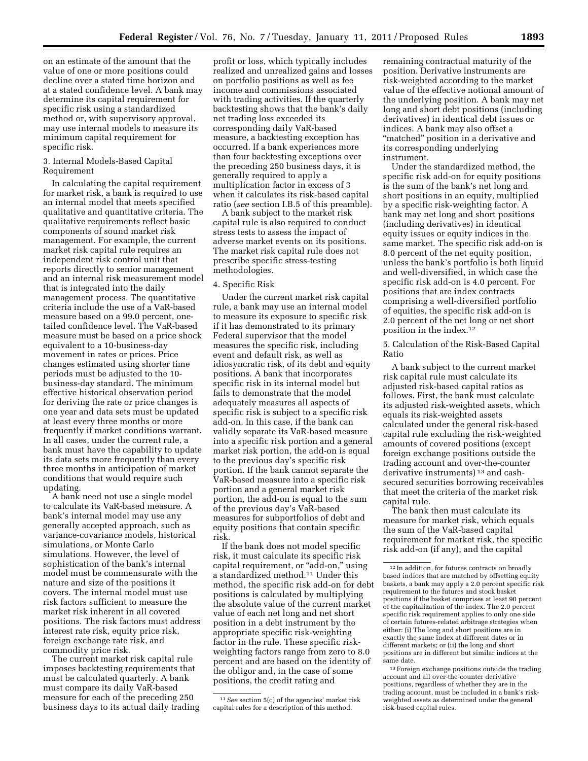on an estimate of the amount that the value of one or more positions could decline over a stated time horizon and at a stated confidence level. A bank may determine its capital requirement for specific risk using a standardized method or, with supervisory approval, may use internal models to measure its minimum capital requirement for specific risk.

3. Internal Models-Based Capital Requirement

In calculating the capital requirement for market risk, a bank is required to use an internal model that meets specified qualitative and quantitative criteria. The qualitative requirements reflect basic components of sound market risk management. For example, the current market risk capital rule requires an independent risk control unit that reports directly to senior management and an internal risk measurement model that is integrated into the daily management process. The quantitative criteria include the use of a VaR-based measure based on a 99.0 percent, one-tailed confidence level. The VaR-based measure must be based on a price shock equivalent to a 10-business-day movement in rates or prices. Price changes estimated using shorter time periods must be adjusted to the 10-business-day standard. The minimum effective historical observation period for deriving the rate or price changes is one year and data sets must be updated at least every three months or more frequently if market conditions warrant. In all cases, under the current rule, a bank must have the capability to update its data sets more frequently than every three months in anticipation of market conditions that would require such updating.

A bank need not use a single model to calculate its VaR-based measure. A bank's internal model may use any generally accepted approach, such as variance-covariance models, historical simulations, or Monte Carlo simulations. However, the level of sophistication of the bank's internal model must be commensurate with the nature and size of the positions it covers. The internal model must use risk factors sufficient to measure the market risk inherent in all covered positions. The risk factors must address interest rate risk, equity price risk, foreign exchange rate risk, and commodity price risk.

The current market risk capital rule imposes backtesting requirements that must be calculated quarterly. A bank must compare its daily VaR-based measure for each of the preceding 250 business days to its actual daily trading profit or loss, which typically includes realized and unrealized gains and losses on portfolio positions as well as fee income and commissions associated with trading activities. If the quarterly backtesting shows that the bank's daily net trading loss exceeded its corresponding daily VaR-based measure, a backtesting exception has occurred. If a bank experiences more than four backtesting exceptions over the preceding 250 business days, it is generally required to apply a multiplication factor in excess of 3 when it calculates its risk-based capital ratio (*see* section I.B.5 of this preamble).

A bank subject to the market risk capital rule is also required to conduct stress tests to assess the impact of adverse market events on its positions. The market risk capital rule does not prescribe specific stress-testing methodologies.

4. Specific Risk

Under the current market risk capital rule, a bank may use an internal model to measure its exposure to specific risk if it has demonstrated to its primary Federal supervisor that the model measures the specific risk, including event and default risk, as well as idiosyncratic risk, of its debt and equity positions. A bank that incorporates specific risk in its internal model but fails to demonstrate that the model adequately measures all aspects of specific risk is subject to a specific risk add-on. In this case, if the bank can validly separate its VaR-based measure into a specific risk portion and a general market risk portion, the add-on is equal to the previous day's specific risk portion. If the bank cannot separate the VaR-based measure into a specific risk portion and a general market risk portion, the add-on is equal to the sum of the previous day's VaR-based measures for subportfolios of debt and equity positions that contain specific risk.

If the bank does not model specific risk, it must calculate its specific risk capital requirement, or "add-on," using a standardized method.[11] Under this method, the specific risk add-on for debt positions is calculated by multiplying the absolute value of the current market value of each net long and net short position in a debt instrument by the appropriate specific risk-weighting factor in the rule. These specific risk-weighting factors range from zero to 8.0 percent and are based on the identity of the obligor and, in the case of some positions, the credit rating and remaining contractual maturity of the position. Derivative instruments are risk-weighted according to the market value of the effective notional amount of the underlying position. A bank may net long and short debt positions (including derivatives) in identical debt issues or indices. A bank may also offset a "matched" position in a derivative and its corresponding underlying instrument.

Under the standardized method, the specific risk add-on for equity positions is the sum of the bank's net long and short positions in an equity, multiplied by a specific risk-weighting factor. A bank may net long and short positions (including derivatives) in identical equity issues or equity indices in the same market. The specific risk add-on is 8.0 percent of the net equity position, unless the bank's portfolio is both liquid and well-diversified, in which case the specific risk add-on is 4.0 percent. For positions that are index contracts comprising a well-diversified portfolio of equities, the specific risk add-on is 2.0 percent of the net long or net short position in the index.[12]

5. Calculation of the Risk-Based Capital Ratio

A bank subject to the current market risk capital rule must calculate its adjusted risk-based capital ratios as follows. First, the bank must calculate its adjusted risk-weighted assets, which equals its risk-weighted assets calculated under the general risk-based capital rule excluding the risk-weighted amounts of covered positions (except foreign exchange positions outside the trading account and over-the-counter derivative instruments)[13] and cash-secured securities borrowing receivables that meet the criteria of the market risk capital rule.

The bank then must calculate its measure for market risk, which equals the sum of the VaR-based capital requirement for market risk, the specific risk add-on (if any), and the capital

---

[11] *See* section 5(c) of the agencies' market risk capital rules for a description of this method.

[12] In addition, for futures contracts on broadly based indices that are matched by offsetting equity baskets, a bank may apply a 2.0 percent specific risk requirement to the futures and stock basket positions if the basket comprises at least 90 percent of the capitalization of the index. The 2.0 percent specific risk requirement applies to only one side of certain futures-related arbitrage strategies when either: (i) The long and short positions are in exactly the same index at different dates or in different markets; or (ii) the long and short positions are in different but similar indices at the same date.

[13] Foreign exchange positions outside the trading account and all over-the-counter derivative positions, regardless of whether they are in the trading account, must be included in a bank's risk-weighted assets as determined under the general risk-based capital rules.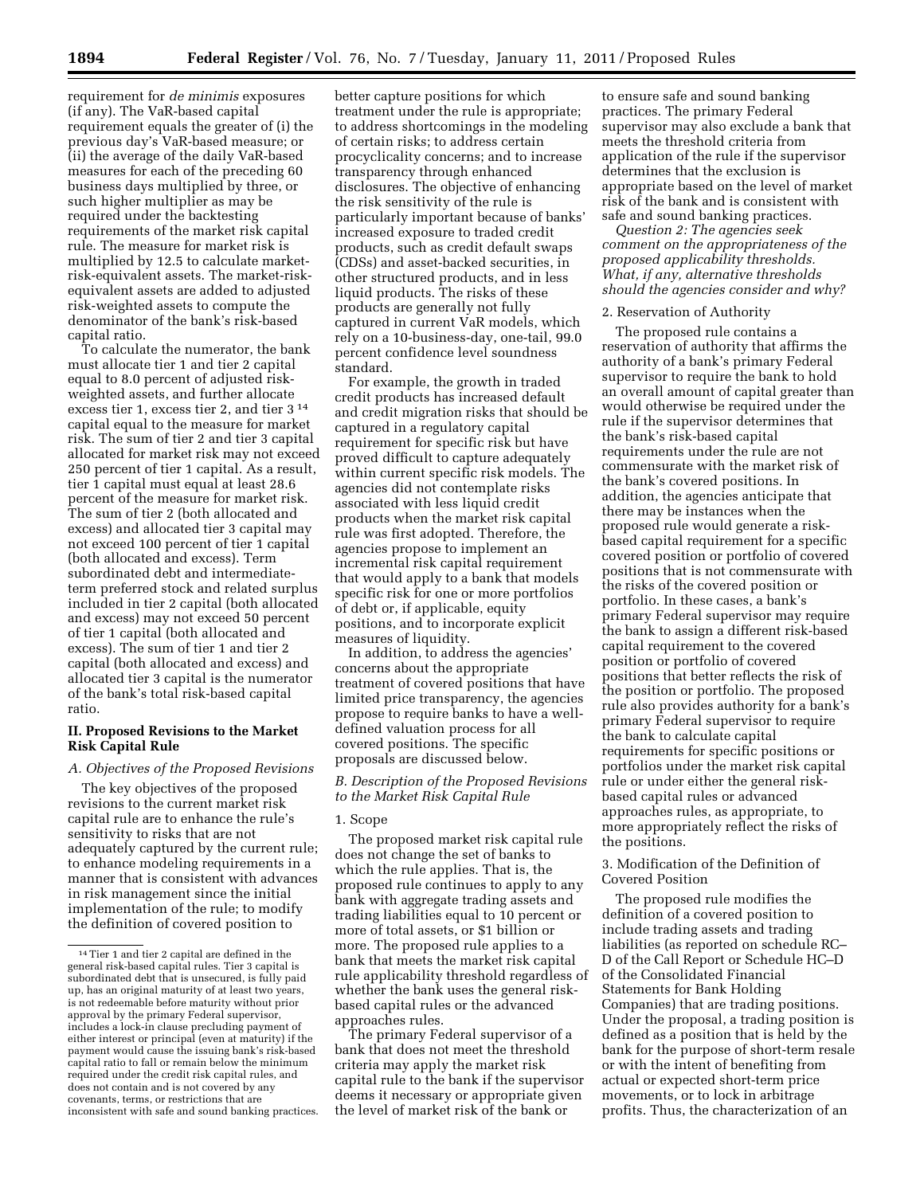requirement for *de minimis* exposures (if any). The VaR-based capital requirement equals the greater of (i) the previous day's VaR-based measure; or (ii) the average of the daily VaR-based measures for each of the preceding 60 business days multiplied by three, or such higher multiplier as may be required under the backtesting requirements of the market risk capital rule. The measure for market risk is multiplied by 12.5 to calculate market-risk-equivalent assets. The market-risk-equivalent assets are added to adjusted risk-weighted assets to compute the denominator of the bank's risk-based capital ratio.

To calculate the numerator, the bank must allocate tier 1 and tier 2 capital equal to 8.0 percent of adjusted risk-weighted assets, and further allocate excess tier 1, excess tier 2, and tier 3 [14] capital equal to the measure for market risk. The sum of tier 2 and tier 3 capital allocated for market risk may not exceed 250 percent of tier 1 capital. As a result, tier 1 capital must equal at least 28.6 percent of the measure for market risk. The sum of tier 2 (both allocated and excess) and allocated tier 3 capital may not exceed 100 percent of tier 1 capital (both allocated and excess). Term subordinated debt and intermediate-term preferred stock and related surplus included in tier 2 capital (both allocated and excess) may not exceed 50 percent of tier 1 capital (both allocated and excess). The sum of tier 1 and tier 2 capital (both allocated and excess) and allocated tier 3 capital is the numerator of the bank's total risk-based capital ratio.

## II. Proposed Revisions to the Market Risk Capital Rule

### *A. Objectives of the Proposed Revisions*

The key objectives of the proposed revisions to the current market risk capital rule are to enhance the rule's sensitivity to risks that are not adequately captured by the current rule; to enhance modeling requirements in a manner that is consistent with advances in risk management since the initial implementation of the rule; to modify the definition of covered position to better capture positions for which treatment under the rule is appropriate; to address shortcomings in the modeling of certain risks; to address certain procyclicality concerns; and to increase transparency through enhanced disclosures. The objective of enhancing the risk sensitivity of the rule is particularly important because of banks' increased exposure to traded credit products, such as credit default swaps (CDSs) and asset-backed securities, in other structured products, and in less liquid products. The risks of these products are generally not fully captured in current VaR models, which rely on a 10-business-day, one-tail, 99.0 percent confidence level soundness standard.

For example, the growth in traded credit products has increased default and credit migration risks that should be captured in a regulatory capital requirement for specific risk but have proved difficult to capture adequately within current specific risk models. The agencies did not contemplate risks associated with less liquid credit products when the market risk capital rule was first adopted. Therefore, the agencies propose to implement an incremental risk capital requirement that would apply to a bank that models specific risk for one or more portfolios of debt or, if applicable, equity positions, and to incorporate explicit measures of liquidity.

In addition, to address the agencies' concerns about the appropriate treatment of covered positions that have limited price transparency, the agencies propose to require banks to have a well-defined valuation process for all covered positions. The specific proposals are discussed below.

### *B. Description of the Proposed Revisions to the Market Risk Capital Rule*

1. Scope

The proposed market risk capital rule does not change the set of banks to which the rule applies. That is, the proposed rule continues to apply to any bank with aggregate trading assets and trading liabilities equal to 10 percent or more of total assets, or $1 billion or more. The proposed rule applies to a bank that meets the market risk capital rule applicability threshold regardless of whether the bank uses the general risk-based capital rules or the advanced approaches rules.

The primary Federal supervisor of a bank that does not meet the threshold criteria may apply the market risk capital rule to the bank if the supervisor deems it necessary or appropriate given the level of market risk of the bank or to ensure safe and sound banking practices. The primary Federal supervisor may also exclude a bank that meets the threshold criteria from application of the rule if the supervisor determines that the exclusion is appropriate based on the level of market risk of the bank and is consistent with safe and sound banking practices.

*Question 2: The agencies seek comment on the appropriateness of the proposed applicability thresholds. What, if any, alternative thresholds should the agencies consider and why?*

2. Reservation of Authority

The proposed rule contains a reservation of authority that affirms the authority of a bank's primary Federal supervisor to require the bank to hold an overall amount of capital greater than would otherwise be required under the rule if the supervisor determines that the bank's risk-based capital requirements under the rule are not commensurate with the market risk of the bank's covered positions. In addition, the agencies anticipate that there may be instances when the proposed rule would generate a risk-based capital requirement for a specific covered position or portfolio of covered positions that is not commensurate with the risks of the covered position or portfolio. In these cases, a bank's primary Federal supervisor may require the bank to assign a different risk-based capital requirement to the covered position or portfolio of covered positions that better reflects the risk of the position or portfolio. The proposed rule also provides authority for a bank's primary Federal supervisor to require the bank to calculate capital requirements for specific positions or portfolios under the market risk capital rule or under either the general risk-based capital rules or advanced approaches rules, as appropriate, to more appropriately reflect the risks of the positions.

3. Modification of the Definition of Covered Position

The proposed rule modifies the definition of a covered position to include trading assets and trading liabilities (as reported on schedule RC–D of the Call Report or Schedule HC–D of the Consolidated Financial Statements for Bank Holding Companies) that are trading positions. Under the proposal, a trading position is defined as a position that is held by the bank for the purpose of short-term resale or with the intent of benefiting from actual or expected short-term price movements, or to lock in arbitrage profits. Thus, the characterization of an

[14] Tier 1 and tier 2 capital are defined in the general risk-based capital rules. Tier 3 capital is subordinated debt that is unsecured, is fully paid up, has an original maturity of at least two years, is not redeemable before maturity without prior approval by the primary Federal supervisor, includes a lock-in clause precluding payment of either interest or principal (even at maturity) if the payment would cause the issuing bank's risk-based capital ratio to fall or remain below the minimum required under the credit risk capital rules, and does not contain and is not covered by any covenants, terms, or restrictions that are inconsistent with safe and sound banking practices.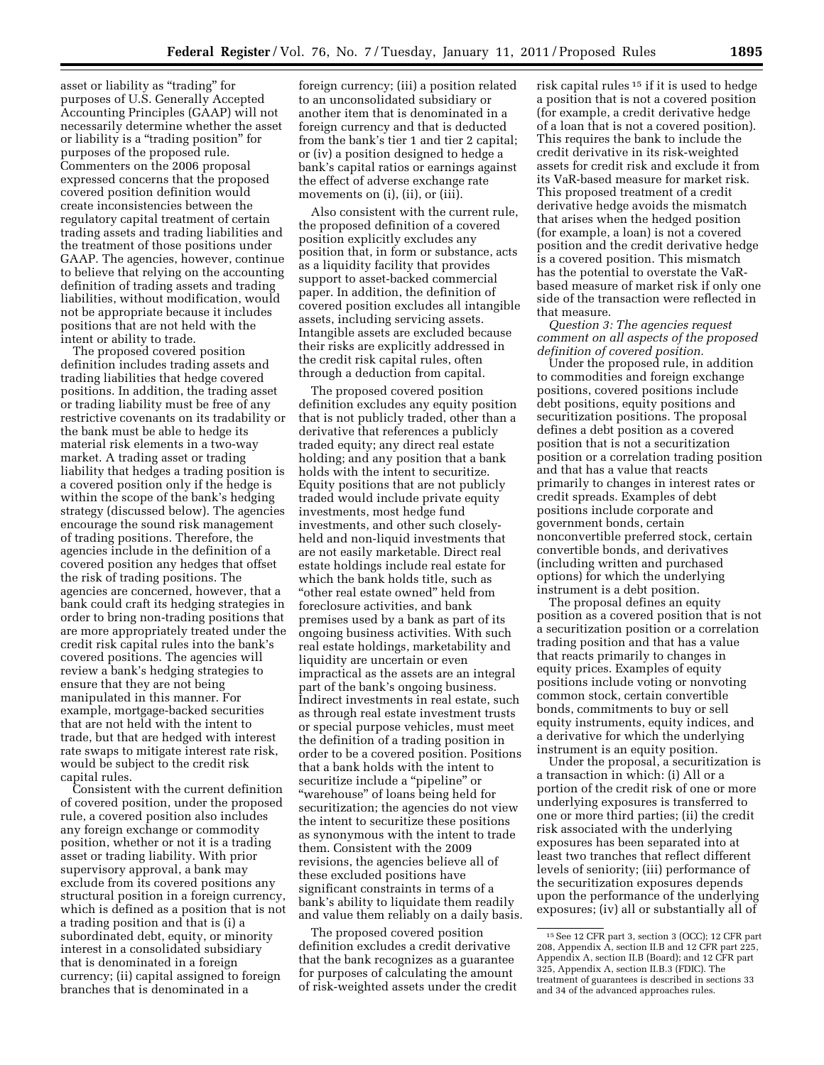asset or liability as "trading" for purposes of U.S. Generally Accepted Accounting Principles (GAAP) will not necessarily determine whether the asset or liability is a "trading position" for purposes of the proposed rule. Commenters on the 2006 proposal expressed concerns that the proposed covered position definition would create inconsistencies between the regulatory capital treatment of certain trading assets and trading liabilities and the treatment of those positions under GAAP. The agencies, however, continue to believe that relying on the accounting definition of trading assets and trading liabilities, without modification, would not be appropriate because it includes positions that are not held with the intent or ability to trade.

The proposed covered position definition includes trading assets and trading liabilities that hedge covered positions. In addition, the trading asset or trading liability must be free of any restrictive covenants on its tradability or the bank must be able to hedge its material risk elements in a two-way market. A trading asset or trading liability that hedges a trading position is a covered position only if the hedge is within the scope of the bank's hedging strategy (discussed below). The agencies encourage the sound risk management of trading positions. Therefore, the agencies include in the definition of a covered position any hedges that offset the risk of trading positions. The agencies are concerned, however, that a bank could craft its hedging strategies in order to bring non-trading positions that are more appropriately treated under the credit risk capital rules into the bank's covered positions. The agencies will review a bank's hedging strategies to ensure that they are not being manipulated in this manner. For example, mortgage-backed securities that are not held with the intent to trade, but that are hedged with interest rate swaps to mitigate interest rate risk, would be subject to the credit risk capital rules.

Consistent with the current definition of covered position, under the proposed rule, a covered position also includes any foreign exchange or commodity position, whether or not it is a trading asset or trading liability. With prior supervisory approval, a bank may exclude from its covered positions any structural position in a foreign currency, which is defined as a position that is not a trading position and that is (i) a subordinated debt, equity, or minority interest in a consolidated subsidiary that is denominated in a foreign currency; (ii) capital assigned to foreign branches that is denominated in a foreign currency; (iii) a position related to an unconsolidated subsidiary or another item that is denominated in a foreign currency and that is deducted from the bank's tier 1 and tier 2 capital; or (iv) a position designed to hedge a bank's capital ratios or earnings against the effect of adverse exchange rate movements on (i), (ii), or (iii).

Also consistent with the current rule, the proposed definition of a covered position explicitly excludes any position that, in form or substance, acts as a liquidity facility that provides support to asset-backed commercial paper. In addition, the definition of covered position excludes all intangible assets, including servicing assets. Intangible assets are excluded because their risks are explicitly addressed in the credit risk capital rules, often through a deduction from capital.

The proposed covered position definition excludes any equity position that is not publicly traded, other than a derivative that references a publicly traded equity; any direct real estate holding; and any position that a bank holds with the intent to securitize. Equity positions that are not publicly traded would include private equity investments, most hedge fund investments, and other such closely-held and non-liquid investments that are not easily marketable. Direct real estate holdings include real estate for which the bank holds title, such as "other real estate owned" held from foreclosure activities, and bank premises used by a bank as part of its ongoing business activities. With such real estate holdings, marketability and liquidity are uncertain or even impractical as the assets are an integral part of the bank's ongoing business. Indirect investments in real estate, such as through real estate investment trusts or special purpose vehicles, must meet the definition of a trading position in order to be a covered position. Positions that a bank holds with the intent to securitize include a "pipeline" or "warehouse" of loans being held for securitization; the agencies do not view the intent to securitize these positions as synonymous with the intent to trade them. Consistent with the 2009 revisions, the agencies believe all of these excluded positions have significant constraints in terms of a bank's ability to liquidate them readily and value them reliably on a daily basis.

The proposed covered position definition excludes a credit derivative that the bank recognizes as a guarantee for purposes of calculating the amount of risk-weighted assets under the credit risk capital rules [15] if it is used to hedge a position that is not a covered position (for example, a credit derivative hedge of a loan that is not a covered position). This requires the bank to include the credit derivative in its risk-weighted assets for credit risk and exclude it from its VaR-based measure for market risk. This proposed treatment of a credit derivative hedge avoids the mismatch that arises when the hedged position (for example, a loan) is not a covered position and the credit derivative hedge is a covered position. This mismatch has the potential to overstate the VaR-based measure of market risk if only one side of the transaction were reflected in that measure.

*Question 3: The agencies request comment on all aspects of the proposed definition of covered position.*

Under the proposed rule, in addition to commodities and foreign exchange positions, covered positions include debt positions, equity positions and securitization positions. The proposal defines a debt position as a covered position that is not a securitization position or a correlation trading position and that has a value that reacts primarily to changes in interest rates or credit spreads. Examples of debt positions include corporate and government bonds, certain nonconvertible preferred stock, certain convertible bonds, and derivatives (including written and purchased options) for which the underlying instrument is a debt position.

The proposal defines an equity position as a covered position that is not a securitization position or a correlation trading position and that has a value that reacts primarily to changes in equity prices. Examples of equity positions include voting or nonvoting common stock, certain convertible bonds, commitments to buy or sell equity instruments, equity indices, and a derivative for which the underlying instrument is an equity position.

Under the proposal, a securitization is a transaction in which: (i) All or a portion of the credit risk of one or more underlying exposures is transferred to one or more third parties; (ii) the credit risk associated with the underlying exposures has been separated into at least two tranches that reflect different levels of seniority; (iii) performance of the securitization exposures depends upon the performance of the underlying exposures; (iv) all or substantially all of

---

[15] See 12 CFR part 3, section 3 (OCC); 12 CFR part 208, Appendix A, section II.B and 12 CFR part 225, Appendix A, section II.B (Board); and 12 CFR part 325, Appendix A, section II.B.3 (FDIC). The treatment of guarantees is described in sections 33 and 34 of the advanced approaches rules.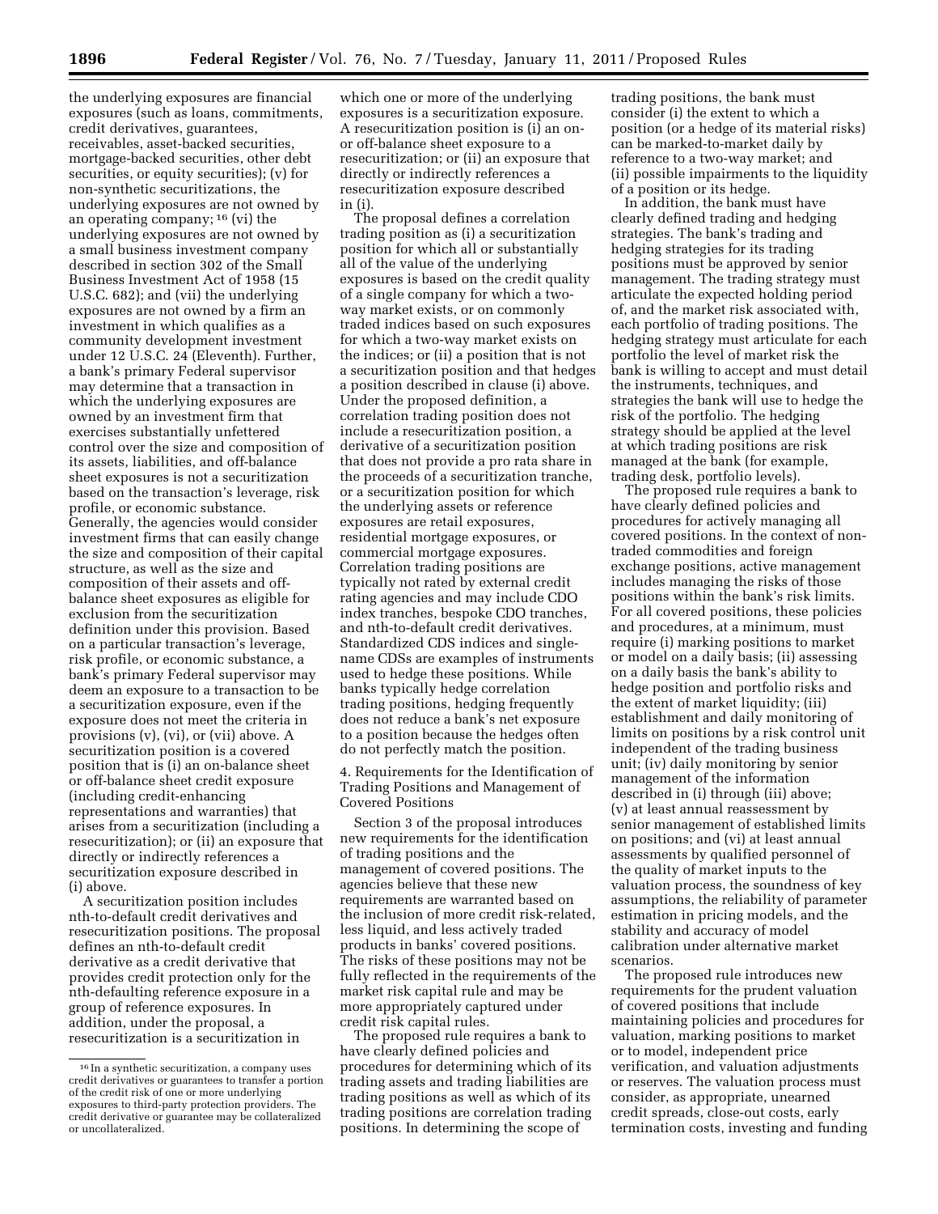the underlying exposures are financial exposures (such as loans, commitments, credit derivatives, guarantees, receivables, asset-backed securities, mortgage-backed securities, other debt securities, or equity securities); (v) for non-synthetic securitizations, the underlying exposures are not owned by an operating company;[16] (vi) the underlying exposures are not owned by a small business investment company described in section 302 of the Small Business Investment Act of 1958 (15 U.S.C. 682); and (vii) the underlying exposures are not owned by a firm an investment in which qualifies as a community development investment under 12 U.S.C. 24 (Eleventh). Further, a bank's primary Federal supervisor may determine that a transaction in which the underlying exposures are owned by an investment firm that exercises substantially unfettered control over the size and composition of its assets, liabilities, and off-balance sheet exposures is not a securitization based on the transaction's leverage, risk profile, or economic substance. Generally, the agencies would consider investment firms that can easily change the size and composition of their capital structure, as well as the size and composition of their assets and off-balance sheet exposures as eligible for exclusion from the securitization definition under this provision. Based on a particular transaction's leverage, risk profile, or economic substance, a bank's primary Federal supervisor may deem an exposure to a transaction to be a securitization exposure, even if the exposure does not meet the criteria in provisions (v), (vi), or (vii) above. A securitization position is a covered position that is (i) an on-balance sheet or off-balance sheet credit exposure (including credit-enhancing representations and warranties) that arises from a securitization (including a resecuritization); or (ii) an exposure that directly or indirectly references a securitization exposure described in (i) above.

A securitization position includes nth-to-default credit derivatives and resecuritization positions. The proposal defines an nth-to-default credit derivative as a credit derivative that provides credit protection only for the nth-defaulting reference exposure in a group of reference exposures. In addition, under the proposal, a resecuritization is a securitization in which one or more of the underlying exposures is a securitization exposure. A resecuritization position is (i) an on- or off-balance sheet exposure to a resecuritization; or (ii) an exposure that directly or indirectly references a resecuritization exposure described in (i).

The proposal defines a correlation trading position as (i) a securitization position for which all or substantially all of the value of the underlying exposures is based on the credit quality of a single company for which a two-way market exists, or on commonly traded indices based on such exposures for which a two-way market exists on the indices; or (ii) a position that is not a securitization position and that hedges a position described in clause (i) above. Under the proposed definition, a correlation trading position does not include a resecuritization position, a derivative of a securitization position that does not provide a pro rata share in the proceeds of a securitization tranche, or a securitization position for which the underlying assets or reference exposures are retail exposures, residential mortgage exposures, or commercial mortgage exposures. Correlation trading positions are typically not rated by external credit rating agencies and may include CDO index tranches, bespoke CDO tranches, and nth-to-default credit derivatives. Standardized CDS indices and single-name CDSs are examples of instruments used to hedge these positions. While banks typically hedge correlation trading positions, hedging frequently does not reduce a bank's net exposure to a position because the hedges often do not perfectly match the position.

4. Requirements for the Identification of Trading Positions and Management of Covered Positions

Section 3 of the proposal introduces new requirements for the identification of trading positions and the management of covered positions. The agencies believe that these new requirements are warranted based on the inclusion of more credit risk-related, less liquid, and less actively traded products in banks' covered positions. The risks of these positions may not be fully reflected in the requirements of the market risk capital rule and may be more appropriately captured under credit risk capital rules.

The proposed rule requires a bank to have clearly defined policies and procedures for determining which of its trading assets and trading liabilities are trading positions as well as which of its trading positions are correlation trading positions. In determining the scope of trading positions, the bank must consider (i) the extent to which a position (or a hedge of its material risks) can be marked-to-market daily by reference to a two-way market; and (ii) possible impairments to the liquidity of a position or its hedge.

In addition, the bank must have clearly defined trading and hedging strategies. The bank's trading and hedging strategies for its trading positions must be approved by senior management. The trading strategy must articulate the expected holding period of, and the market risk associated with, each portfolio of trading positions. The hedging strategy must articulate for each portfolio the level of market risk the bank is willing to accept and must detail the instruments, techniques, and strategies the bank will use to hedge the risk of the portfolio. The hedging strategy should be applied at the level at which trading positions are risk managed at the bank (for example, trading desk, portfolio levels).

The proposed rule requires a bank to have clearly defined policies and procedures for actively managing all covered positions. In the context of non-traded commodities and foreign exchange positions, active management includes managing the risks of those positions within the bank's risk limits. For all covered positions, these policies and procedures, at a minimum, must require (i) marking positions to market or model on a daily basis; (ii) assessing on a daily basis the bank's ability to hedge position and portfolio risks and the extent of market liquidity; (iii) establishment and daily monitoring of limits on positions by a risk control unit independent of the trading business unit; (iv) daily monitoring by senior management of the information described in (i) through (iii) above; (v) at least annual reassessment by senior management of established limits on positions; and (vi) at least annual assessments by qualified personnel of the quality of market inputs to the valuation process, the soundness of key assumptions, the reliability of parameter estimation in pricing models, and the stability and accuracy of model calibration under alternative market scenarios.

The proposed rule introduces new requirements for the prudent valuation of covered positions that include maintaining policies and procedures for valuation, marking positions to market or to model, independent price verification, and valuation adjustments or reserves. The valuation process must consider, as appropriate, unearned credit spreads, close-out costs, early termination costs, investing and funding

[16] In a synthetic securitization, a company uses credit derivatives or guarantees to transfer a portion of the credit risk of one or more underlying exposures to third-party protection providers. The credit derivative or guarantee may be collateralized or uncollateralized.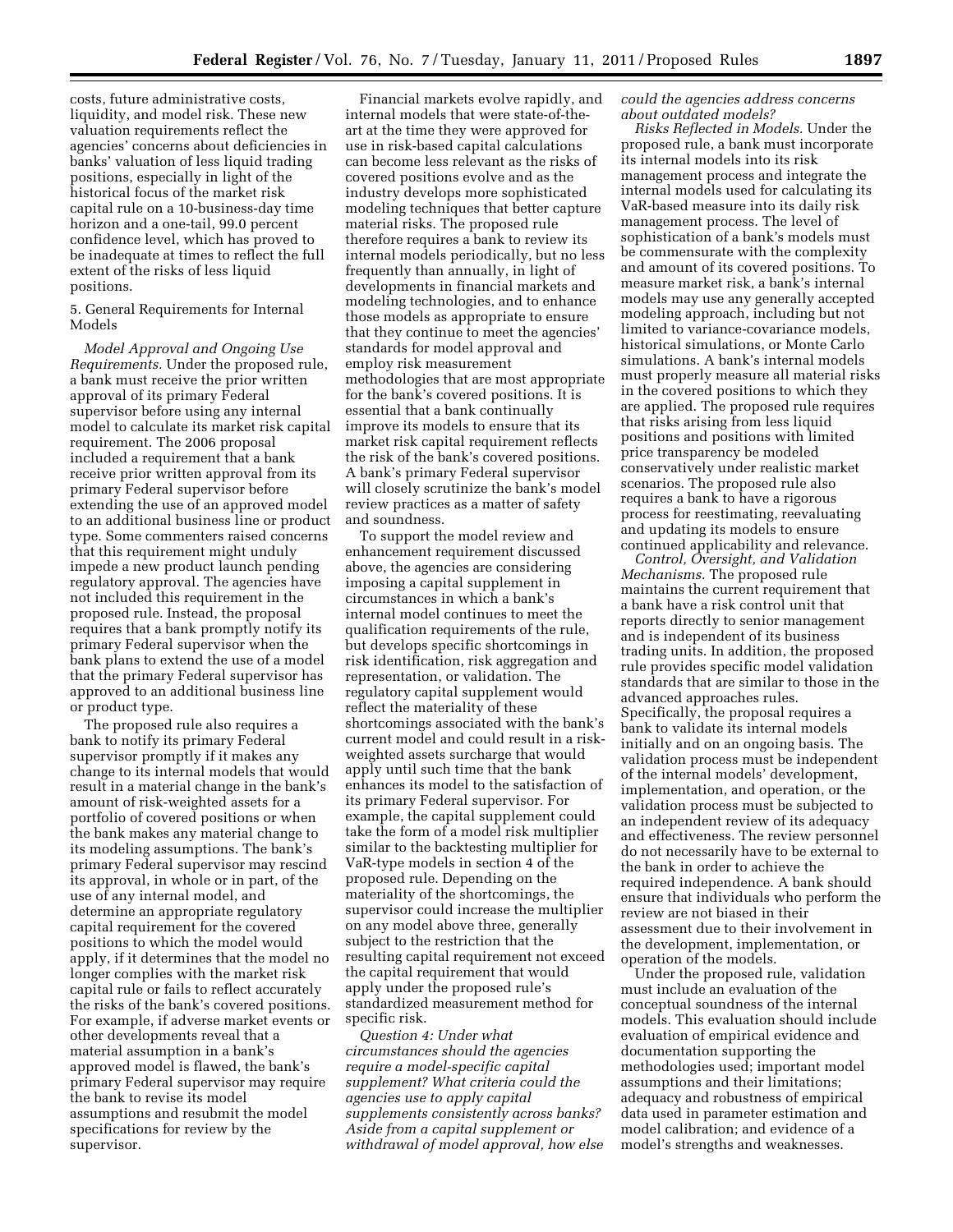costs, future administrative costs, liquidity, and model risk. These new valuation requirements reflect the agencies' concerns about deficiencies in banks' valuation of less liquid trading positions, especially in light of the historical focus of the market risk capital rule on a 10-business-day time horizon and a one-tail, 99.0 percent confidence level, which has proved to be inadequate at times to reflect the full extent of the risks of less liquid positions.

5. General Requirements for Internal Models

*Model Approval and Ongoing Use Requirements.* Under the proposed rule, a bank must receive the prior written approval of its primary Federal supervisor before using any internal model to calculate its market risk capital requirement. The 2006 proposal included a requirement that a bank receive prior written approval from its primary Federal supervisor before extending the use of an approved model to an additional business line or product type. Some commenters raised concerns that this requirement might unduly impede a new product launch pending regulatory approval. The agencies have not included this requirement in the proposed rule. Instead, the proposal requires that a bank promptly notify its primary Federal supervisor when the bank plans to extend the use of a model that the primary Federal supervisor has approved to an additional business line or product type.

The proposed rule also requires a bank to notify its primary Federal supervisor promptly if it makes any change to its internal models that would result in a material change in the bank's amount of risk-weighted assets for a portfolio of covered positions or when the bank makes any material change to its modeling assumptions. The bank's primary Federal supervisor may rescind its approval, in whole or in part, of the use of any internal model, and determine an appropriate regulatory capital requirement for the covered positions to which the model would apply, if it determines that the model no longer complies with the market risk capital rule or fails to reflect accurately the risks of the bank's covered positions. For example, if adverse market events or other developments reveal that a material assumption in a bank's approved model is flawed, the bank's primary Federal supervisor may require the bank to revise its model assumptions and resubmit the model specifications for review by the supervisor.

Financial markets evolve rapidly, and internal models that were state-of-the-art at the time they were approved for use in risk-based capital calculations can become less relevant as the risks of covered positions evolve and as the industry develops more sophisticated modeling techniques that better capture material risks. The proposed rule therefore requires a bank to review its internal models periodically, but no less frequently than annually, in light of developments in financial markets and modeling technologies, and to enhance those models as appropriate to ensure that they continue to meet the agencies' standards for model approval and employ risk measurement methodologies that are most appropriate for the bank's covered positions. It is essential that a bank continually improve its models to ensure that its market risk capital requirement reflects the risk of the bank's covered positions. A bank's primary Federal supervisor will closely scrutinize the bank's model review practices as a matter of safety and soundness.

To support the model review and enhancement requirement discussed above, the agencies are considering imposing a capital supplement in circumstances in which a bank's internal model continues to meet the qualification requirements of the rule, but develops specific shortcomings in risk identification, risk aggregation and representation, or validation. The regulatory capital supplement would reflect the materiality of these shortcomings associated with the bank's current model and could result in a risk-weighted assets surcharge that would apply until such time that the bank enhances its model to the satisfaction of its primary Federal supervisor. For example, the capital supplement could take the form of a model risk multiplier similar to the backtesting multiplier for VaR-type models in section 4 of the proposed rule. Depending on the materiality of the shortcomings, the supervisor could increase the multiplier on any model above three, generally subject to the restriction that the resulting capital requirement not exceed the capital requirement that would apply under the proposed rule's standardized measurement method for specific risk.

*Question 4: Under what circumstances should the agencies require a model-specific capital supplement? What criteria could the agencies use to apply capital supplements consistently across banks? Aside from a capital supplement or withdrawal of model approval, how else could the agencies address concerns about outdated models?*

*Risks Reflected in Models.* Under the proposed rule, a bank must incorporate its internal models into its risk management process and integrate the internal models used for calculating its VaR-based measure into its daily risk management process. The level of sophistication of a bank's models must be commensurate with the complexity and amount of its covered positions. To measure market risk, a bank's internal models may use any generally accepted modeling approach, including but not limited to variance-covariance models, historical simulations, or Monte Carlo simulations. A bank's internal models must properly measure all material risks in the covered positions to which they are applied. The proposed rule requires that risks arising from less liquid positions and positions with limited price transparency be modeled conservatively under realistic market scenarios. The proposed rule also requires a bank to have a rigorous process for reestimating, reevaluating and updating its models to ensure continued applicability and relevance.

*Control, Oversight, and Validation Mechanisms.* The proposed rule maintains the current requirement that a bank have a risk control unit that reports directly to senior management and is independent of its business trading units. In addition, the proposed rule provides specific model validation standards that are similar to those in the advanced approaches rules. Specifically, the proposal requires a bank to validate its internal models initially and on an ongoing basis. The validation process must be independent of the internal models' development, implementation, and operation, or the validation process must be subjected to an independent review of its adequacy and effectiveness. The review personnel do not necessarily have to be external to the bank in order to achieve the required independence. A bank should ensure that individuals who perform the review are not biased in their assessment due to their involvement in the development, implementation, or operation of the models.

Under the proposed rule, validation must include an evaluation of the conceptual soundness of the internal models. This evaluation should include evaluation of empirical evidence and documentation supporting the methodologies used; important model assumptions and their limitations; adequacy and robustness of empirical data used in parameter estimation and model calibration; and evidence of a model's strengths and weaknesses.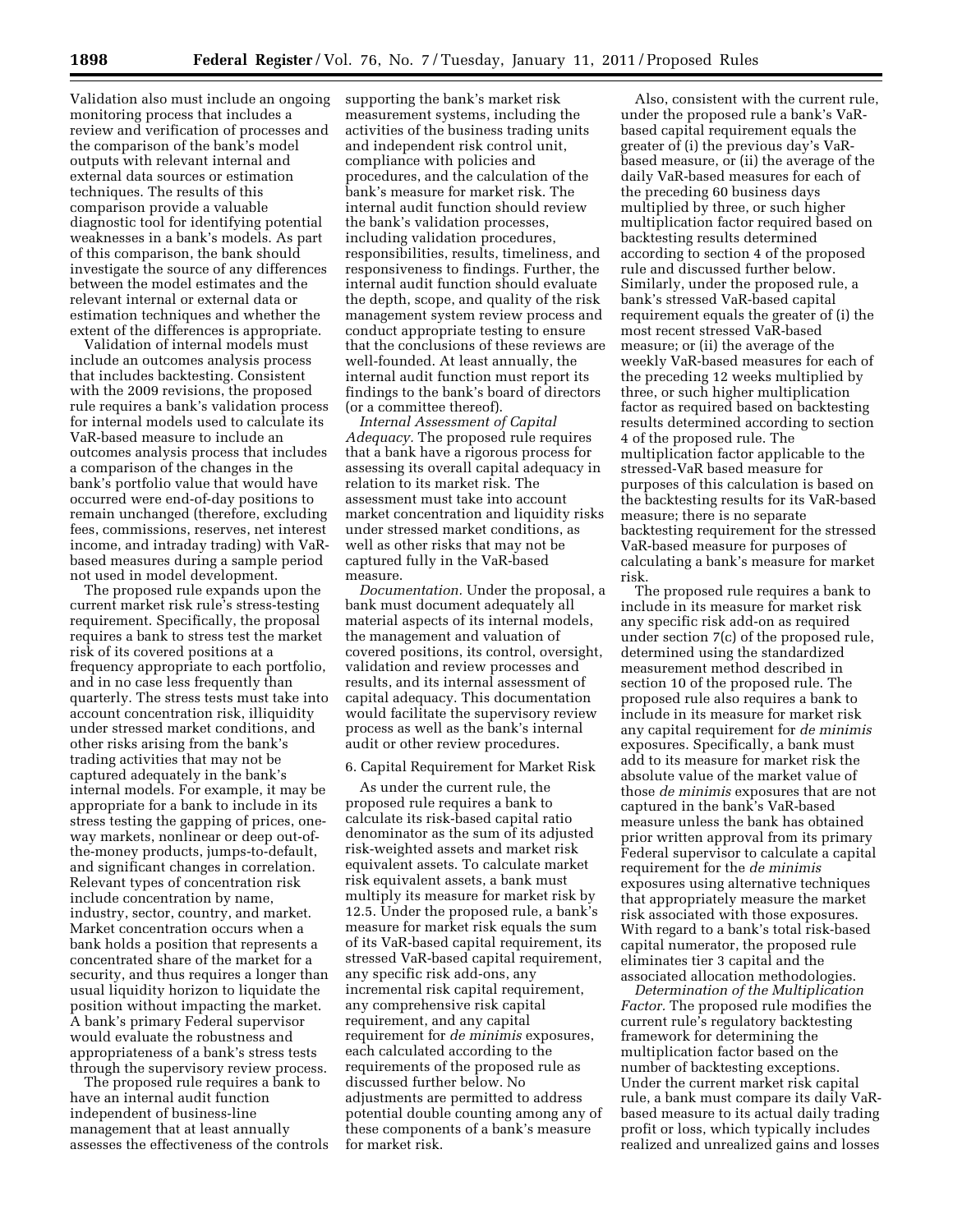Validation also must include an ongoing monitoring process that includes a review and verification of processes and the comparison of the bank's model outputs with relevant internal and external data sources or estimation techniques. The results of this comparison provide a valuable diagnostic tool for identifying potential weaknesses in a bank's models. As part of this comparison, the bank should investigate the source of any differences between the model estimates and the relevant internal or external data or estimation techniques and whether the extent of the differences is appropriate.

Validation of internal models must include an outcomes analysis process that includes backtesting. Consistent with the 2009 revisions, the proposed rule requires a bank's validation process for internal models used to calculate its VaR-based measure to include an outcomes analysis process that includes a comparison of the changes in the bank's portfolio value that would have occurred were end-of-day positions to remain unchanged (therefore, excluding fees, commissions, reserves, net interest income, and intraday trading) with VaR-based measures during a sample period not used in model development.

The proposed rule expands upon the current market risk rule's stress-testing requirement. Specifically, the proposal requires a bank to stress test the market risk of its covered positions at a frequency appropriate to each portfolio, and in no case less frequently than quarterly. The stress tests must take into account concentration risk, illiquidity under stressed market conditions, and other risks arising from the bank's trading activities that may not be captured adequately in the bank's internal models. For example, it may be appropriate for a bank to include in its stress testing the gapping of prices, one-way markets, nonlinear or deep out-of-the-money products, jumps-to-default, and significant changes in correlation. Relevant types of concentration risk include concentration by name, industry, sector, country, and market. Market concentration occurs when a bank holds a position that represents a concentrated share of the market for a security, and thus requires a longer than usual liquidity horizon to liquidate the position without impacting the market. A bank's primary Federal supervisor would evaluate the robustness and appropriateness of a bank's stress tests through the supervisory review process.

The proposed rule requires a bank to have an internal audit function independent of business-line management that at least annually assesses the effectiveness of the controls supporting the bank's market risk measurement systems, including the activities of the business trading units and independent risk control unit, compliance with policies and procedures, and the calculation of the bank's measure for market risk. The internal audit function should review the bank's validation processes, including validation procedures, responsibilities, results, timeliness, and responsiveness to findings. Further, the internal audit function should evaluate the depth, scope, and quality of the risk management system review process and conduct appropriate testing to ensure that the conclusions of these reviews are well-founded. At least annually, the internal audit function must report its findings to the bank's board of directors (or a committee thereof).

*Internal Assessment of Capital Adequacy.* The proposed rule requires that a bank have a rigorous process for assessing its overall capital adequacy in relation to its market risk. The assessment must take into account market concentration and liquidity risks under stressed market conditions, as well as other risks that may not be captured fully in the VaR-based measure.

*Documentation.* Under the proposal, a bank must document adequately all material aspects of its internal models, the management and valuation of covered positions, its control, oversight, validation and review processes and results, and its internal assessment of capital adequacy. This documentation would facilitate the supervisory review process as well as the bank's internal audit or other review procedures.

6. Capital Requirement for Market Risk

As under the current rule, the proposed rule requires a bank to calculate its risk-based capital ratio denominator as the sum of its adjusted risk-weighted assets and market risk equivalent assets. To calculate market risk equivalent assets, a bank must multiply its measure for market risk by 12.5. Under the proposed rule, a bank's measure for market risk equals the sum of its VaR-based capital requirement, its stressed VaR-based capital requirement, any specific risk add-ons, any incremental risk capital requirement, any comprehensive risk capital requirement, and any capital requirement for *de minimis* exposures, each calculated according to the requirements of the proposed rule as discussed further below. No adjustments are permitted to address potential double counting among any of these components of a bank's measure for market risk.

Also, consistent with the current rule, under the proposed rule a bank's VaR-based capital requirement equals the greater of (i) the previous day's VaR-based measure, or (ii) the average of the daily VaR-based measures for each of the preceding 60 business days multiplied by three, or such higher multiplication factor required based on backtesting results determined according to section 4 of the proposed rule and discussed further below. Similarly, under the proposed rule, a bank's stressed VaR-based capital requirement equals the greater of (i) the most recent stressed VaR-based measure; or (ii) the average of the weekly VaR-based measures for each of the preceding 12 weeks multiplied by three, or such higher multiplication factor as required based on backtesting results determined according to section 4 of the proposed rule. The multiplication factor applicable to the stressed-VaR based measure for purposes of this calculation is based on the backtesting results for its VaR-based measure; there is no separate backtesting requirement for the stressed VaR-based measure for purposes of calculating a bank's measure for market risk.

The proposed rule requires a bank to include in its measure for market risk any specific risk add-on as required under section 7(c) of the proposed rule, determined using the standardized measurement method described in section 10 of the proposed rule. The proposed rule also requires a bank to include in its measure for market risk any capital requirement for *de minimis* exposures. Specifically, a bank must add to its measure for market risk the absolute value of the market value of those *de minimis* exposures that are not captured in the bank's VaR-based measure unless the bank has obtained prior written approval from its primary Federal supervisor to calculate a capital requirement for the *de minimis* exposures using alternative techniques that appropriately measure the market risk associated with those exposures. With regard to a bank's total risk-based capital numerator, the proposed rule eliminates tier 3 capital and the associated allocation methodologies.

*Determination of the Multiplication Factor.* The proposed rule modifies the current rule's regulatory backtesting framework for determining the multiplication factor based on the number of backtesting exceptions. Under the current market risk capital rule, a bank must compare its daily VaR-based measure to its actual daily trading profit or loss, which typically includes realized and unrealized gains and losses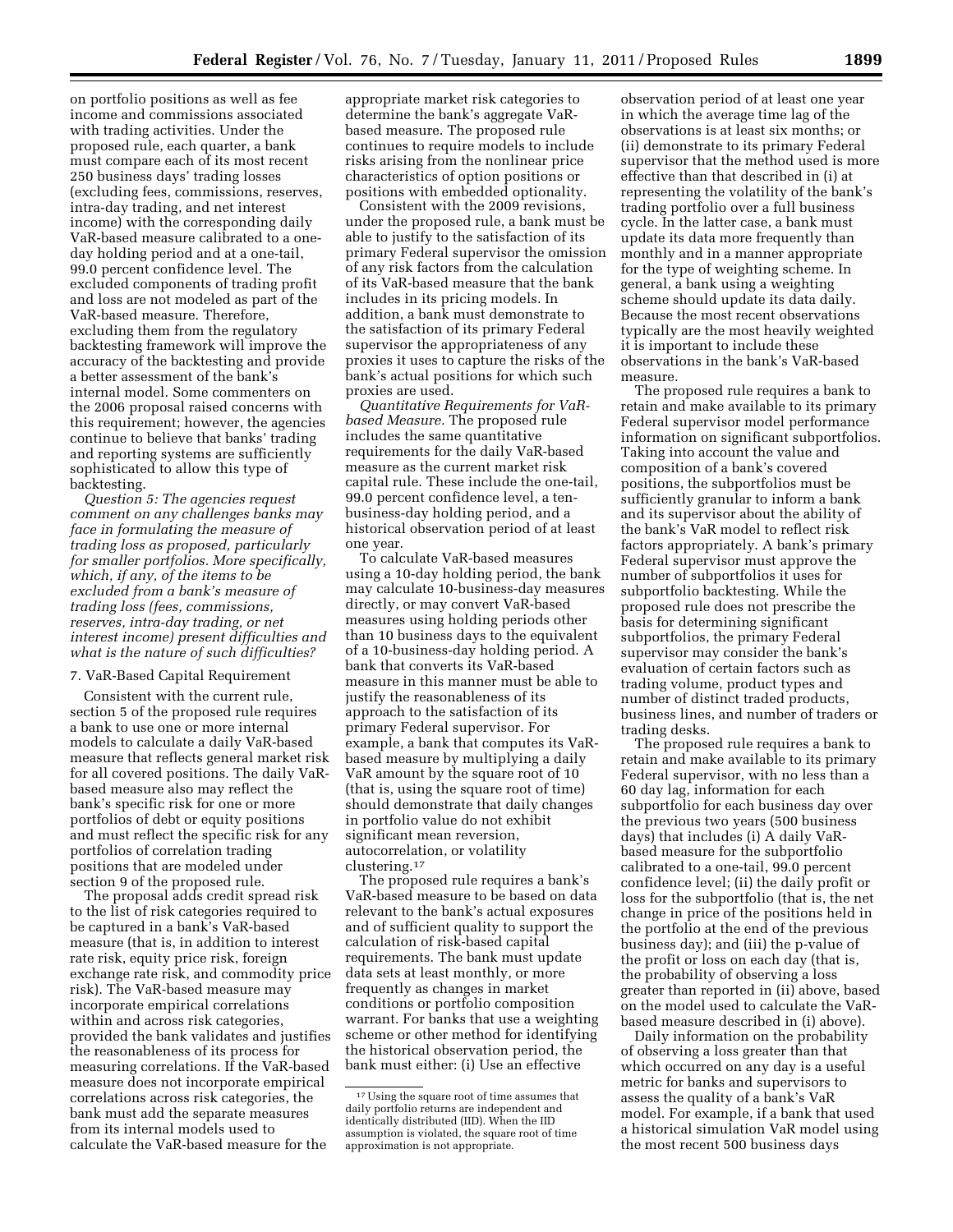on portfolio positions as well as fee income and commissions associated with trading activities. Under the proposed rule, each quarter, a bank must compare each of its most recent 250 business days' trading losses (excluding fees, commissions, reserves, intra-day trading, and net interest income) with the corresponding daily VaR-based measure calibrated to a one-day holding period and at a one-tail, 99.0 percent confidence level. The excluded components of trading profit and loss are not modeled as part of the VaR-based measure. Therefore, excluding them from the regulatory backtesting framework will improve the accuracy of the backtesting and provide a better assessment of the bank's internal model. Some commenters on the 2006 proposal raised concerns with this requirement; however, the agencies continue to believe that banks' trading and reporting systems are sufficiently sophisticated to allow this type of backtesting.

*Question 5: The agencies request comment on any challenges banks may face in formulating the measure of trading loss as proposed, particularly for smaller portfolios. More specifically, which, if any, of the items to be excluded from a bank's measure of trading loss (fees, commissions, reserves, intra-day trading, or net interest income) present difficulties and what is the nature of such difficulties?*

### 7. VaR-Based Capital Requirement

Consistent with the current rule, section 5 of the proposed rule requires a bank to use one or more internal models to calculate a daily VaR-based measure that reflects general market risk for all covered positions. The daily VaR-based measure also may reflect the bank's specific risk for one or more portfolios of debt or equity positions and must reflect the specific risk for any portfolios of correlation trading positions that are modeled under section 9 of the proposed rule.

The proposal adds credit spread risk to the list of risk categories required to be captured in a bank's VaR-based measure (that is, in addition to interest rate risk, equity price risk, foreign exchange rate risk, and commodity price risk). The VaR-based measure may incorporate empirical correlations within and across risk categories, provided the bank validates and justifies the reasonableness of its process for measuring correlations. If the VaR-based measure does not incorporate empirical correlations across risk categories, the bank must add the separate measures from its internal models used to calculate the VaR-based measure for the appropriate market risk categories to determine the bank's aggregate VaR-based measure. The proposed rule continues to require models to include risks arising from the nonlinear price characteristics of option positions or positions with embedded optionality.

Consistent with the 2009 revisions, under the proposed rule, a bank must be able to justify to the satisfaction of its primary Federal supervisor the omission of any risk factors from the calculation of its VaR-based measure that the bank includes in its pricing models. In addition, a bank must demonstrate to the satisfaction of its primary Federal supervisor the appropriateness of any proxies it uses to capture the risks of the bank's actual positions for which such proxies are used.

*Quantitative Requirements for VaR-based Measure.* The proposed rule includes the same quantitative requirements for the daily VaR-based measure as the current market risk capital rule. These include the one-tail, 99.0 percent confidence level, a ten-business-day holding period, and a historical observation period of at least one year.

To calculate VaR-based measures using a 10-day holding period, the bank may calculate 10-business-day measures directly, or may convert VaR-based measures using holding periods other than 10 business days to the equivalent of a 10-business-day holding period. A bank that converts its VaR-based measure in this manner must be able to justify the reasonableness of its approach to the satisfaction of its primary Federal supervisor. For example, a bank that computes its VaR-based measure by multiplying a daily VaR amount by the square root of 10 (that is, using the square root of time) should demonstrate that daily changes in portfolio value do not exhibit significant mean reversion, autocorrelation, or volatility clustering.[17]

The proposed rule requires a bank's VaR-based measure to be based on data relevant to the bank's actual exposures and of sufficient quality to support the calculation of risk-based capital requirements. The bank must update data sets at least monthly, or more frequently as changes in market conditions or portfolio composition warrant. For banks that use a weighting scheme or other method for identifying the historical observation period, the bank must either: (i) Use an effective observation period of at least one year in which the average time lag of the observations is at least six months; or (ii) demonstrate to its primary Federal supervisor that the method used is more effective than that described in (i) at representing the volatility of the bank's trading portfolio over a full business cycle. In the latter case, a bank must update its data more frequently than monthly and in a manner appropriate for the type of weighting scheme. In general, a bank using a weighting scheme should update its data daily. Because the most recent observations typically are the most heavily weighted it is important to include these observations in the bank's VaR-based measure.

The proposed rule requires a bank to retain and make available to its primary Federal supervisor model performance information on significant subportfolios. Taking into account the value and composition of a bank's covered positions, the subportfolios must be sufficiently granular to inform a bank and its supervisor about the ability of the bank's VaR model to reflect risk factors appropriately. A bank's primary Federal supervisor must approve the number of subportfolios it uses for subportfolio backtesting. While the proposed rule does not prescribe the basis for determining significant subportfolios, the primary Federal supervisor may consider the bank's evaluation of certain factors such as trading volume, product types and number of distinct traded products, business lines, and number of traders or trading desks.

The proposed rule requires a bank to retain and make available to its primary Federal supervisor, with no less than a 60 day lag, information for each subportfolio for each business day over the previous two years (500 business days) that includes (i) A daily VaR-based measure for the subportfolio calibrated to a one-tail, 99.0 percent confidence level; (ii) the daily profit or loss for the subportfolio (that is, the net change in price of the positions held in the portfolio at the end of the previous business day); and (iii) the p-value of the profit or loss on each day (that is, the probability of observing a loss greater than reported in (ii) above, based on the model used to calculate the VaR-based measure described in (i) above).

Daily information on the probability of observing a loss greater than that which occurred on any day is a useful metric for banks and supervisors to assess the quality of a bank's VaR model. For example, if a bank that used a historical simulation VaR model using the most recent 500 business days

---

[17] Using the square root of time assumes that daily portfolio returns are independent and identically distributed (IID). When the IID assumption is violated, the square root of time approximation is not appropriate.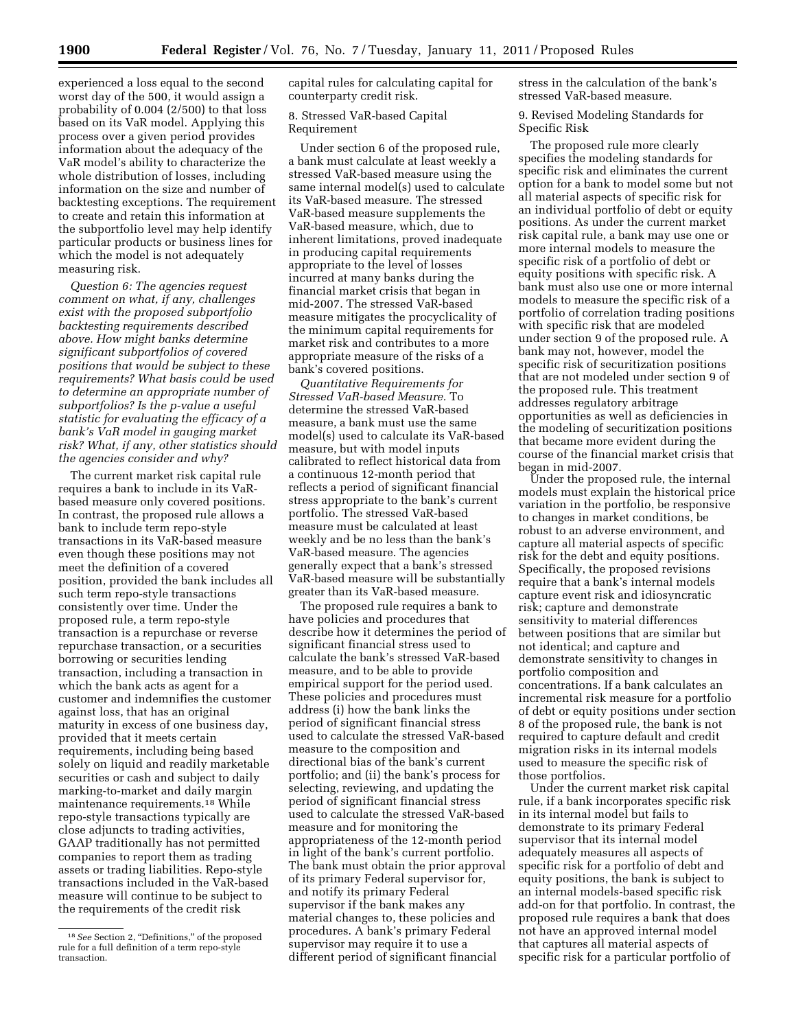experienced a loss equal to the second worst day of the 500, it would assign a probability of 0.004 (2/500) to that loss based on its VaR model. Applying this process over a given period provides information about the adequacy of the VaR model's ability to characterize the whole distribution of losses, including information on the size and number of backtesting exceptions. The requirement to create and retain this information at the subportfolio level may help identify particular products or business lines for which the model is not adequately measuring risk.

*Question 6: The agencies request comment on what, if any, challenges exist with the proposed subportfolio backtesting requirements described above. How might banks determine significant subportfolios of covered positions that would be subject to these requirements? What basis could be used to determine an appropriate number of subportfolios? Is the p-value a useful statistic for evaluating the efficacy of a bank's VaR model in gauging market risk? What, if any, other statistics should the agencies consider and why?*

The current market risk capital rule requires a bank to include in its VaR-based measure only covered positions. In contrast, the proposed rule allows a bank to include term repo-style transactions in its VaR-based measure even though these positions may not meet the definition of a covered position, provided the bank includes all such term repo-style transactions consistently over time. Under the proposed rule, a term repo-style transaction is a repurchase or reverse repurchase transaction, or a securities borrowing or securities lending transaction, including a transaction in which the bank acts as agent for a customer and indemnifies the customer against loss, that has an original maturity in excess of one business day, provided that it meets certain requirements, including being based solely on liquid and readily marketable securities or cash and subject to daily marking-to-market and daily margin maintenance requirements.[18] While repo-style transactions typically are close adjuncts to trading activities, GAAP traditionally has not permitted companies to report them as trading assets or trading liabilities. Repo-style transactions included in the VaR-based measure will continue to be subject to the requirements of the credit risk capital rules for calculating capital for counterparty credit risk.

8. Stressed VaR-based Capital Requirement

Under section 6 of the proposed rule, a bank must calculate at least weekly a stressed VaR-based measure using the same internal model(s) used to calculate its VaR-based measure. The stressed VaR-based measure supplements the VaR-based measure, which, due to inherent limitations, proved inadequate in producing capital requirements appropriate to the level of losses incurred at many banks during the financial market crisis that began in mid-2007. The stressed VaR-based measure mitigates the procyclicality of the minimum capital requirements for market risk and contributes to a more appropriate measure of the risks of a bank's covered positions.

*Quantitative Requirements for Stressed VaR-based Measure.* To determine the stressed VaR-based measure, a bank must use the same model(s) used to calculate its VaR-based measure, but with model inputs calibrated to reflect historical data from a continuous 12-month period that reflects a period of significant financial stress appropriate to the bank's current portfolio. The stressed VaR-based measure must be calculated at least weekly and be no less than the bank's VaR-based measure. The agencies generally expect that a bank's stressed VaR-based measure will be substantially greater than its VaR-based measure.

The proposed rule requires a bank to have policies and procedures that describe how it determines the period of significant financial stress used to calculate the bank's stressed VaR-based measure, and to be able to provide empirical support for the period used. These policies and procedures must address (i) how the bank links the period of significant financial stress used to calculate the stressed VaR-based measure to the composition and directional bias of the bank's current portfolio; and (ii) the bank's process for selecting, reviewing, and updating the period of significant financial stress used to calculate the stressed VaR-based measure and for monitoring the appropriateness of the 12-month period in light of the bank's current portfolio. The bank must obtain the prior approval of its primary Federal supervisor for, and notify its primary Federal supervisor if the bank makes any material changes to, these policies and procedures. A bank's primary Federal supervisor may require it to use a different period of significant financial stress in the calculation of the bank's stressed VaR-based measure.

9. Revised Modeling Standards for Specific Risk

The proposed rule more clearly specifies the modeling standards for specific risk and eliminates the current option for a bank to model some but not all material aspects of specific risk for an individual portfolio of debt or equity positions. As under the current market risk capital rule, a bank may use one or more internal models to measure the specific risk of a portfolio of debt or equity positions with specific risk. A bank must also use one or more internal models to measure the specific risk of a portfolio of correlation trading positions with specific risk that are modeled under section 9 of the proposed rule. A bank may not, however, model the specific risk of securitization positions that are not modeled under section 9 of the proposed rule. This treatment addresses regulatory arbitrage opportunities as well as deficiencies in the modeling of securitization positions that became more evident during the course of the financial market crisis that began in mid-2007.

Under the proposed rule, the internal models must explain the historical price variation in the portfolio, be responsive to changes in market conditions, be robust to an adverse environment, and capture all material aspects of specific risk for the debt and equity positions. Specifically, the proposed revisions require that a bank's internal models capture event risk and idiosyncratic risk; capture and demonstrate sensitivity to material differences between positions that are similar but not identical; and capture and demonstrate sensitivity to changes in portfolio composition and concentrations. If a bank calculates an incremental risk measure for a portfolio of debt or equity positions under section 8 of the proposed rule, the bank is not required to capture default and credit migration risks in its internal models used to measure the specific risk of those portfolios.

Under the current market risk capital rule, if a bank incorporates specific risk in its internal model but fails to demonstrate to its primary Federal supervisor that its internal model adequately measures all aspects of specific risk for a portfolio of debt and equity positions, the bank is subject to an internal models-based specific risk add-on for that portfolio. In contrast, the proposed rule requires a bank that does not have an approved internal model that captures all material aspects of specific risk for a particular portfolio of

---

[18] *See* Section 2, "Definitions," of the proposed rule for a full definition of a term repo-style transaction.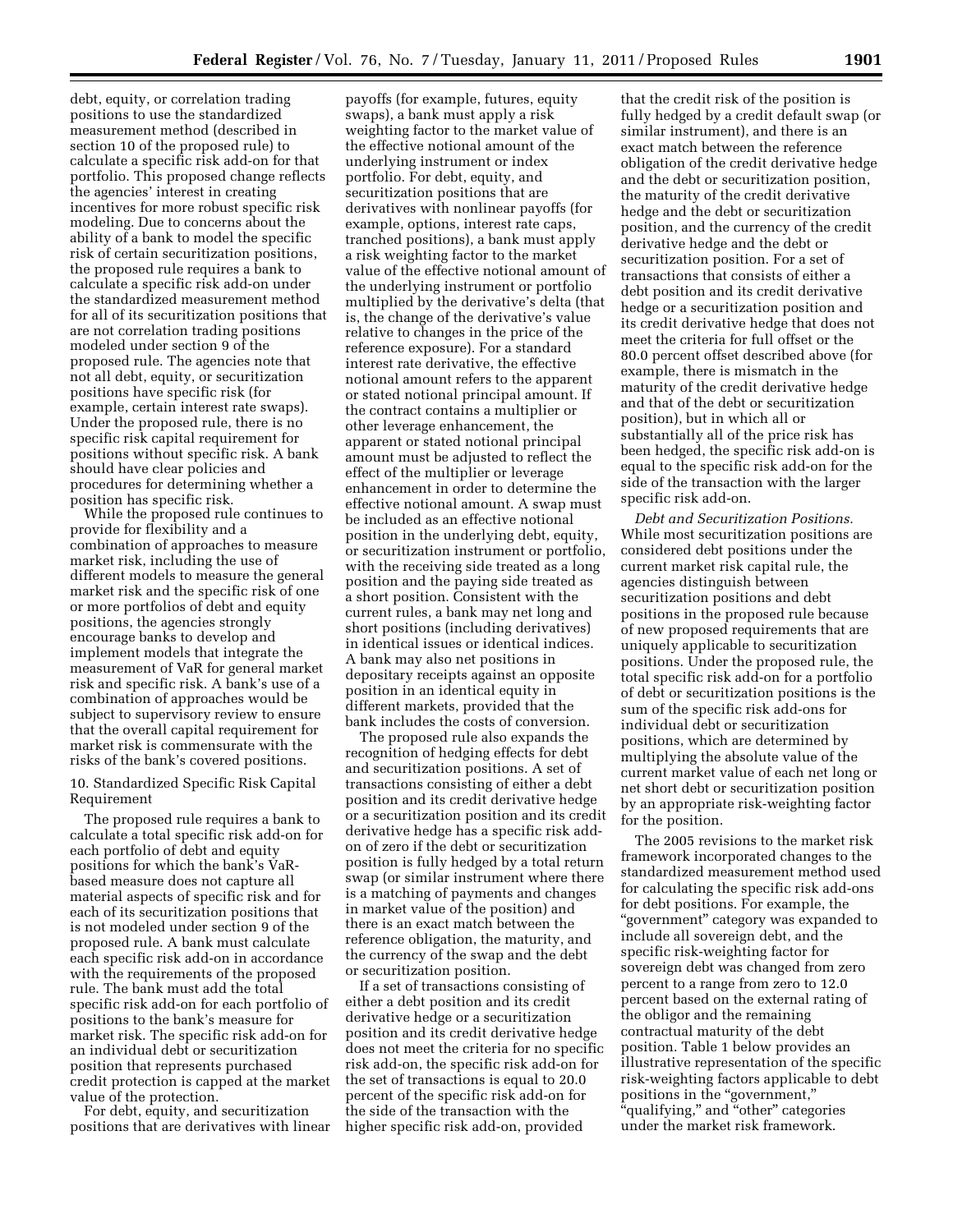debt, equity, or correlation trading positions to use the standardized measurement method (described in section 10 of the proposed rule) to calculate a specific risk add-on for that portfolio. This proposed change reflects the agencies' interest in creating incentives for more robust specific risk modeling. Due to concerns about the ability of a bank to model the specific risk of certain securitization positions, the proposed rule requires a bank to calculate a specific risk add-on under the standardized measurement method for all of its securitization positions that are not correlation trading positions modeled under section 9 of the proposed rule. The agencies note that not all debt, equity, or securitization positions have specific risk (for example, certain interest rate swaps). Under the proposed rule, there is no specific risk capital requirement for positions without specific risk. A bank should have clear policies and procedures for determining whether a position has specific risk.

While the proposed rule continues to provide for flexibility and a combination of approaches to measure market risk, including the use of different models to measure the general market risk and the specific risk of one or more portfolios of debt and equity positions, the agencies strongly encourage banks to develop and implement models that integrate the measurement of VaR for general market risk and specific risk. A bank's use of a combination of approaches would be subject to supervisory review to ensure that the overall capital requirement for market risk is commensurate with the risks of the bank's covered positions.

10. Standardized Specific Risk Capital Requirement

The proposed rule requires a bank to calculate a total specific risk add-on for each portfolio of debt and equity positions for which the bank's VaR-based measure does not capture all material aspects of specific risk and for each of its securitization positions that is not modeled under section 9 of the proposed rule. A bank must calculate each specific risk add-on in accordance with the requirements of the proposed rule. The bank must add the total specific risk add-on for each portfolio of positions to the bank's measure for market risk. The specific risk add-on for an individual debt or securitization position that represents purchased credit protection is capped at the market value of the protection.

For debt, equity, and securitization positions that are derivatives with linear payoffs (for example, futures, equity swaps), a bank must apply a risk weighting factor to the market value of the effective notional amount of the underlying instrument or index portfolio. For debt, equity, and securitization positions that are derivatives with nonlinear payoffs (for example, options, interest rate caps, tranched positions), a bank must apply a risk weighting factor to the market value of the effective notional amount of the underlying instrument or portfolio multiplied by the derivative's delta (that is, the change of the derivative's value relative to changes in the price of the reference exposure). For a standard interest rate derivative, the effective notional amount refers to the apparent or stated notional principal amount. If the contract contains a multiplier or other leverage enhancement, the apparent or stated notional principal amount must be adjusted to reflect the effect of the multiplier or leverage enhancement in order to determine the effective notional amount. A swap must be included as an effective notional position in the underlying debt, equity, or securitization instrument or portfolio, with the receiving side treated as a long position and the paying side treated as a short position. Consistent with the current rules, a bank may net long and short positions (including derivatives) in identical issues or identical indices. A bank may also net positions in depositary receipts against an opposite position in an identical equity in different markets, provided that the bank includes the costs of conversion.

The proposed rule also expands the recognition of hedging effects for debt and securitization positions. A set of transactions consisting of either a debt position and its credit derivative hedge or a securitization position and its credit derivative hedge has a specific risk add-on of zero if the debt or securitization position is fully hedged by a total return swap (or similar instrument where there is a matching of payments and changes in market value of the position) and there is an exact match between the reference obligation, the maturity, and the currency of the swap and the debt or securitization position.

If a set of transactions consisting of either a debt position and its credit derivative hedge or a securitization position and its credit derivative hedge does not meet the criteria for no specific risk add-on, the specific risk add-on for the set of transactions is equal to 20.0 percent of the specific risk add-on for the side of the transaction with the higher specific risk add-on, provided that the credit risk of the position is fully hedged by a credit default swap (or similar instrument), and there is an exact match between the reference obligation of the credit derivative hedge and the debt or securitization position, the maturity of the credit derivative hedge and the debt or securitization position, and the currency of the credit derivative hedge and the debt or securitization position. For a set of transactions that consists of either a debt position and its credit derivative hedge or a securitization position and its credit derivative hedge that does not meet the criteria for full offset or the 80.0 percent offset described above (for example, there is mismatch in the maturity of the credit derivative hedge and that of the debt or securitization position), but in which all or substantially all of the price risk has been hedged, the specific risk add-on is equal to the specific risk add-on for the side of the transaction with the larger specific risk add-on.

*Debt and Securitization Positions.* While most securitization positions are considered debt positions under the current market risk capital rule, the agencies distinguish between securitization positions and debt positions in the proposed rule because of new proposed requirements that are uniquely applicable to securitization positions. Under the proposed rule, the total specific risk add-on for a portfolio of debt or securitization positions is the sum of the specific risk add-ons for individual debt or securitization positions, which are determined by multiplying the absolute value of the current market value of each net long or net short debt or securitization position by an appropriate risk-weighting factor for the position.

The 2005 revisions to the market risk framework incorporated changes to the standardized measurement method used for calculating the specific risk add-ons for debt positions. For example, the "government" category was expanded to include all sovereign debt, and the specific risk-weighting factor for sovereign debt was changed from zero percent to a range from zero to 12.0 percent based on the external rating of the obligor and the remaining contractual maturity of the debt position. Table 1 below provides an illustrative representation of the specific risk-weighting factors applicable to debt positions in the "government," "qualifying," and "other" categories under the market risk framework.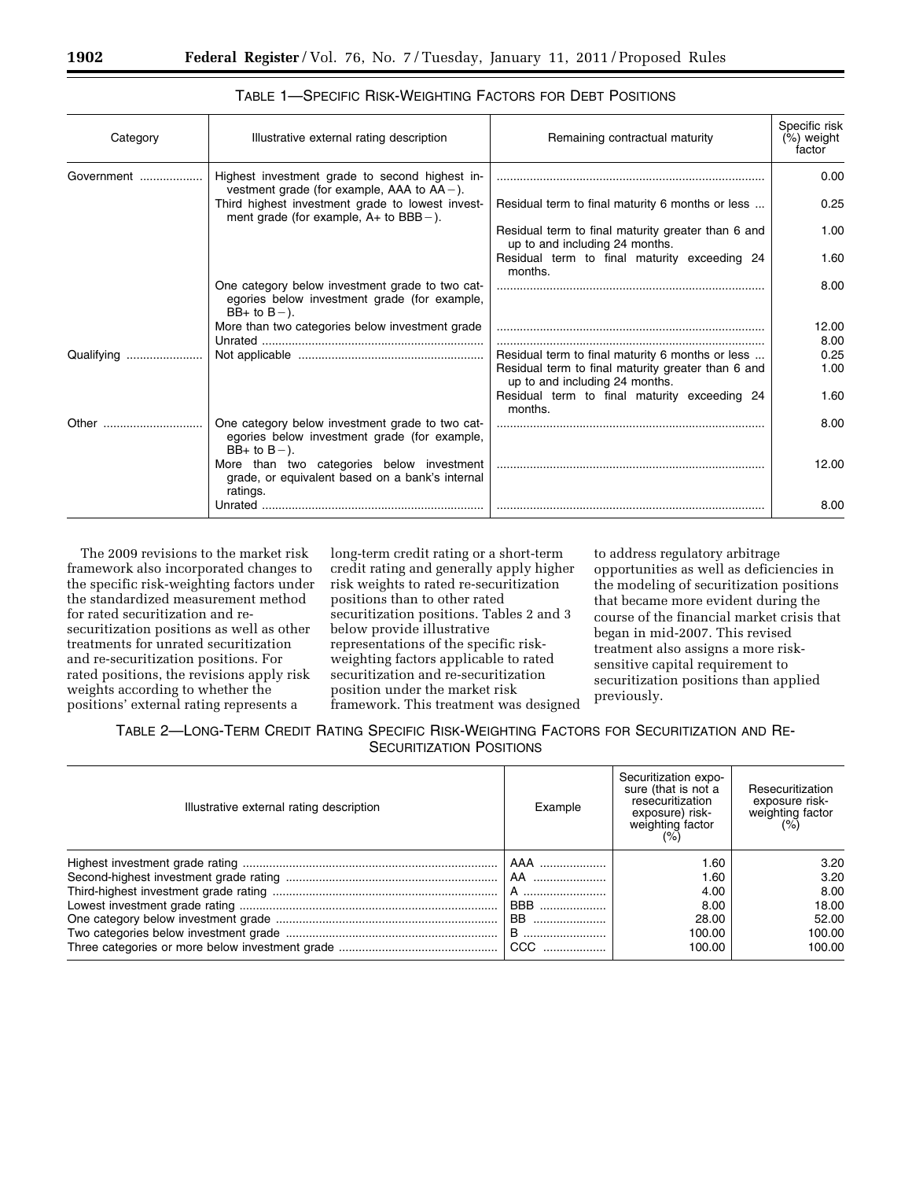TABLE 1—SPECIFIC RISK-WEIGHTING FACTORS FOR DEBT POSITIONS

| Category | Illustrative external rating description | Remaining contractual maturity | Specific risk (%) weight factor |
| --- | --- | --- | --- |
| Government | Highest investment grade to second highest investment grade (for example, AAA to AA−). | | 0.00 |
| | Third highest investment grade to lowest investment grade (for example, A+ to BBB−). | Residual term to final maturity 6 months or less | 0.25 |
| | | Residual term to final maturity greater than 6 and up to and including 24 months. | 1.00 |
| | | Residual term to final maturity exceeding 24 months. | 1.60 |
| | One category below investment grade to two categories below investment grade (for example, BB+ to B−). | | 8.00 |
| | More than two categories below investment grade | | 12.00 |
| | Unrated | | 8.00 |
| Qualifying | Not applicable | Residual term to final maturity 6 months or less | 0.25 |
| | | Residual term to final maturity greater than 6 and up to and including 24 months. | 1.00 |
| | | Residual term to final maturity exceeding 24 months. | 1.60 |
| Other | One category below investment grade to two categories below investment grade (for example, BB+ to B−). | | 8.00 |
| | More than two categories below investment grade, or equivalent based on a bank's internal ratings. | | 12.00 |
| | Unrated | | 8.00 |

The 2009 revisions to the market risk framework also incorporated changes to the specific risk-weighting factors under the standardized measurement method for rated securitization and re-securitization positions as well as other treatments for unrated securitization and re-securitization positions. For rated positions, the revisions apply risk weights according to whether the positions' external rating represents a long-term credit rating or a short-term credit rating and generally apply higher risk weights to rated re-securitization positions than to other rated securitization positions. Tables 2 and 3 below provide illustrative representations of the specific risk-weighting factors applicable to rated securitization and re-securitization position under the market risk framework. This treatment was designed to address regulatory arbitrage opportunities as well as deficiencies in the modeling of securitization positions that became more evident during the course of the financial market crisis that began in mid-2007. This revised treatment also assigns a more risk-sensitive capital requirement to securitization positions than applied previously.

TABLE 2—LONG-TERM CREDIT RATING SPECIFIC RISK-WEIGHTING FACTORS FOR SECURITIZATION AND RE-SECURITIZATION POSITIONS

| Illustrative external rating description | Example | Securitization exposure (that is not a resecuritization exposure) risk-weighting factor (%) | Resecuritization exposure risk-weighting factor (%) |
| --- | --- | --- | --- |
| Highest investment grade rating | AAA | 1.60 | 3.20 |
| Second-highest investment grade rating | AA | 1.60 | 3.20 |
| Third-highest investment grade rating | A | 4.00 | 8.00 |
| Lowest investment grade rating | BBB | 8.00 | 18.00 |
| One category below investment grade | BB | 28.00 | 52.00 |
| Two categories below investment grade | B | 100.00 | 100.00 |
| Three categories or more below investment grade | CCC | 100.00 | 100.00 |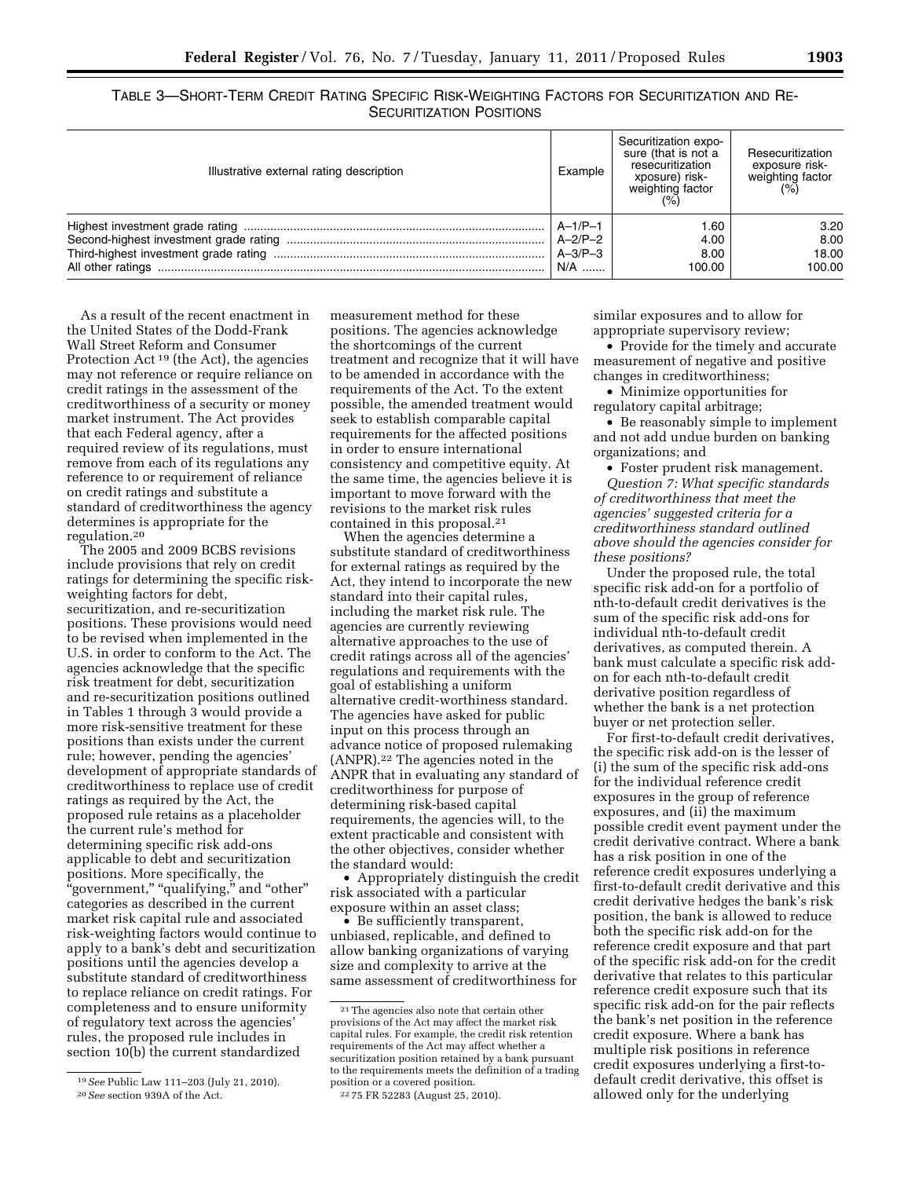TABLE 3—SHORT-TERM CREDIT RATING SPECIFIC RISK-WEIGHTING FACTORS FOR SECURITIZATION AND RE-SECURITIZATION POSITIONS

| Illustrative external rating description | Example | Securitization exposure (that is not a resecuritization xposure) risk-weighting factor (%) | Resecuritization exposure risk-weighting factor (%) |
|---|---|---|---|
| Highest investment grade rating | A–1/P–1 | 1.60 | 3.20 |
| Second-highest investment grade rating | A–2/P–2 | 4.00 | 8.00 |
| Third-highest investment grade rating | A–3/P–3 | 8.00 | 18.00 |
| All other ratings | N/A | 100.00 | 100.00 |

As a result of the recent enactment in the United States of the Dodd-Frank Wall Street Reform and Consumer Protection Act [19] (the Act), the agencies may not reference or require reliance on credit ratings in the assessment of the creditworthiness of a security or money market instrument. The Act provides that each Federal agency, after a required review of its regulations, must remove from each of its regulations any reference to or requirement of reliance on credit ratings and substitute a standard of creditworthiness the agency determines is appropriate for the regulation.[20]

The 2005 and 2009 BCBS revisions include provisions that rely on credit ratings for determining the specific risk-weighting factors for debt, securitization, and re-securitization positions. These provisions would need to be revised when implemented in the U.S. in order to conform to the Act. The agencies acknowledge that the specific risk treatment for debt, securitization and re-securitization positions outlined in Tables 1 through 3 would provide a more risk-sensitive treatment for these positions than exists under the current rule; however, pending the agencies' development of appropriate standards of creditworthiness to replace use of credit ratings as required by the Act, the proposed rule retains as a placeholder the current rule's method for determining specific risk add-ons applicable to debt and securitization positions. More specifically, the "government," "qualifying," and "other" categories as described in the current market risk capital rule and associated risk-weighting factors would continue to apply to a bank's debt and securitization positions until the agencies develop a substitute standard of creditworthiness to replace reliance on credit ratings. For completeness and to ensure uniformity of regulatory text across the agencies' rules, the proposed rule includes in section 10(b) the current standardized measurement method for these positions. The agencies acknowledge the shortcomings of the current treatment and recognize that it will have to be amended in accordance with the requirements of the Act. To the extent possible, the amended treatment would seek to establish comparable capital requirements for the affected positions in order to ensure international consistency and competitive equity. At the same time, the agencies believe it is important to move forward with the revisions to the market risk rules contained in this proposal.[21]

When the agencies determine a substitute standard of creditworthiness for external ratings as required by the Act, they intend to incorporate the new standard into their capital rules, including the market risk rule. The agencies are currently reviewing alternative approaches to the use of credit ratings across all of the agencies' regulations and requirements with the goal of establishing a uniform alternative credit-worthiness standard. The agencies have asked for public input on this process through an advance notice of proposed rulemaking (ANPR).[22] The agencies noted in the ANPR that in evaluating any standard of creditworthiness for purpose of determining risk-based capital requirements, the agencies will, to the extent practicable and consistent with the other objectives, consider whether the standard would:

- Appropriately distinguish the credit risk associated with a particular exposure within an asset class;
- Be sufficiently transparent, unbiased, replicable, and defined to allow banking organizations of varying size and complexity to arrive at the same assessment of creditworthiness for similar exposures and to allow for appropriate supervisory review;
- Provide for the timely and accurate measurement of negative and positive changes in creditworthiness;
- Minimize opportunities for regulatory capital arbitrage;
- Be reasonably simple to implement and not add undue burden on banking organizations; and
- Foster prudent risk management.

*Question 7: What specific standards of creditworthiness that meet the agencies' suggested criteria for a creditworthiness standard outlined above should the agencies consider for these positions?*

Under the proposed rule, the total specific risk add-on for a portfolio of nth-to-default credit derivatives is the sum of the specific risk add-ons for individual nth-to-default credit derivatives, as computed therein. A bank must calculate a specific risk add-on for each nth-to-default credit derivative position regardless of whether the bank is a net protection buyer or net protection seller.

For first-to-default credit derivatives, the specific risk add-on is the lesser of (i) the sum of the specific risk add-ons for the individual reference credit exposures in the group of reference exposures, and (ii) the maximum possible credit event payment under the credit derivative contract. Where a bank has a risk position in one of the reference credit exposures underlying a first-to-default credit derivative and this credit derivative hedges the bank's risk position, the bank is allowed to reduce both the specific risk add-on for the reference credit exposure and that part of the specific risk add-on for the credit derivative that relates to this particular reference credit exposure such that its specific risk add-on for the pair reflects the bank's net position in the reference credit exposure. Where a bank has multiple risk positions in reference credit exposures underlying a first-to-default credit derivative, this offset is allowed only for the underlying

[19] *See* Public Law 111–203 (July 21, 2010).

[20] *See* section 939A of the Act.

[21] The agencies also note that certain other provisions of the Act may affect the market risk capital rules. For example, the credit risk retention requirements of the Act may affect whether a securitization position retained by a bank pursuant to the requirements meets the definition of a trading position or a covered position.

[22] 75 FR 52283 (August 25, 2010).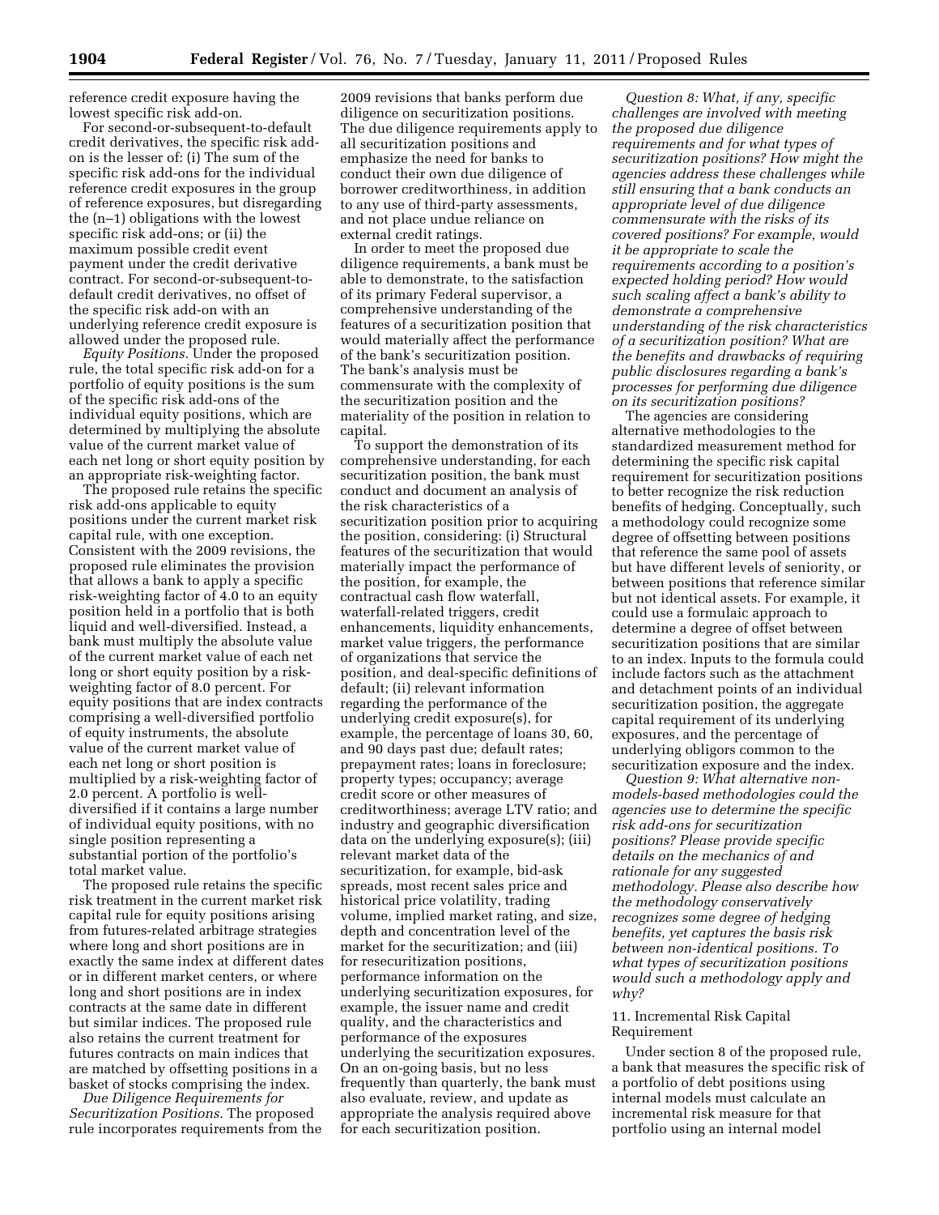reference credit exposure having the lowest specific risk add-on.

For second-or-subsequent-to-default credit derivatives, the specific risk add-on is the lesser of: (i) The sum of the specific risk add-ons for the individual reference credit exposures in the group of reference exposures, but disregarding the (n–1) obligations with the lowest specific risk add-ons; or (ii) the maximum possible credit event payment under the credit derivative contract. For second-or-subsequent-to-default credit derivatives, no offset of the specific risk add-on with an underlying reference credit exposure is allowed under the proposed rule.

*Equity Positions.* Under the proposed rule, the total specific risk add-on for a portfolio of equity positions is the sum of the specific risk add-ons of the individual equity positions, which are determined by multiplying the absolute value of the current market value of each net long or short equity position by an appropriate risk-weighting factor.

The proposed rule retains the specific risk add-ons applicable to equity positions under the current market risk capital rule, with one exception. Consistent with the 2009 revisions, the proposed rule eliminates the provision that allows a bank to apply a specific risk-weighting factor of 4.0 to an equity position held in a portfolio that is both liquid and well-diversified. Instead, a bank must multiply the absolute value of the current market value of each net long or short equity position by a risk-weighting factor of 8.0 percent. For equity positions that are index contracts comprising a well-diversified portfolio of equity instruments, the absolute value of the current market value of each net long or short position is multiplied by a risk-weighting factor of 2.0 percent. A portfolio is well-diversified if it contains a large number of individual equity positions, with no single position representing a substantial portion of the portfolio's total market value.

The proposed rule retains the specific risk treatment in the current market risk capital rule for equity positions arising from futures-related arbitrage strategies where long and short positions are in exactly the same index at different dates or in different market centers, or where long and short positions are in index contracts at the same date in different but similar indices. The proposed rule also retains the current treatment for futures contracts on main indices that are matched by offsetting positions in a basket of stocks comprising the index.

*Due Diligence Requirements for Securitization Positions.* The proposed rule incorporates requirements from the 2009 revisions that banks perform due diligence on securitization positions. The due diligence requirements apply to all securitization positions and emphasize the need for banks to conduct their own due diligence of borrower creditworthiness, in addition to any use of third-party assessments, and not place undue reliance on external credit ratings.

In order to meet the proposed due diligence requirements, a bank must be able to demonstrate, to the satisfaction of its primary Federal supervisor, a comprehensive understanding of the features of a securitization position that would materially affect the performance of the bank's securitization position. The bank's analysis must be commensurate with the complexity of the securitization position and the materiality of the position in relation to capital.

To support the demonstration of its comprehensive understanding, for each securitization position, the bank must conduct and document an analysis of the risk characteristics of a securitization position prior to acquiring the position, considering: (i) Structural features of the securitization that would materially impact the performance of the position, for example, the contractual cash flow waterfall, waterfall-related triggers, credit enhancements, liquidity enhancements, market value triggers, the performance of organizations that service the position, and deal-specific definitions of default; (ii) relevant information regarding the performance of the underlying credit exposure(s), for example, the percentage of loans 30, 60, and 90 days past due; default rates; prepayment rates; loans in foreclosure; property types; occupancy; average credit score or other measures of creditworthiness; average LTV ratio; and industry and geographic diversification data on the underlying exposure(s); (iii) relevant market data of the securitization, for example, bid-ask spreads, most recent sales price and historical price volatility, trading volume, implied market rating, and size, depth and concentration level of the market for the securitization; and (iii) for resecuritization positions, performance information on the underlying securitization exposures, for example, the issuer name and credit quality, and the characteristics and performance of the exposures underlying the securitization exposures. On an on-going basis, but no less frequently than quarterly, the bank must also evaluate, review, and update as appropriate the analysis required above for each securitization position.

*Question 8: What, if any, specific challenges are involved with meeting the proposed due diligence requirements and for what types of securitization positions? How might the agencies address these challenges while still ensuring that a bank conducts an appropriate level of due diligence commensurate with the risks of its covered positions? For example, would it be appropriate to scale the requirements according to a position's expected holding period? How would such scaling affect a bank's ability to demonstrate a comprehensive understanding of the risk characteristics of a securitization position? What are the benefits and drawbacks of requiring public disclosures regarding a bank's processes for performing due diligence on its securitization positions?*

The agencies are considering alternative methodologies to the standardized measurement method for determining the specific risk capital requirement for securitization positions to better recognize the risk reduction benefits of hedging. Conceptually, such a methodology could recognize some degree of offsetting between positions that reference the same pool of assets but have different levels of seniority, or between positions that reference similar but not identical assets. For example, it could use a formulaic approach to determine a degree of offset between securitization positions that are similar to an index. Inputs to the formula could include factors such as the attachment and detachment points of an individual securitization position, the aggregate capital requirement of its underlying exposures, and the percentage of underlying obligors common to the securitization exposure and the index.

*Question 9: What alternative non-models-based methodologies could the agencies use to determine the specific risk add-ons for securitization positions? Please provide specific details on the mechanics of and rationale for any suggested methodology. Please also describe how the methodology conservatively recognizes some degree of hedging benefits, yet captures the basis risk between non-identical positions. To what types of securitization positions would such a methodology apply and why?*

## 11. Incremental Risk Capital Requirement

Under section 8 of the proposed rule, a bank that measures the specific risk of a portfolio of debt positions using internal models must calculate an incremental risk measure for that portfolio using an internal model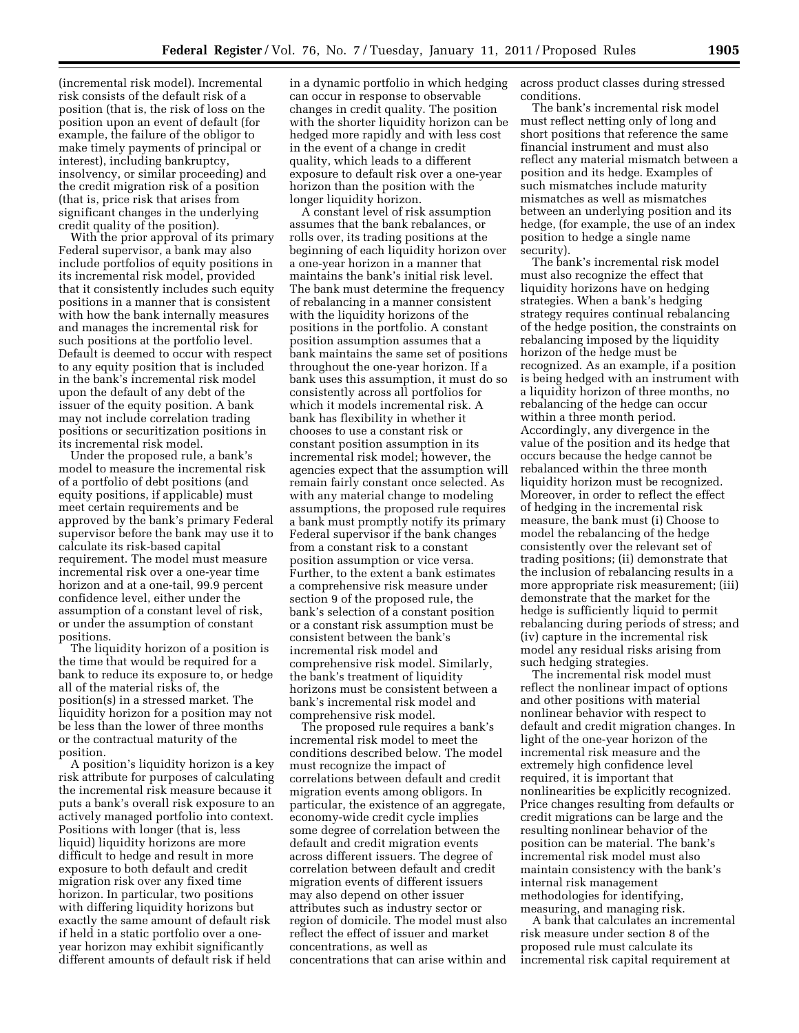(incremental risk model). Incremental risk consists of the default risk of a position (that is, the risk of loss on the position upon an event of default (for example, the failure of the obligor to make timely payments of principal or interest), including bankruptcy, insolvency, or similar proceeding) and the credit migration risk of a position (that is, price risk that arises from significant changes in the underlying credit quality of the position).

With the prior approval of its primary Federal supervisor, a bank may also include portfolios of equity positions in its incremental risk model, provided that it consistently includes such equity positions in a manner that is consistent with how the bank internally measures and manages the incremental risk for such positions at the portfolio level. Default is deemed to occur with respect to any equity position that is included in the bank's incremental risk model upon the default of any debt of the issuer of the equity position. A bank may not include correlation trading positions or securitization positions in its incremental risk model.

Under the proposed rule, a bank's model to measure the incremental risk of a portfolio of debt positions (and equity positions, if applicable) must meet certain requirements and be approved by the bank's primary Federal supervisor before the bank may use it to calculate its risk-based capital requirement. The model must measure incremental risk over a one-year time horizon and at a one-tail, 99.9 percent confidence level, either under the assumption of a constant level of risk, or under the assumption of constant positions.

The liquidity horizon of a position is the time that would be required for a bank to reduce its exposure to, or hedge all of the material risks of, the position(s) in a stressed market. The liquidity horizon for a position may not be less than the lower of three months or the contractual maturity of the position.

A position's liquidity horizon is a key risk attribute for purposes of calculating the incremental risk measure because it puts a bank's overall risk exposure to an actively managed portfolio into context. Positions with longer (that is, less liquid) liquidity horizons are more difficult to hedge and result in more exposure to both default and credit migration risk over any fixed time horizon. In particular, two positions with differing liquidity horizons but exactly the same amount of default risk if held in a static portfolio over a one-year horizon may exhibit significantly different amounts of default risk if held in a dynamic portfolio in which hedging can occur in response to observable changes in credit quality. The position with the shorter liquidity horizon can be hedged more rapidly and with less cost in the event of a change in credit quality, which leads to a different exposure to default risk over a one-year horizon than the position with the longer liquidity horizon.

A constant level of risk assumption assumes that the bank rebalances, or rolls over, its trading positions at the beginning of each liquidity horizon over a one-year horizon in a manner that maintains the bank's initial risk level. The bank must determine the frequency of rebalancing in a manner consistent with the liquidity horizons of the positions in the portfolio. A constant position assumption assumes that a bank maintains the same set of positions throughout the one-year horizon. If a bank uses this assumption, it must do so consistently across all portfolios for which it models incremental risk. A bank has flexibility in whether it chooses to use a constant risk or constant position assumption in its incremental risk model; however, the agencies expect that the assumption will remain fairly constant once selected. As with any material change to modeling assumptions, the proposed rule requires a bank must promptly notify its primary Federal supervisor if the bank changes from a constant risk to a constant position assumption or vice versa. Further, to the extent a bank estimates a comprehensive risk measure under section 9 of the proposed rule, the bank's selection of a constant position or a constant risk assumption must be consistent between the bank's incremental risk model and comprehensive risk model. Similarly, the bank's treatment of liquidity horizons must be consistent between a bank's incremental risk model and comprehensive risk model.

The proposed rule requires a bank's incremental risk model to meet the conditions described below. The model must recognize the impact of correlations between default and credit migration events among obligors. In particular, the existence of an aggregate, economy-wide credit cycle implies some degree of correlation between the default and credit migration events across different issuers. The degree of correlation between default and credit migration events of different issuers may also depend on other issuer attributes such as industry sector or region of domicile. The model must also reflect the effect of issuer and market concentrations, as well as concentrations that can arise within and across product classes during stressed conditions.

The bank's incremental risk model must reflect netting only of long and short positions that reference the same financial instrument and must also reflect any material mismatch between a position and its hedge. Examples of such mismatches include maturity mismatches as well as mismatches between an underlying position and its hedge, (for example, the use of an index position to hedge a single name security).

The bank's incremental risk model must also recognize the effect that liquidity horizons have on hedging strategies. When a bank's hedging strategy requires continual rebalancing of the hedge position, the constraints on rebalancing imposed by the liquidity horizon of the hedge must be recognized. As an example, if a position is being hedged with an instrument with a liquidity horizon of three months, no rebalancing of the hedge can occur within a three month period. Accordingly, any divergence in the value of the position and its hedge that occurs because the hedge cannot be rebalanced within the three month liquidity horizon must be recognized. Moreover, in order to reflect the effect of hedging in the incremental risk measure, the bank must (i) Choose to model the rebalancing of the hedge consistently over the relevant set of trading positions; (ii) demonstrate that the inclusion of rebalancing results in a more appropriate risk measurement; (iii) demonstrate that the market for the hedge is sufficiently liquid to permit rebalancing during periods of stress; and (iv) capture in the incremental risk model any residual risks arising from such hedging strategies.

The incremental risk model must reflect the nonlinear impact of options and other positions with material nonlinear behavior with respect to default and credit migration changes. In light of the one-year horizon of the incremental risk measure and the extremely high confidence level required, it is important that nonlinearities be explicitly recognized. Price changes resulting from defaults or credit migrations can be large and the resulting nonlinear behavior of the position can be material. The bank's incremental risk model must also maintain consistency with the bank's internal risk management methodologies for identifying, measuring, and managing risk.

A bank that calculates an incremental risk measure under section 8 of the proposed rule must calculate its incremental risk capital requirement at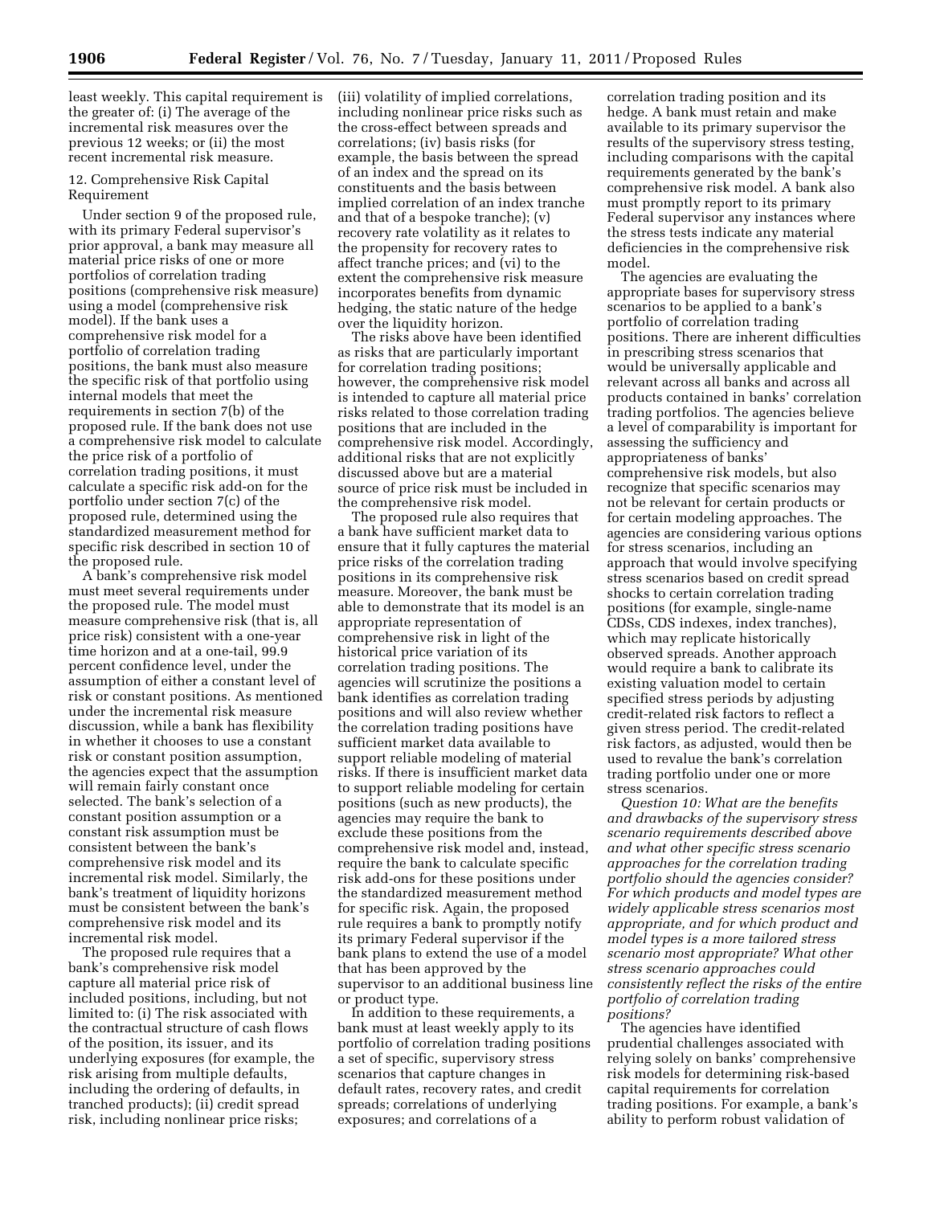least weekly. This capital requirement is the greater of: (i) The average of the incremental risk measures over the previous 12 weeks; or (ii) the most recent incremental risk measure.

### 12. Comprehensive Risk Capital Requirement

Under section 9 of the proposed rule, with its primary Federal supervisor's prior approval, a bank may measure all material price risks of one or more portfolios of correlation trading positions (comprehensive risk measure) using a model (comprehensive risk model). If the bank uses a comprehensive risk model for a portfolio of correlation trading positions, the bank must also measure the specific risk of that portfolio using internal models that meet the requirements in section 7(b) of the proposed rule. If the bank does not use a comprehensive risk model to calculate the price risk of a portfolio of correlation trading positions, it must calculate a specific risk add-on for the portfolio under section 7(c) of the proposed rule, determined using the standardized measurement method for specific risk described in section 10 of the proposed rule.

A bank's comprehensive risk model must meet several requirements under the proposed rule. The model must measure comprehensive risk (that is, all price risk) consistent with a one-year time horizon and at a one-tail, 99.9 percent confidence level, under the assumption of either a constant level of risk or constant positions. As mentioned under the incremental risk measure discussion, while a bank has flexibility in whether it chooses to use a constant risk or constant position assumption, the agencies expect that the assumption will remain fairly constant once selected. The bank's selection of a constant position assumption or a constant risk assumption must be consistent between the bank's comprehensive risk model and its incremental risk model. Similarly, the bank's treatment of liquidity horizons must be consistent between the bank's comprehensive risk model and its incremental risk model.

The proposed rule requires that a bank's comprehensive risk model capture all material price risk of included positions, including, but not limited to: (i) The risk associated with the contractual structure of cash flows of the position, its issuer, and its underlying exposures (for example, the risk arising from multiple defaults, including the ordering of defaults, in tranched products); (ii) credit spread risk, including nonlinear price risks; (iii) volatility of implied correlations, including nonlinear price risks such as the cross-effect between spreads and correlations; (iv) basis risks (for example, the basis between the spread of an index and the spread on its constituents and the basis between implied correlation of an index tranche and that of a bespoke tranche); (v) recovery rate volatility as it relates to the propensity for recovery rates to affect tranche prices; and (vi) to the extent the comprehensive risk measure incorporates benefits from dynamic hedging, the static nature of the hedge over the liquidity horizon.

The risks above have been identified as risks that are particularly important for correlation trading positions; however, the comprehensive risk model is intended to capture all material price risks related to those correlation trading positions that are included in the comprehensive risk model. Accordingly, additional risks that are not explicitly discussed above but are a material source of price risk must be included in the comprehensive risk model.

The proposed rule also requires that a bank have sufficient market data to ensure that it fully captures the material price risks of the correlation trading positions in its comprehensive risk measure. Moreover, the bank must be able to demonstrate that its model is an appropriate representation of comprehensive risk in light of the historical price variation of its correlation trading positions. The agencies will scrutinize the positions a bank identifies as correlation trading positions and will also review whether the correlation trading positions have sufficient market data available to support reliable modeling of material risks. If there is insufficient market data to support reliable modeling for certain positions (such as new products), the agencies may require the bank to exclude these positions from the comprehensive risk model and, instead, require the bank to calculate specific risk add-ons for these positions under the standardized measurement method for specific risk. Again, the proposed rule requires a bank to promptly notify its primary Federal supervisor if the bank plans to extend the use of a model that has been approved by the supervisor to an additional business line or product type.

In addition to these requirements, a bank must at least weekly apply to its portfolio of correlation trading positions a set of specific, supervisory stress scenarios that capture changes in default rates, recovery rates, and credit spreads; correlations of underlying exposures; and correlations of a correlation trading position and its hedge. A bank must retain and make available to its primary supervisor the results of the supervisory stress testing, including comparisons with the capital requirements generated by the bank's comprehensive risk model. A bank also must promptly report to its primary Federal supervisor any instances where the stress tests indicate any material deficiencies in the comprehensive risk model.

The agencies are evaluating the appropriate bases for supervisory stress scenarios to be applied to a bank's portfolio of correlation trading positions. There are inherent difficulties in prescribing stress scenarios that would be universally applicable and relevant across all banks and across all products contained in banks' correlation trading portfolios. The agencies believe a level of comparability is important for assessing the sufficiency and appropriateness of banks' comprehensive risk models, but also recognize that specific scenarios may not be relevant for certain products or for certain modeling approaches. The agencies are considering various options for stress scenarios, including an approach that would involve specifying stress scenarios based on credit spread shocks to certain correlation trading positions (for example, single-name CDSs, CDS indexes, index tranches), which may replicate historically observed spreads. Another approach would require a bank to calibrate its existing valuation model to certain specified stress periods by adjusting credit-related risk factors to reflect a given stress period. The credit-related risk factors, as adjusted, would then be used to revalue the bank's correlation trading portfolio under one or more stress scenarios.

*Question 10: What are the benefits and drawbacks of the supervisory stress scenario requirements described above and what other specific stress scenario approaches for the correlation trading portfolio should the agencies consider? For which products and model types are widely applicable stress scenarios most appropriate, and for which product and model types is a more tailored stress scenario most appropriate? What other stress scenario approaches could consistently reflect the risks of the entire portfolio of correlation trading positions?*

The agencies have identified prudential challenges associated with relying solely on banks' comprehensive risk models for determining risk-based capital requirements for correlation trading positions. For example, a bank's ability to perform robust validation of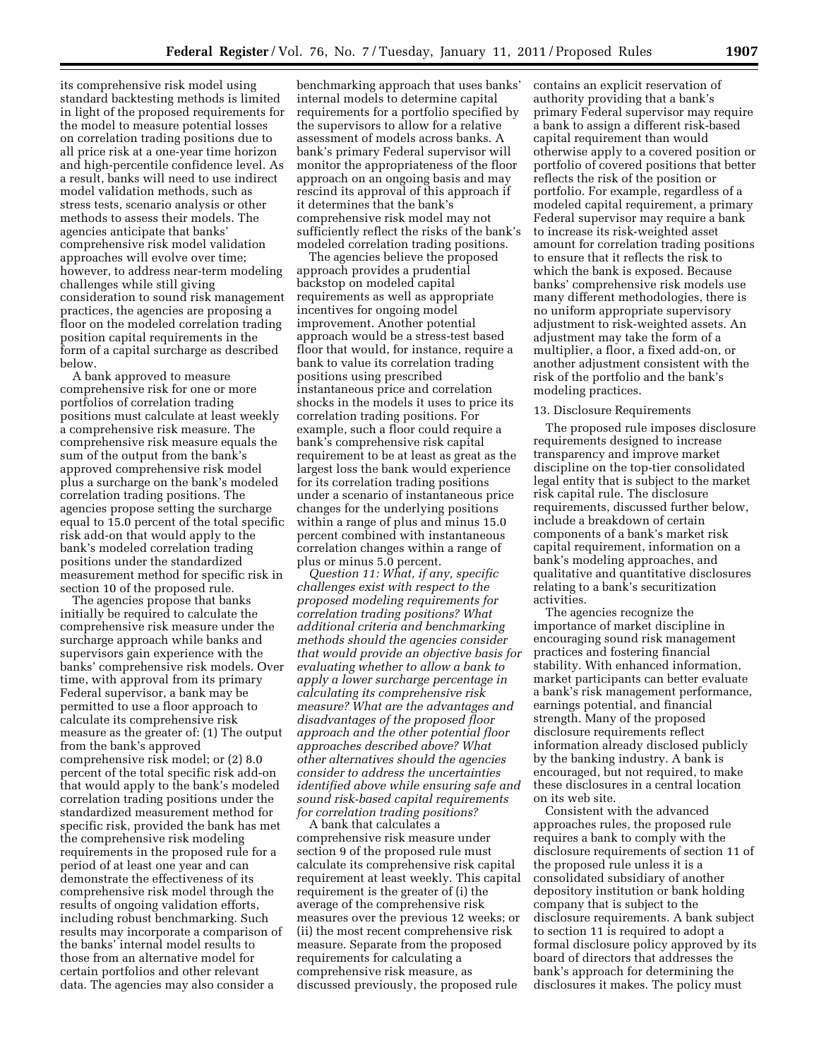its comprehensive risk model using standard backtesting methods is limited in light of the proposed requirements for the model to measure potential losses on correlation trading positions due to all price risk at a one-year time horizon and high-percentile confidence level. As a result, banks will need to use indirect model validation methods, such as stress tests, scenario analysis or other methods to assess their models. The agencies anticipate that banks' comprehensive risk model validation approaches will evolve over time; however, to address near-term modeling challenges while still giving consideration to sound risk management practices, the agencies are proposing a floor on the modeled correlation trading position capital requirements in the form of a capital surcharge as described below.

A bank approved to measure comprehensive risk for one or more portfolios of correlation trading positions must calculate at least weekly a comprehensive risk measure. The comprehensive risk measure equals the sum of the output from the bank's approved comprehensive risk model plus a surcharge on the bank's modeled correlation trading positions. The agencies propose setting the surcharge equal to 15.0 percent of the total specific risk add-on that would apply to the bank's modeled correlation trading positions under the standardized measurement method for specific risk in section 10 of the proposed rule.

The agencies propose that banks initially be required to calculate the comprehensive risk measure under the surcharge approach while banks and supervisors gain experience with the banks' comprehensive risk models. Over time, with approval from its primary Federal supervisor, a bank may be permitted to use a floor approach to calculate its comprehensive risk measure as the greater of: (1) The output from the bank's approved comprehensive risk model; or (2) 8.0 percent of the total specific risk add-on that would apply to the bank's modeled correlation trading positions under the standardized measurement method for specific risk, provided the bank has met the comprehensive risk modeling requirements in the proposed rule for a period of at least one year and can demonstrate the effectiveness of its comprehensive risk model through the results of ongoing validation efforts, including robust benchmarking. Such results may incorporate a comparison of the banks' internal model results to those from an alternative model for certain portfolios and other relevant data. The agencies may also consider a benchmarking approach that uses banks' internal models to determine capital requirements for a portfolio specified by the supervisors to allow for a relative assessment of models across banks. A bank's primary Federal supervisor will monitor the appropriateness of the floor approach on an ongoing basis and may rescind its approval of this approach if it determines that the bank's comprehensive risk model may not sufficiently reflect the risks of the bank's modeled correlation trading positions.

The agencies believe the proposed approach provides a prudential backstop on modeled capital requirements as well as appropriate incentives for ongoing model improvement. Another potential approach would be a stress-test based floor that would, for instance, require a bank to value its correlation trading positions using prescribed instantaneous price and correlation shocks in the models it uses to price its correlation trading positions. For example, such a floor could require a bank's comprehensive risk capital requirement to be at least as great as the largest loss the bank would experience for its correlation trading positions under a scenario of instantaneous price changes for the underlying positions within a range of plus and minus 15.0 percent combined with instantaneous correlation changes within a range of plus or minus 5.0 percent.

*Question 11: What, if any, specific challenges exist with respect to the proposed modeling requirements for correlation trading positions? What additional criteria and benchmarking methods should the agencies consider that would provide an objective basis for evaluating whether to allow a bank to apply a lower surcharge percentage in calculating its comprehensive risk measure? What are the advantages and disadvantages of the proposed floor approach and the other potential floor approaches described above? What other alternatives should the agencies consider to address the uncertainties identified above while ensuring safe and sound risk-based capital requirements for correlation trading positions?*

A bank that calculates a comprehensive risk measure under section 9 of the proposed rule must calculate its comprehensive risk capital requirement at least weekly. This capital requirement is the greater of (i) the average of the comprehensive risk measures over the previous 12 weeks; or (ii) the most recent comprehensive risk measure. Separate from the proposed requirements for calculating a comprehensive risk measure, as discussed previously, the proposed rule contains an explicit reservation of authority providing that a bank's primary Federal supervisor may require a bank to assign a different risk-based capital requirement than would otherwise apply to a covered position or portfolio of covered positions that better reflects the risk of the position or portfolio. For example, regardless of a modeled capital requirement, a primary Federal supervisor may require a bank to increase its risk-weighted asset amount for correlation trading positions to ensure that it reflects the risk to which the bank is exposed. Because banks' comprehensive risk models use many different methodologies, there is no uniform appropriate supervisory adjustment to risk-weighted assets. An adjustment may take the form of a multiplier, a floor, a fixed add-on, or another adjustment consistent with the risk of the portfolio and the bank's modeling practices.

### 13. Disclosure Requirements

The proposed rule imposes disclosure requirements designed to increase transparency and improve market discipline on the top-tier consolidated legal entity that is subject to the market risk capital rule. The disclosure requirements, discussed further below, include a breakdown of certain components of a bank's market risk capital requirement, information on a bank's modeling approaches, and qualitative and quantitative disclosures relating to a bank's securitization activities.

The agencies recognize the importance of market discipline in encouraging sound risk management practices and fostering financial stability. With enhanced information, market participants can better evaluate a bank's risk management performance, earnings potential, and financial strength. Many of the proposed disclosure requirements reflect information already disclosed publicly by the banking industry. A bank is encouraged, but not required, to make these disclosures in a central location on its web site.

Consistent with the advanced approaches rules, the proposed rule requires a bank to comply with the disclosure requirements of section 11 of the proposed rule unless it is a consolidated subsidiary of another depository institution or bank holding company that is subject to the disclosure requirements. A bank subject to section 11 is required to adopt a formal disclosure policy approved by its board of directors that addresses the bank's approach for determining the disclosures it makes. The policy must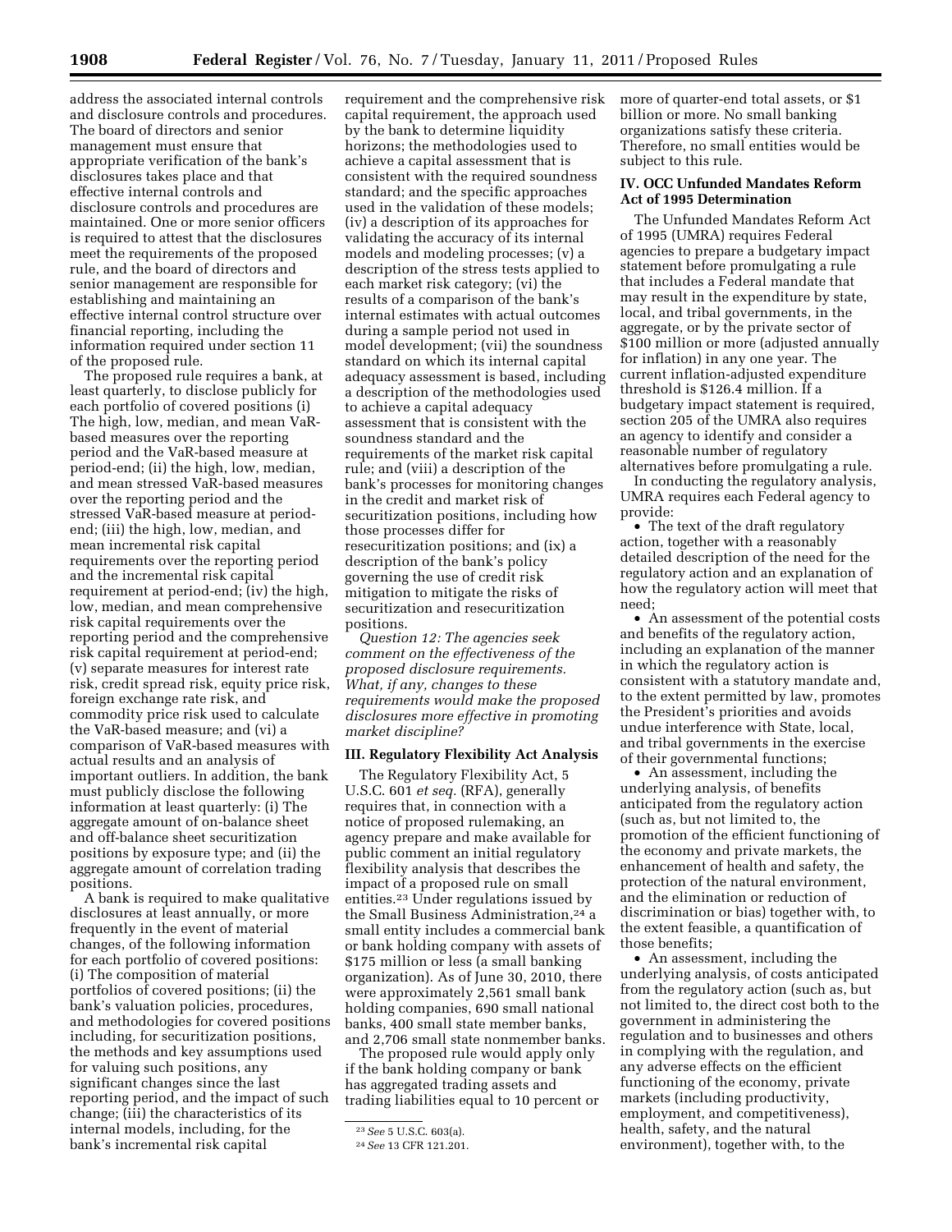address the associated internal controls and disclosure controls and procedures. The board of directors and senior management must ensure that appropriate verification of the bank's disclosures takes place and that effective internal controls and disclosure controls and procedures are maintained. One or more senior officers is required to attest that the disclosures meet the requirements of the proposed rule, and the board of directors and senior management are responsible for establishing and maintaining an effective internal control structure over financial reporting, including the information required under section 11 of the proposed rule.

The proposed rule requires a bank, at least quarterly, to disclose publicly for each portfolio of covered positions (i) The high, low, median, and mean VaR-based measures over the reporting period and the VaR-based measure at period-end; (ii) the high, low, median, and mean stressed VaR-based measures over the reporting period and the stressed VaR-based measure at period-end; (iii) the high, low, median, and mean incremental risk capital requirements over the reporting period and the incremental risk capital requirement at period-end; (iv) the high, low, median, and mean comprehensive risk capital requirements over the reporting period and the comprehensive risk capital requirement at period-end; (v) separate measures for interest rate risk, credit spread risk, equity price risk, foreign exchange rate risk, and commodity price risk used to calculate the VaR-based measure; and (vi) a comparison of VaR-based measures with actual results and an analysis of important outliers. In addition, the bank must publicly disclose the following information at least quarterly: (i) The aggregate amount of on-balance sheet and off-balance sheet securitization positions by exposure type; and (ii) the aggregate amount of correlation trading positions.

A bank is required to make qualitative disclosures at least annually, or more frequently in the event of material changes, of the following information for each portfolio of covered positions: (i) The composition of material portfolios of covered positions; (ii) the bank's valuation policies, procedures, and methodologies for covered positions including, for securitization positions, the methods and key assumptions used for valuing such positions, any significant changes since the last reporting period, and the impact of such change; (iii) the characteristics of its internal models, including, for the bank's incremental risk capital requirement and the comprehensive risk capital requirement, the approach used by the bank to determine liquidity horizons; the methodologies used to achieve a capital assessment that is consistent with the required soundness standard; and the specific approaches used in the validation of these models; (iv) a description of its approaches for validating the accuracy of its internal models and modeling processes; (v) a description of the stress tests applied to each market risk category; (vi) the results of a comparison of the bank's internal estimates with actual outcomes during a sample period not used in model development; (vii) the soundness standard on which its internal capital adequacy assessment is based, including a description of the methodologies used to achieve a capital adequacy assessment that is consistent with the soundness standard and the requirements of the market risk capital rule; and (viii) a description of the bank's processes for monitoring changes in the credit and market risk of securitization positions, including how those processes differ for resecuritization positions; and (ix) a description of the bank's policy governing the use of credit risk mitigation to mitigate the risks of securitization and resecuritization positions.

*Question 12: The agencies seek comment on the effectiveness of the proposed disclosure requirements. What, if any, changes to these requirements would make the proposed disclosures more effective in promoting market discipline?*

## III. Regulatory Flexibility Act Analysis

The Regulatory Flexibility Act, 5 U.S.C. 601 *et seq.* (RFA), generally requires that, in connection with a notice of proposed rulemaking, an agency prepare and make available for public comment an initial regulatory flexibility analysis that describes the impact of a proposed rule on small entities.[23] Under regulations issued by the Small Business Administration,[24] a small entity includes a commercial bank or bank holding company with assets of $175 million or less (a small banking organization). As of June 30, 2010, there were approximately 2,561 small bank holding companies, 690 small national banks, 400 small state member banks, and 2,706 small state nonmember banks.

The proposed rule would apply only if the bank holding company or bank has aggregated trading assets and trading liabilities equal to 10 percent or more of quarter-end total assets, or $1 billion or more. No small banking organizations satisfy these criteria. Therefore, no small entities would be subject to this rule.

## IV. OCC Unfunded Mandates Reform Act of 1995 Determination

The Unfunded Mandates Reform Act of 1995 (UMRA) requires Federal agencies to prepare a budgetary impact statement before promulgating a rule that includes a Federal mandate that may result in the expenditure by state, local, and tribal governments, in the aggregate, or by the private sector of $100 million or more (adjusted annually for inflation) in any one year. The current inflation-adjusted expenditure threshold is $126.4 million. If a budgetary impact statement is required, section 205 of the UMRA also requires an agency to identify and consider a reasonable number of regulatory alternatives before promulgating a rule.

In conducting the regulatory analysis, UMRA requires each Federal agency to provide:

- The text of the draft regulatory action, together with a reasonably detailed description of the need for the regulatory action and an explanation of how the regulatory action will meet that need;
- An assessment of the potential costs and benefits of the regulatory action, including an explanation of the manner in which the regulatory action is consistent with a statutory mandate and, to the extent permitted by law, promotes the President's priorities and avoids undue interference with State, local, and tribal governments in the exercise of their governmental functions;
- An assessment, including the underlying analysis, of benefits anticipated from the regulatory action (such as, but not limited to, the promotion of the efficient functioning of the economy and private markets, the enhancement of health and safety, the protection of the natural environment, and the elimination or reduction of discrimination or bias) together with, to the extent feasible, a quantification of those benefits;
- An assessment, including the underlying analysis, of costs anticipated from the regulatory action (such as, but not limited to, the direct cost both to the government in administering the regulation and to businesses and others in complying with the regulation, and any adverse effects on the efficient functioning of the economy, private markets (including productivity, employment, and competitiveness), health, safety, and the natural environment), together with, to the

[23] *See* 5 U.S.C. 603(a).

[24] *See* 13 CFR 121.201.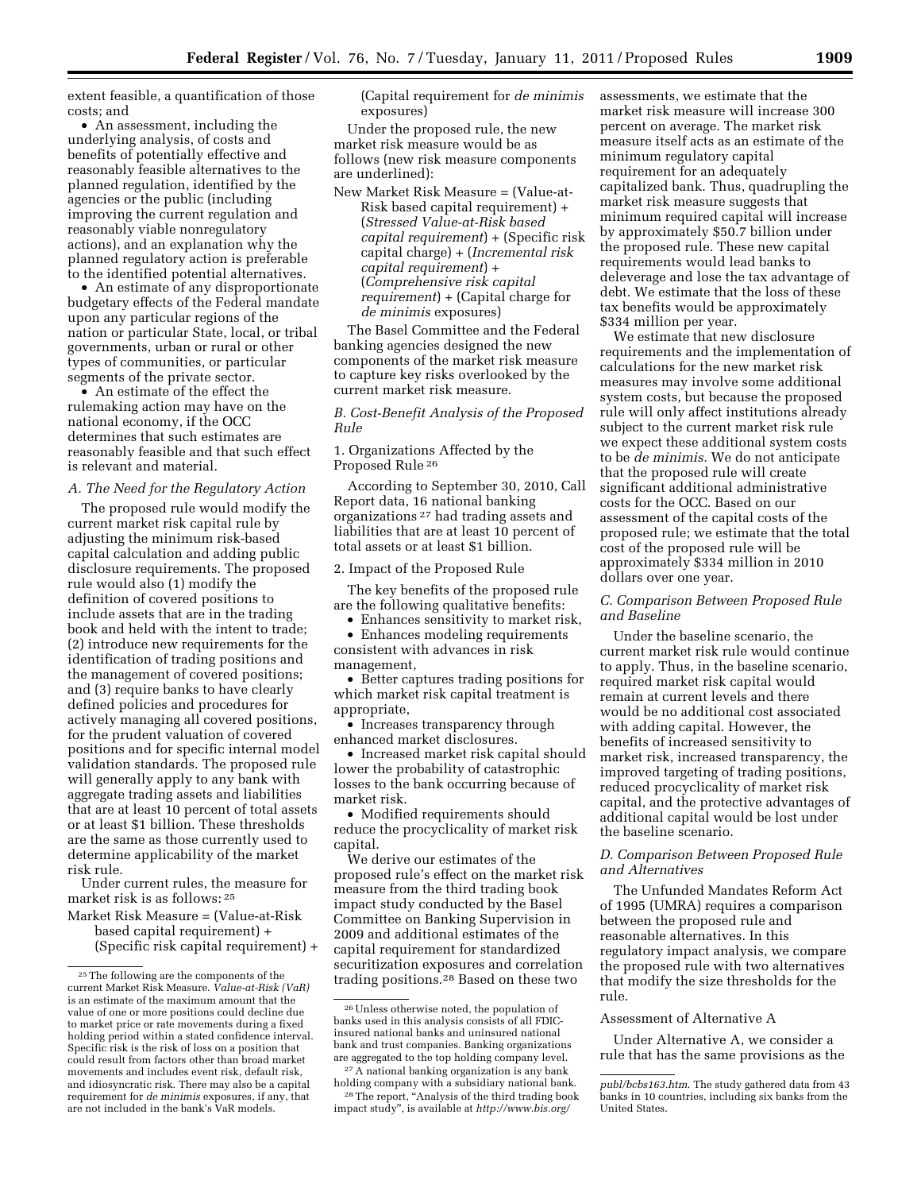extent feasible, a quantification of those costs; and

- An assessment, including the underlying analysis, of costs and benefits of potentially effective and reasonably feasible alternatives to the planned regulation, identified by the agencies or the public (including improving the current regulation and reasonably viable nonregulatory actions), and an explanation why the planned regulatory action is preferable to the identified potential alternatives.
- An estimate of any disproportionate budgetary effects of the Federal mandate upon any particular regions of the nation or particular State, local, or tribal governments, urban or rural or other types of communities, or particular segments of the private sector.
- An estimate of the effect the rulemaking action may have on the national economy, if the OCC determines that such estimates are reasonably feasible and that such effect is relevant and material.

### A. The Need for the Regulatory Action

The proposed rule would modify the current market risk capital rule by adjusting the minimum risk-based capital calculation and adding public disclosure requirements. The proposed rule would also (1) modify the definition of covered positions to include assets that are in the trading book and held with the intent to trade; (2) introduce new requirements for the identification of trading positions and the management of covered positions; and (3) require banks to have clearly defined policies and procedures for actively managing all covered positions, for the prudent valuation of covered positions and for specific internal model validation standards. The proposed rule will generally apply to any bank with aggregate trading assets and liabilities that are at least 10 percent of total assets or at least $1 billion. These thresholds are the same as those currently used to determine applicability of the market risk rule.

Under current rules, the measure for market risk is as follows: [25]

Market Risk Measure = (Value-at-Risk based capital requirement) + (Specific risk capital requirement) + (Capital requirement for *de minimis* exposures)

Under the proposed rule, the new market risk measure would be as follows (new risk measure components are underlined):

New Market Risk Measure = (Value-at-Risk based capital requirement) + (*Stressed Value-at-Risk based capital requirement*) + (Specific risk capital charge) + (*Incremental risk capital requirement*) + (*Comprehensive risk capital requirement*) + (Capital charge for *de minimis* exposures)

The Basel Committee and the Federal banking agencies designed the new components of the market risk measure to capture key risks overlooked by the current market risk measure.

### B. Cost-Benefit Analysis of the Proposed Rule

1. Organizations Affected by the Proposed Rule [26]

According to September 30, 2010, Call Report data, 16 national banking organizations [27] had trading assets and liabilities that are at least 10 percent of total assets or at least $1 billion.

2. Impact of the Proposed Rule

The key benefits of the proposed rule are the following qualitative benefits:

- Enhances sensitivity to market risk,
- Enhances modeling requirements consistent with advances in risk management,
- Better captures trading positions for which market risk capital treatment is appropriate,
- Increases transparency through enhanced market disclosures.
- Increased market risk capital should lower the probability of catastrophic losses to the bank occurring because of market risk.
- Modified requirements should reduce the procyclicality of market risk capital.

We derive our estimates of the proposed rule's effect on the market risk measure from the third trading book impact study conducted by the Basel Committee on Banking Supervision in 2009 and additional estimates of the capital requirement for standardized securitization exposures and correlation trading positions.[28] Based on these two assessments, we estimate that the market risk measure will increase 300 percent on average. The market risk measure itself acts as an estimate of the minimum regulatory capital requirement for an adequately capitalized bank. Thus, quadrupling the market risk measure suggests that minimum required capital will increase by approximately $50.7 billion under the proposed rule. These new capital requirements would lead banks to deleverage and lose the tax advantage of debt. We estimate that the loss of these tax benefits would be approximately $334 million per year.

We estimate that new disclosure requirements and the implementation of calculations for the new market risk measures may involve some additional system costs, but because the proposed rule will only affect institutions already subject to the current market risk rule we expect these additional system costs to be *de minimis.* We do not anticipate that the proposed rule will create significant additional administrative costs for the OCC. Based on our assessment of the capital costs of the proposed rule; we estimate that the total cost of the proposed rule will be approximately $334 million in 2010 dollars over one year.

### C. Comparison Between Proposed Rule and Baseline

Under the baseline scenario, the current market risk rule would continue to apply. Thus, in the baseline scenario, required market risk capital would remain at current levels and there would be no additional cost associated with adding capital. However, the benefits of increased sensitivity to market risk, increased transparency, the improved targeting of trading positions, reduced procyclicality of market risk capital, and the protective advantages of additional capital would be lost under the baseline scenario.

### D. Comparison Between Proposed Rule and Alternatives

The Unfunded Mandates Reform Act of 1995 (UMRA) requires a comparison between the proposed rule and reasonable alternatives. In this regulatory impact analysis, we compare the proposed rule with two alternatives that modify the size thresholds for the rule.

Assessment of Alternative A

Under Alternative A, we consider a rule that has the same provisions as the

---

[25] The following are the components of the current Market Risk Measure. *Value-at-Risk (VaR)* is an estimate of the maximum amount that the value of one or more positions could decline due to market price or rate movements during a fixed holding period within a stated confidence interval. Specific risk is the risk of loss on a position that could result from factors other than broad market movements and includes event risk, default risk, and idiosyncratic risk. There may also be a capital requirement for *de minimis* exposures, if any, that are not included in the bank's VaR models.

[26] Unless otherwise noted, the population of banks used in this analysis consists of all FDIC-insured national banks and uninsured national bank and trust companies. Banking organizations are aggregated to the top holding company level.

[27] A national banking organization is any bank holding company with a subsidiary national bank.

[28] The report, "Analysis of the third trading book impact study", is available at *http://www.bis.org/publ/bcbs163.htm.* The study gathered data from 43 banks in 10 countries, including six banks from the United States.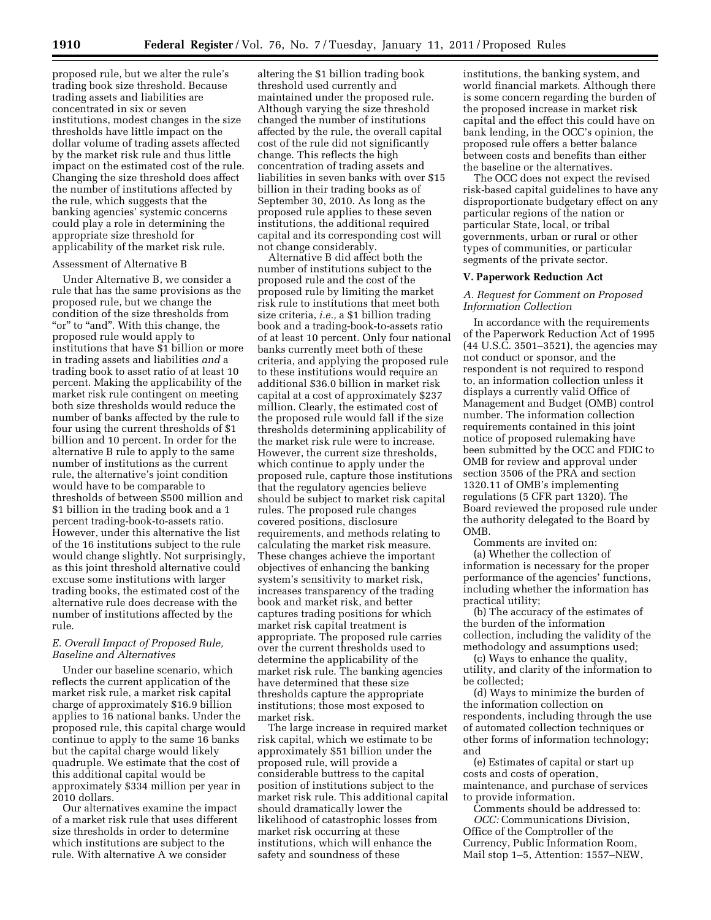proposed rule, but we alter the rule's trading book size threshold. Because trading assets and liabilities are concentrated in six or seven institutions, modest changes in the size thresholds have little impact on the dollar volume of trading assets affected by the market risk rule and thus little impact on the estimated cost of the rule. Changing the size threshold does affect the number of institutions affected by the rule, which suggests that the banking agencies' systemic concerns could play a role in determining the appropriate size threshold for applicability of the market risk rule.

Assessment of Alternative B

Under Alternative B, we consider a rule that has the same provisions as the proposed rule, but we change the condition of the size thresholds from "or" to "and". With this change, the proposed rule would apply to institutions that have $1 billion or more in trading assets and liabilities *and* a trading book to asset ratio of at least 10 percent. Making the applicability of the market risk rule contingent on meeting both size thresholds would reduce the number of banks affected by the rule to four using the current thresholds of $1 billion and 10 percent. In order for the alternative B rule to apply to the same number of institutions as the current rule, the alternative's joint condition would have to be comparable to thresholds of between $500 million and $1 billion in the trading book and a 1 percent trading-book-to-assets ratio. However, under this alternative the list of the 16 institutions subject to the rule would change slightly. Not surprisingly, as this joint threshold alternative could excuse some institutions with larger trading books, the estimated cost of the alternative rule does decrease with the number of institutions affected by the rule.

### *E. Overall Impact of Proposed Rule, Baseline and Alternatives*

Under our baseline scenario, which reflects the current application of the market risk rule, a market risk capital charge of approximately $16.9 billion applies to 16 national banks. Under the proposed rule, this capital charge would continue to apply to the same 16 banks but the capital charge would likely quadruple. We estimate that the cost of this additional capital would be approximately $334 million per year in 2010 dollars.

Our alternatives examine the impact of a market risk rule that uses different size thresholds in order to determine which institutions are subject to the rule. With alternative A we consider altering the $1 billion trading book threshold used currently and maintained under the proposed rule. Although varying the size threshold changed the number of institutions affected by the rule, the overall capital cost of the rule did not significantly change. This reflects the high concentration of trading assets and liabilities in seven banks with over $15 billion in their trading books as of September 30, 2010. As long as the proposed rule applies to these seven institutions, the additional required capital and its corresponding cost will not change considerably.

Alternative B did affect both the number of institutions subject to the proposed rule and the cost of the proposed rule by limiting the market risk rule to institutions that meet both size criteria, *i.e.,* a $1 billion trading book and a trading-book-to-assets ratio of at least 10 percent. Only four national banks currently meet both of these criteria, and applying the proposed rule to these institutions would require an additional $36.0 billion in market risk capital at a cost of approximately $237 million. Clearly, the estimated cost of the proposed rule would fall if the size thresholds determining applicability of the market risk rule were to increase. However, the current size thresholds, which continue to apply under the proposed rule, capture those institutions that the regulatory agencies believe should be subject to market risk capital rules. The proposed rule changes covered positions, disclosure requirements, and methods relating to calculating the market risk measure. These changes achieve the important objectives of enhancing the banking system's sensitivity to market risk, increases transparency of the trading book and market risk, and better captures trading positions for which market risk capital treatment is appropriate. The proposed rule carries over the current thresholds used to determine the applicability of the market risk rule. The banking agencies have determined that these size thresholds capture the appropriate institutions; those most exposed to market risk.

The large increase in required market risk capital, which we estimate to be approximately $51 billion under the proposed rule, will provide a considerable buttress to the capital position of institutions subject to the market risk rule. This additional capital should dramatically lower the likelihood of catastrophic losses from market risk occurring at these institutions, which will enhance the safety and soundness of these institutions, the banking system, and world financial markets. Although there is some concern regarding the burden of the proposed increase in market risk capital and the effect this could have on bank lending, in the OCC's opinion, the proposed rule offers a better balance between costs and benefits than either the baseline or the alternatives.

The OCC does not expect the revised risk-based capital guidelines to have any disproportionate budgetary effect on any particular regions of the nation or particular State, local, or tribal governments, urban or rural or other types of communities, or particular segments of the private sector.

## V. Paperwork Reduction Act

### *A. Request for Comment on Proposed Information Collection*

In accordance with the requirements of the Paperwork Reduction Act of 1995 (44 U.S.C. 3501–3521), the agencies may not conduct or sponsor, and the respondent is not required to respond to, an information collection unless it displays a currently valid Office of Management and Budget (OMB) control number. The information collection requirements contained in this joint notice of proposed rulemaking have been submitted by the OCC and FDIC to OMB for review and approval under section 3506 of the PRA and section 1320.11 of OMB's implementing regulations (5 CFR part 1320). The Board reviewed the proposed rule under the authority delegated to the Board by OMB.

Comments are invited on:

(a) Whether the collection of information is necessary for the proper performance of the agencies' functions, including whether the information has practical utility;

(b) The accuracy of the estimates of the burden of the information collection, including the validity of the methodology and assumptions used;

(c) Ways to enhance the quality, utility, and clarity of the information to be collected;

(d) Ways to minimize the burden of the information collection on respondents, including through the use of automated collection techniques or other forms of information technology; and

(e) Estimates of capital or start up costs and costs of operation, maintenance, and purchase of services to provide information.

Comments should be addressed to:

*OCC:* Communications Division, Office of the Comptroller of the Currency, Public Information Room, Mail stop 1–5, Attention: 1557–NEW,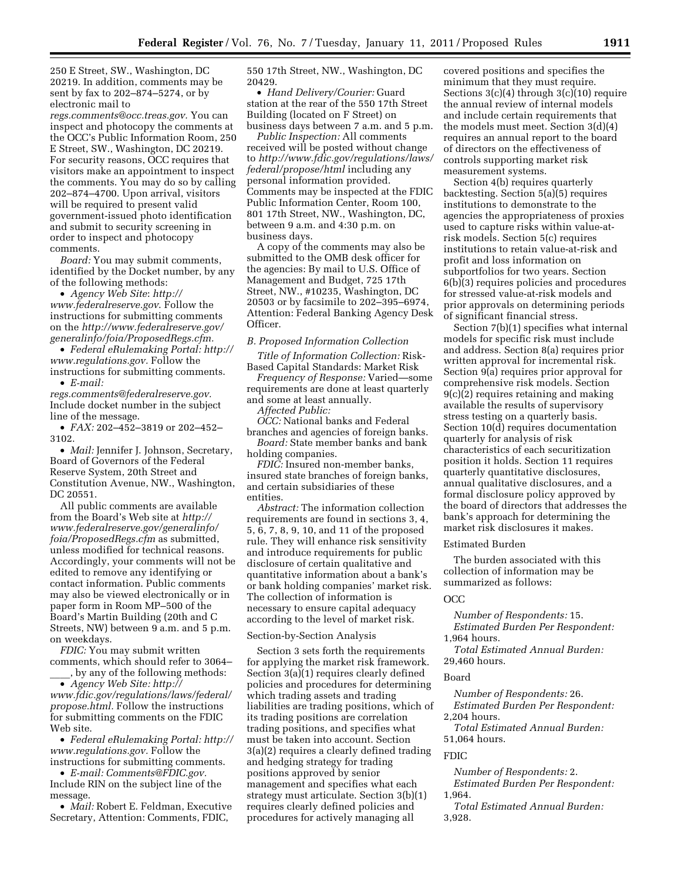250 E Street, SW., Washington, DC 20219. In addition, comments may be sent by fax to 202–874–5274, or by electronic mail to *regs.comments@occ.treas.gov.* You can inspect and photocopy the comments at the OCC's Public Information Room, 250 E Street, SW., Washington, DC 20219. For security reasons, OCC requires that visitors make an appointment to inspect the comments. You may do so by calling 202–874–4700. Upon arrival, visitors will be required to present valid government-issued photo identification and submit to security screening in order to inspect and photocopy comments.

*Board:* You may submit comments, identified by the Docket number, by any of the following methods:

- *Agency Web Site*: *http://www.federalreserve.gov*. Follow the instructions for submitting comments on the *http://www.federalreserve.gov/generalinfo/foia/ProposedRegs.cfm.*
- *Federal eRulemaking Portal: http://www.regulations.gov.* Follow the instructions for submitting comments.
- *E-mail: regs.comments@federalreserve.gov.* Include docket number in the subject line of the message.
- *FAX:* 202–452–3819 or 202–452–3102.
- *Mail:* Jennifer J. Johnson, Secretary, Board of Governors of the Federal Reserve System, 20th Street and Constitution Avenue, NW., Washington, DC 20551.

All public comments are available from the Board's Web site at *http://www.federalreserve.gov/generalinfo/foia/ProposedRegs.cfm* as submitted, unless modified for technical reasons. Accordingly, your comments will not be edited to remove any identifying or contact information. Public comments may also be viewed electronically or in paper form in Room MP–500 of the Board's Martin Building (20th and C Streets, NW) between 9 a.m. and 5 p.m. on weekdays.

*FDIC:* You may submit written comments, which should refer to 3064–____, by any of the following methods:

- *Agency Web Site: http://www.fdic.gov/regulations/laws/federal/propose.html.* Follow the instructions for submitting comments on the FDIC Web site.
- *Federal eRulemaking Portal: http://www.regulations.gov.* Follow the instructions for submitting comments.
- *E-mail: Comments@FDIC.gov.* Include RIN on the subject line of the message.
- *Mail:* Robert E. Feldman, Executive Secretary, Attention: Comments, FDIC, 550 17th Street, NW., Washington, DC 20429.
- *Hand Delivery/Courier:* Guard station at the rear of the 550 17th Street Building (located on F Street) on business days between 7 a.m. and 5 p.m.

*Public Inspection:* All comments received will be posted without change to *http://www.fdic.gov/regulations/laws/federal/propose/html* including any personal information provided. Comments may be inspected at the FDIC Public Information Center, Room 100, 801 17th Street, NW., Washington, DC, between 9 a.m. and 4:30 p.m. on business days.

A copy of the comments may also be submitted to the OMB desk officer for the agencies: By mail to U.S. Office of Management and Budget, 725 17th Street, NW., #10235, Washington, DC 20503 or by facsimile to 202–395–6974, Attention: Federal Banking Agency Desk Officer.

### *B. Proposed Information Collection*

*Title of Information Collection:* Risk-Based Capital Standards: Market Risk

*Frequency of Response:* Varied—some requirements are done at least quarterly and some at least annually.

*Affected Public:*

*OCC:* National banks and Federal branches and agencies of foreign banks.

*Board:* State member banks and bank holding companies.

*FDIC:* Insured non-member banks, insured state branches of foreign banks, and certain subsidiaries of these entities.

*Abstract:* The information collection requirements are found in sections 3, 4, 5, 6, 7, 8, 9, 10, and 11 of the proposed rule. They will enhance risk sensitivity and introduce requirements for public disclosure of certain qualitative and quantitative information about a bank's or bank holding companies' market risk. The collection of information is necessary to ensure capital adequacy according to the level of market risk.

#### Section-by-Section Analysis

Section 3 sets forth the requirements for applying the market risk framework. Section 3(a)(1) requires clearly defined policies and procedures for determining which trading assets and trading liabilities are trading positions, which of its trading positions are correlation trading positions, and specifies what must be taken into account. Section 3(a)(2) requires a clearly defined trading and hedging strategy for trading positions approved by senior management and specifies what each strategy must articulate. Section 3(b)(1) requires clearly defined policies and procedures for actively managing all covered positions and specifies the minimum that they must require. Sections 3(c)(4) through 3(c)(10) require the annual review of internal models and include certain requirements that the models must meet. Section 3(d)(4) requires an annual report to the board of directors on the effectiveness of controls supporting market risk measurement systems.

Section 4(b) requires quarterly backtesting. Section 5(a)(5) requires institutions to demonstrate to the agencies the appropriateness of proxies used to capture risks within value-at-risk models. Section 5(c) requires institutions to retain value-at-risk and profit and loss information on subportfolios for two years. Section 6(b)(3) requires policies and procedures for stressed value-at-risk models and prior approvals on determining periods of significant financial stress.

Section 7(b)(1) specifies what internal models for specific risk must include and address. Section 8(a) requires prior written approval for incremental risk. Section 9(a) requires prior approval for comprehensive risk models. Section 9(c)(2) requires retaining and making available the results of supervisory stress testing on a quarterly basis. Section 10(d) requires documentation quarterly for analysis of risk characteristics of each securitization position it holds. Section 11 requires quarterly quantitative disclosures, annual qualitative disclosures, and a formal disclosure policy approved by the board of directors that addresses the bank's approach for determining the market risk disclosures it makes.

#### Estimated Burden

The burden associated with this collection of information may be summarized as follows:

OCC

*Number of Respondents:* 15.

*Estimated Burden Per Respondent:* 1,964 hours.

*Total Estimated Annual Burden:* 29,460 hours.

Board

*Number of Respondents:* 26.

*Estimated Burden Per Respondent:* 2,204 hours.

*Total Estimated Annual Burden:* 51,064 hours.

FDIC

*Number of Respondents:* 2.

*Estimated Burden Per Respondent:* 1,964.

*Total Estimated Annual Burden:* 3,928.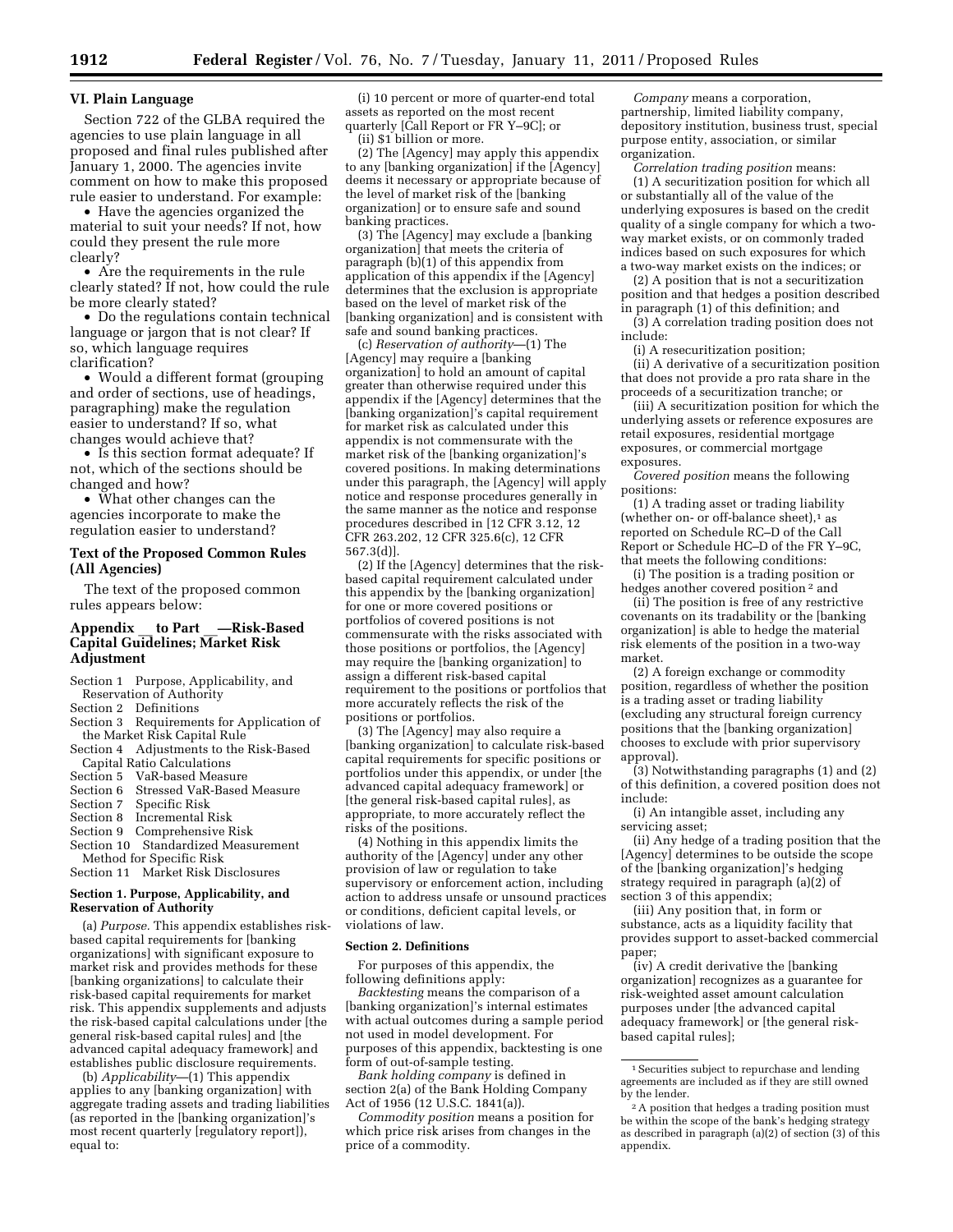### VI. Plain Language

Section 722 of the GLBA required the agencies to use plain language in all proposed and final rules published after January 1, 2000. The agencies invite comment on how to make this proposed rule easier to understand. For example:

- Have the agencies organized the material to suit your needs? If not, how could they present the rule more clearly?
- Are the requirements in the rule clearly stated? If not, how could the rule be more clearly stated?
- Do the regulations contain technical language or jargon that is not clear? If so, which language requires clarification?
- Would a different format (grouping and order of sections, use of headings, paragraphing) make the regulation easier to understand? If so, what changes would achieve that?
- Is this section format adequate? If not, which of the sections should be changed and how?
- What other changes can the agencies incorporate to make the regulation easier to understand?

### Text of the Proposed Common Rules (All Agencies)

The text of the proposed common rules appears below:

## Appendix __ to Part __—Risk-Based Capital Guidelines; Market Risk Adjustment

Section 1 Purpose, Applicability, and Reservation of Authority
Section 2 Definitions
Section 3 Requirements for Application of the Market Risk Capital Rule
Section 4 Adjustments to the Risk-Based Capital Ratio Calculations
Section 5 VaR-based Measure
Section 6 Stressed VaR-Based Measure
Section 7 Specific Risk
Section 8 Incremental Risk
Section 9 Comprehensive Risk
Section 10 Standardized Measurement Method for Specific Risk
Section 11 Market Risk Disclosures

#### Section 1. Purpose, Applicability, and Reservation of Authority

(a) *Purpose.* This appendix establishes risk-based capital requirements for [banking organizations] with significant exposure to market risk and provides methods for these [banking organizations] to calculate their risk-based capital requirements for market risk. This appendix supplements and adjusts the risk-based capital calculations under [the general risk-based capital rules] and [the advanced capital adequacy framework] and establishes public disclosure requirements.

(b) *Applicability*—(1) This appendix applies to any [banking organization] with aggregate trading assets and trading liabilities (as reported in the [banking organization]'s most recent quarterly [regulatory report]), equal to:

(i) 10 percent or more of quarter-end total assets as reported on the most recent quarterly [Call Report or FR Y–9C]; or

(ii) $1 billion or more.

(2) The [Agency] may apply this appendix to any [banking organization] if the [Agency] deems it necessary or appropriate because of the level of market risk of the [banking organization] or to ensure safe and sound banking practices.

(3) The [Agency] may exclude a [banking organization] that meets the criteria of paragraph (b)(1) of this appendix from application of this appendix if the [Agency] determines that the exclusion is appropriate based on the level of market risk of the [banking organization] and is consistent with safe and sound banking practices.

(c) *Reservation of authority*—(1) The [Agency] may require a [banking organization] to hold an amount of capital greater than otherwise required under this appendix if the [Agency] determines that the [banking organization]'s capital requirement for market risk as calculated under this appendix is not commensurate with the market risk of the [banking organization]'s covered positions. In making determinations under this paragraph, the [Agency] will apply notice and response procedures generally in the same manner as the notice and response procedures described in [12 CFR 3.12, 12 CFR 263.202, 12 CFR 325.6(c), 12 CFR 567.3(d)].

(2) If the [Agency] determines that the risk-based capital requirement calculated under this appendix by the [banking organization] for one or more covered positions or portfolios of covered positions is not commensurate with the risks associated with those positions or portfolios, the [Agency] may require the [banking organization] to assign a different risk-based capital requirement to the positions or portfolios that more accurately reflects the risk of the positions or portfolios.

(3) The [Agency] may also require a [banking organization] to calculate risk-based capital requirements for specific positions or portfolios under this appendix, or under [the advanced capital adequacy framework] or [the general risk-based capital rules], as appropriate, to more accurately reflect the risks of the positions.

(4) Nothing in this appendix limits the authority of the [Agency] under any other provision of law or regulation to take supervisory or enforcement action, including action to address unsafe or unsound practices or conditions, deficient capital levels, or violations of law.

#### Section 2. Definitions

For purposes of this appendix, the following definitions apply:

*Backtesting* means the comparison of a [banking organization]'s internal estimates with actual outcomes during a sample period not used in model development. For purposes of this appendix, backtesting is one form of out-of-sample testing.

*Bank holding company* is defined in section 2(a) of the Bank Holding Company Act of 1956 (12 U.S.C. 1841(a)).

*Commodity position* means a position for which price risk arises from changes in the price of a commodity.

*Company* means a corporation, partnership, limited liability company, depository institution, business trust, special purpose entity, association, or similar organization.

*Correlation trading position* means:

(1) A securitization position for which all or substantially all of the value of the underlying exposures is based on the credit quality of a single company for which a two-way market exists, or on commonly traded indices based on such exposures for which a two-way market exists on the indices; or

(2) A position that is not a securitization position and that hedges a position described in paragraph (1) of this definition; and

(3) A correlation trading position does not include:

(i) A resecuritization position;

(ii) A derivative of a securitization position that does not provide a pro rata share in the proceeds of a securitization tranche; or

(iii) A securitization position for which the underlying assets or reference exposures are retail exposures, residential mortgage exposures, or commercial mortgage exposures.

*Covered position* means the following positions:

(1) A trading asset or trading liability (whether on- or off-balance sheet),[1] as reported on Schedule RC–D of the Call Report or Schedule HC–D of the FR Y–9C, that meets the following conditions:

(i) The position is a trading position or hedges another covered position[2] and

(ii) The position is free of any restrictive covenants on its tradability or the [banking organization] is able to hedge the material risk elements of the position in a two-way market.

(2) A foreign exchange or commodity position, regardless of whether the position is a trading asset or trading liability (excluding any structural foreign currency positions that the [banking organization] chooses to exclude with prior supervisory approval).

(3) Notwithstanding paragraphs (1) and (2) of this definition, a covered position does not include:

(i) An intangible asset, including any servicing asset;

(ii) Any hedge of a trading position that the [Agency] determines to be outside the scope of the [banking organization]'s hedging strategy required in paragraph (a)(2) of section 3 of this appendix;

(iii) Any position that, in form or substance, acts as a liquidity facility that provides support to asset-backed commercial paper;

(iv) A credit derivative the [banking organization] recognizes as a guarantee for risk-weighted asset amount calculation purposes under [the advanced capital adequacy framework] or [the general risk-based capital rules];

---

[1] Securities subject to repurchase and lending agreements are included as if they are still owned by the lender.

[2] A position that hedges a trading position must be within the scope of the bank's hedging strategy as described in paragraph (a)(2) of section (3) of this appendix.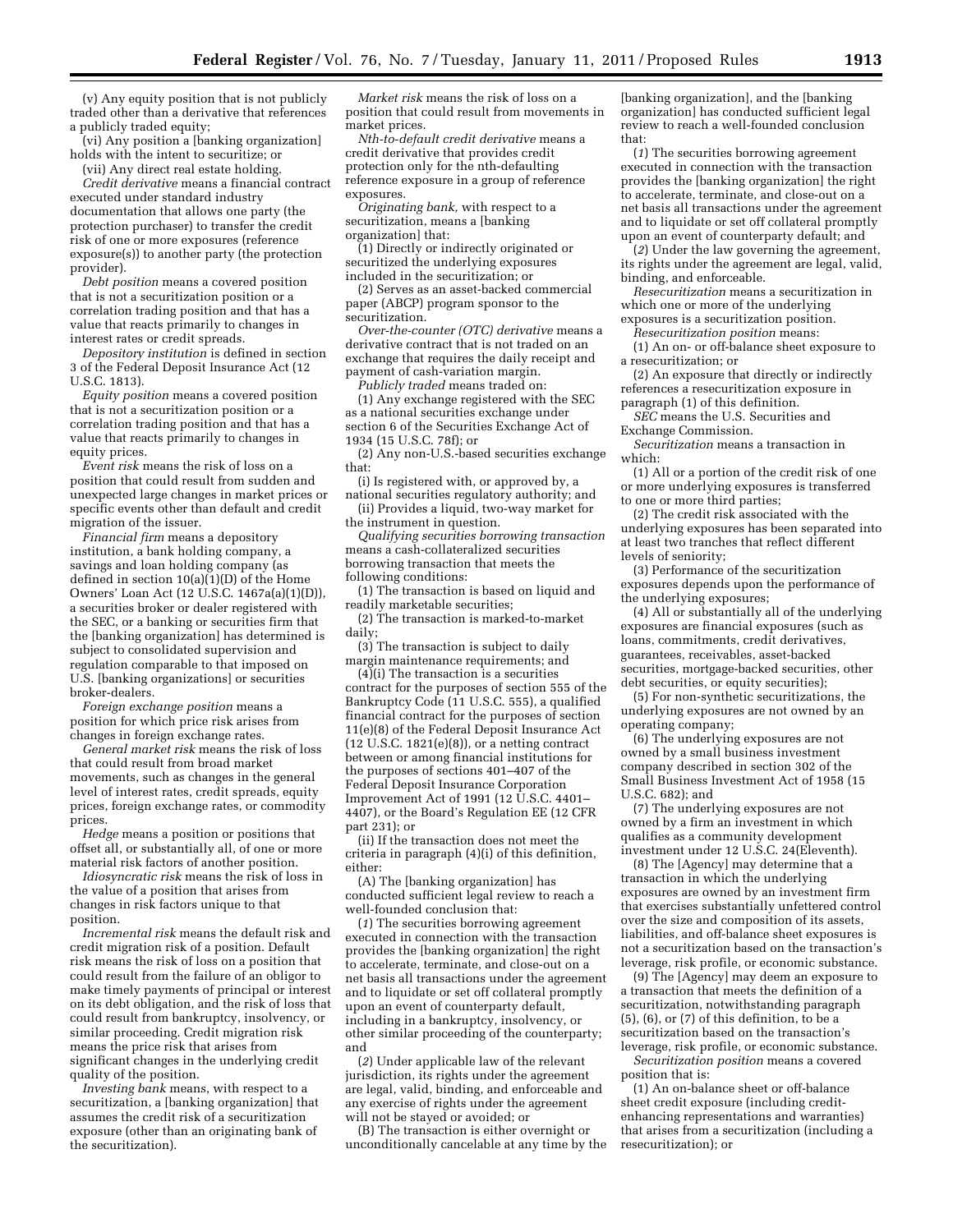(v) Any equity position that is not publicly traded other than a derivative that references a publicly traded equity;

(vi) Any position a [banking organization] holds with the intent to securitize; or

(vii) Any direct real estate holding.

*Credit derivative* means a financial contract executed under standard industry documentation that allows one party (the protection purchaser) to transfer the credit risk of one or more exposures (reference exposure(s)) to another party (the protection provider).

*Debt position* means a covered position that is not a securitization position or a correlation trading position and that has a value that reacts primarily to changes in interest rates or credit spreads.

*Depository institution* is defined in section 3 of the Federal Deposit Insurance Act (12 U.S.C. 1813).

*Equity position* means a covered position that is not a securitization position or a correlation trading position and that has a value that reacts primarily to changes in equity prices.

*Event risk* means the risk of loss on a position that could result from sudden and unexpected large changes in market prices or specific events other than default and credit migration of the issuer.

*Financial firm* means a depository institution, a bank holding company, a savings and loan holding company (as defined in section 10(a)(1)(D) of the Home Owners' Loan Act (12 U.S.C. 1467a(a)(1)(D)), a securities broker or dealer registered with the SEC, or a banking or securities firm that the [banking organization] has determined is subject to consolidated supervision and regulation comparable to that imposed on U.S. [banking organizations] or securities broker-dealers.

*Foreign exchange position* means a position for which price risk arises from changes in foreign exchange rates.

*General market risk* means the risk of loss that could result from broad market movements, such as changes in the general level of interest rates, credit spreads, equity prices, foreign exchange rates, or commodity prices.

*Hedge* means a position or positions that offset all, or substantially all, of one or more material risk factors of another position.

*Idiosyncratic risk* means the risk of loss in the value of a position that arises from changes in risk factors unique to that position.

*Incremental risk* means the default risk and credit migration risk of a position. Default risk means the risk of loss on a position that could result from the failure of an obligor to make timely payments of principal or interest on its debt obligation, and the risk of loss that could result from bankruptcy, insolvency, or similar proceeding. Credit migration risk means the price risk that arises from significant changes in the underlying credit quality of the position.

*Investing bank* means, with respect to a securitization, a [banking organization] that assumes the credit risk of a securitization exposure (other than an originating bank of the securitization).

*Market risk* means the risk of loss on a position that could result from movements in market prices.

*Nth-to-default credit derivative* means a credit derivative that provides credit protection only for the nth-defaulting reference exposure in a group of reference exposures.

*Originating bank,* with respect to a securitization, means a [banking organization] that:

(1) Directly or indirectly originated or securitized the underlying exposures included in the securitization; or

(2) Serves as an asset-backed commercial paper (ABCP) program sponsor to the securitization.

*Over-the-counter (OTC) derivative* means a derivative contract that is not traded on an exchange that requires the daily receipt and payment of cash-variation margin.

*Publicly traded* means traded on:

(1) Any exchange registered with the SEC as a national securities exchange under section 6 of the Securities Exchange Act of 1934 (15 U.S.C. 78f); or

(2) Any non-U.S.-based securities exchange that:

(i) Is registered with, or approved by, a national securities regulatory authority; and

(ii) Provides a liquid, two-way market for the instrument in question.

*Qualifying securities borrowing transaction* means a cash-collateralized securities borrowing transaction that meets the following conditions:

(1) The transaction is based on liquid and readily marketable securities;

(2) The transaction is marked-to-market daily;

(3) The transaction is subject to daily margin maintenance requirements; and

(4)(i) The transaction is a securities contract for the purposes of section 555 of the Bankruptcy Code (11 U.S.C. 555), a qualified financial contract for the purposes of section 11(e)(8) of the Federal Deposit Insurance Act (12 U.S.C. 1821(e)(8)), or a netting contract between or among financial institutions for the purposes of sections 401–407 of the Federal Deposit Insurance Corporation Improvement Act of 1991 (12 U.S.C. 4401–4407), or the Board's Regulation EE (12 CFR part 231); or

(ii) If the transaction does not meet the criteria in paragraph (4)(i) of this definition, either:

(A) The [banking organization] has conducted sufficient legal review to reach a well-founded conclusion that:

(*1*) The securities borrowing agreement executed in connection with the transaction provides the [banking organization] the right to accelerate, terminate, and close-out on a net basis all transactions under the agreement and to liquidate or set off collateral promptly upon an event of counterparty default, including in a bankruptcy, insolvency, or other similar proceeding of the counterparty; and

(*2*) Under applicable law of the relevant jurisdiction, its rights under the agreement are legal, valid, binding, and enforceable and any exercise of rights under the agreement will not be stayed or avoided; or

(B) The transaction is either overnight or unconditionally cancelable at any time by the [banking organization], and the [banking organization] has conducted sufficient legal review to reach a well-founded conclusion that:

(*1*) The securities borrowing agreement executed in connection with the transaction provides the [banking organization] the right to accelerate, terminate, and close-out on a net basis all transactions under the agreement and to liquidate or set off collateral promptly upon an event of counterparty default; and

(*2*) Under the law governing the agreement, its rights under the agreement are legal, valid, binding, and enforceable.

*Resecuritization* means a securitization in which one or more of the underlying exposures is a securitization position.

*Resecuritization position* means:

(1) An on- or off-balance sheet exposure to a resecuritization; or

(2) An exposure that directly or indirectly references a resecuritization exposure in paragraph (1) of this definition.

*SEC* means the U.S. Securities and Exchange Commission.

*Securitization* means a transaction in which:

(1) All or a portion of the credit risk of one or more underlying exposures is transferred to one or more third parties;

(2) The credit risk associated with the underlying exposures has been separated into at least two tranches that reflect different levels of seniority;

(3) Performance of the securitization exposures depends upon the performance of the underlying exposures;

(4) All or substantially all of the underlying exposures are financial exposures (such as loans, commitments, credit derivatives, guarantees, receivables, asset-backed securities, mortgage-backed securities, other debt securities, or equity securities);

(5) For non-synthetic securitizations, the underlying exposures are not owned by an operating company;

(6) The underlying exposures are not owned by a small business investment company described in section 302 of the Small Business Investment Act of 1958 (15 U.S.C. 682); and

(7) The underlying exposures are not owned by a firm an investment in which qualifies as a community development investment under 12 U.S.C. 24(Eleventh).

(8) The [Agency] may determine that a transaction in which the underlying exposures are owned by an investment firm that exercises substantially unfettered control over the size and composition of its assets, liabilities, and off-balance sheet exposures is not a securitization based on the transaction's leverage, risk profile, or economic substance.

(9) The [Agency] may deem an exposure to a transaction that meets the definition of a securitization, notwithstanding paragraph (5), (6), or (7) of this definition, to be a securitization based on the transaction's leverage, risk profile, or economic substance.

*Securitization position* means a covered position that is:

(1) An on-balance sheet or off-balance sheet credit exposure (including credit-enhancing representations and warranties) that arises from a securitization (including a resecuritization); or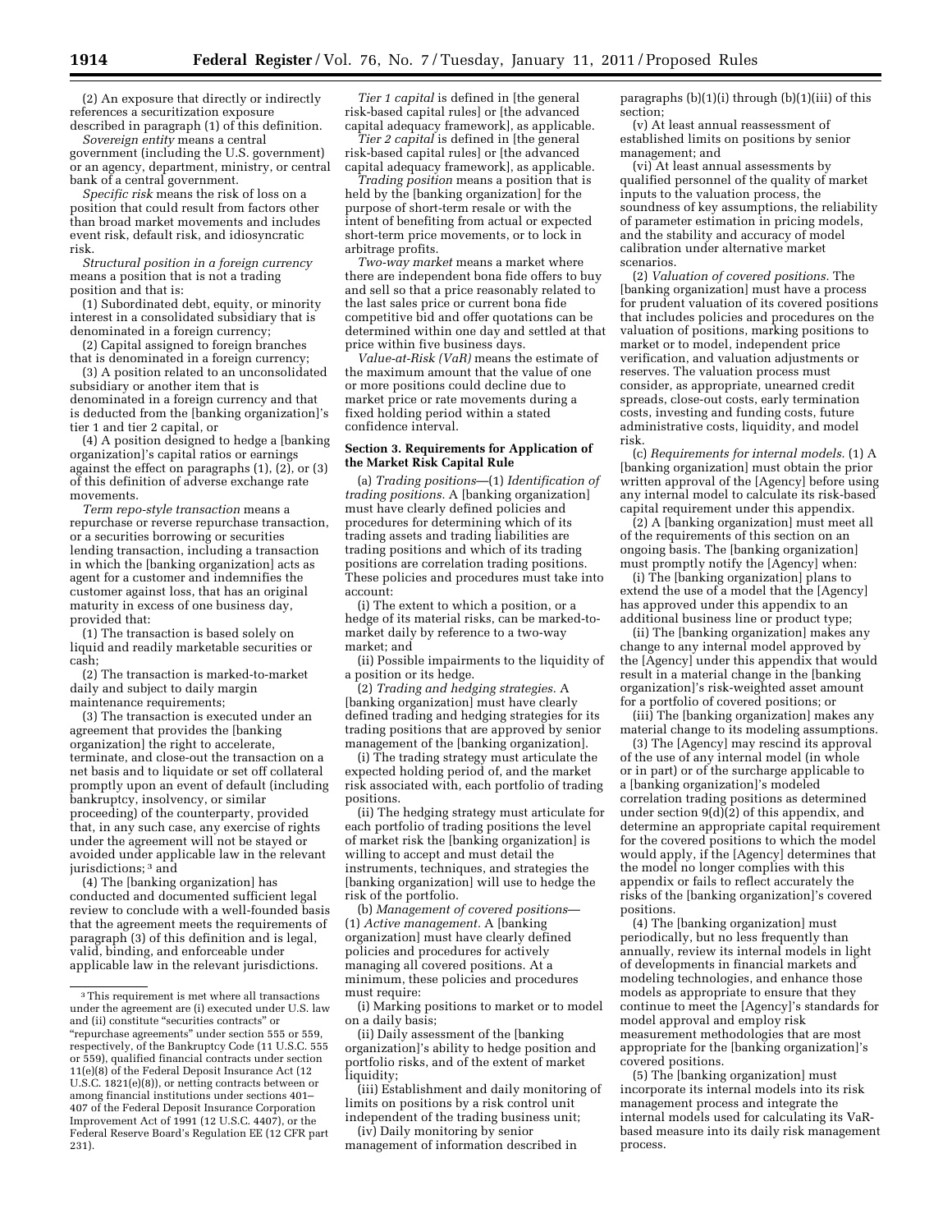(2) An exposure that directly or indirectly references a securitization exposure described in paragraph (1) of this definition.

*Sovereign entity* means a central government (including the U.S. government) or an agency, department, ministry, or central bank of a central government.

*Specific risk* means the risk of loss on a position that could result from factors other than broad market movements and includes event risk, default risk, and idiosyncratic risk.

*Structural position in a foreign currency* means a position that is not a trading position and that is:

(1) Subordinated debt, equity, or minority interest in a consolidated subsidiary that is denominated in a foreign currency;

(2) Capital assigned to foreign branches that is denominated in a foreign currency;

(3) A position related to an unconsolidated subsidiary or another item that is denominated in a foreign currency and that is deducted from the [banking organization]'s tier 1 and tier 2 capital, or

(4) A position designed to hedge a [banking organization]'s capital ratios or earnings against the effect on paragraphs (1), (2), or (3) of this definition of adverse exchange rate movements.

*Term repo-style transaction* means a repurchase or reverse repurchase transaction, or a securities borrowing or securities lending transaction, including a transaction in which the [banking organization] acts as agent for a customer and indemnifies the customer against loss, that has an original maturity in excess of one business day, provided that:

(1) The transaction is based solely on liquid and readily marketable securities or cash;

(2) The transaction is marked-to-market daily and subject to daily margin maintenance requirements;

(3) The transaction is executed under an agreement that provides the [banking organization] the right to accelerate, terminate, and close-out the transaction on a net basis and to liquidate or set off collateral promptly upon an event of default (including bankruptcy, insolvency, or similar proceeding) of the counterparty, provided that, in any such case, any exercise of rights under the agreement will not be stayed or avoided under applicable law in the relevant jurisdictions;[3] and

(4) The [banking organization] has conducted and documented sufficient legal review to conclude with a well-founded basis that the agreement meets the requirements of paragraph (3) of this definition and is legal, valid, binding, and enforceable under applicable law in the relevant jurisdictions.

*Tier 1 capital* is defined in [the general risk-based capital rules] or [the advanced capital adequacy framework], as applicable.

*Tier 2 capital* is defined in [the general risk-based capital rules] or [the advanced capital adequacy framework], as applicable.

*Trading position* means a position that is held by the [banking organization] for the purpose of short-term resale or with the intent of benefiting from actual or expected short-term price movements, or to lock in arbitrage profits.

*Two-way market* means a market where there are independent bona fide offers to buy and sell so that a price reasonably related to the last sales price or current bona fide competitive bid and offer quotations can be determined within one day and settled at that price within five business days.

*Value-at-Risk (VaR)* means the estimate of the maximum amount that the value of one or more positions could decline due to market price or rate movements during a fixed holding period within a stated confidence interval.

**Section 3. Requirements for Application of the Market Risk Capital Rule**

(a) *Trading positions*—(1) *Identification of trading positions.* A [banking organization] must have clearly defined policies and procedures for determining which of its trading assets and trading liabilities are trading positions and which of its trading positions are correlation trading positions. These policies and procedures must take into account:

(i) The extent to which a position, or a hedge of its material risks, can be marked-to-market daily by reference to a two-way market; and

(ii) Possible impairments to the liquidity of a position or its hedge.

(2) *Trading and hedging strategies.* A [banking organization] must have clearly defined trading and hedging strategies for its trading positions that are approved by senior management of the [banking organization].

(i) The trading strategy must articulate the expected holding period of, and the market risk associated with, each portfolio of trading positions.

(ii) The hedging strategy must articulate for each portfolio of trading positions the level of market risk the [banking organization] is willing to accept and must detail the instruments, techniques, and strategies the [banking organization] will use to hedge the risk of the portfolio.

(b) *Management of covered positions*—(1) *Active management.* A [banking organization] must have clearly defined policies and procedures for actively managing all covered positions. At a minimum, these policies and procedures must require:

(i) Marking positions to market or to model on a daily basis;

(ii) Daily assessment of the [banking organization]'s ability to hedge position and portfolio risks, and of the extent of market liquidity;

(iii) Establishment and daily monitoring of limits on positions by a risk control unit independent of the trading business unit;

(iv) Daily monitoring by senior management of information described in paragraphs (b)(1)(i) through (b)(1)(iii) of this section;

(v) At least annual reassessment of established limits on positions by senior management; and

(vi) At least annual assessments by qualified personnel of the quality of market inputs to the valuation process, the soundness of key assumptions, the reliability of parameter estimation in pricing models, and the stability and accuracy of model calibration under alternative market scenarios.

(2) *Valuation of covered positions.* The [banking organization] must have a process for prudent valuation of its covered positions that includes policies and procedures on the valuation of positions, marking positions to market or to model, independent price verification, and valuation adjustments or reserves. The valuation process must consider, as appropriate, unearned credit spreads, close-out costs, early termination costs, investing and funding costs, future administrative costs, liquidity, and model risk.

(c) *Requirements for internal models.* (1) A [banking organization] must obtain the prior written approval of the [Agency] before using any internal model to calculate its risk-based capital requirement under this appendix.

(2) A [banking organization] must meet all of the requirements of this section on an ongoing basis. The [banking organization] must promptly notify the [Agency] when:

(i) The [banking organization] plans to extend the use of a model that the [Agency] has approved under this appendix to an additional business line or product type;

(ii) The [banking organization] makes any change to any internal model approved by the [Agency] under this appendix that would result in a material change in the [banking organization]'s risk-weighted asset amount for a portfolio of covered positions; or

(iii) The [banking organization] makes any material change to its modeling assumptions.

(3) The [Agency] may rescind its approval of the use of any internal model (in whole or in part) or of the surcharge applicable to a [banking organization]'s modeled correlation trading positions as determined under section 9(d)(2) of this appendix, and determine an appropriate capital requirement for the covered positions to which the model would apply, if the [Agency] determines that the model no longer complies with this appendix or fails to reflect accurately the risks of the [banking organization]'s covered positions.

(4) The [banking organization] must periodically, but no less frequently than annually, review its internal models in light of developments in financial markets and modeling technologies, and enhance those models as appropriate to ensure that they continue to meet the [Agency]'s standards for model approval and employ risk measurement methodologies that are most appropriate for the [banking organization]'s covered positions.

(5) The [banking organization] must incorporate its internal models into its risk management process and integrate the internal models used for calculating its VaR-based measure into its daily risk management process.

[3] This requirement is met where all transactions under the agreement are (i) executed under U.S. law and (ii) constitute "securities contracts" or "repurchase agreements" under section 555 or 559, respectively, of the Bankruptcy Code (11 U.S.C. 555 or 559), qualified financial contracts under section 11(e)(8) of the Federal Deposit Insurance Act (12 U.S.C. 1821(e)(8)), or netting contracts between or among financial institutions under sections 401–407 of the Federal Deposit Insurance Corporation Improvement Act of 1991 (12 U.S.C. 4407), or the Federal Reserve Board's Regulation EE (12 CFR part 231).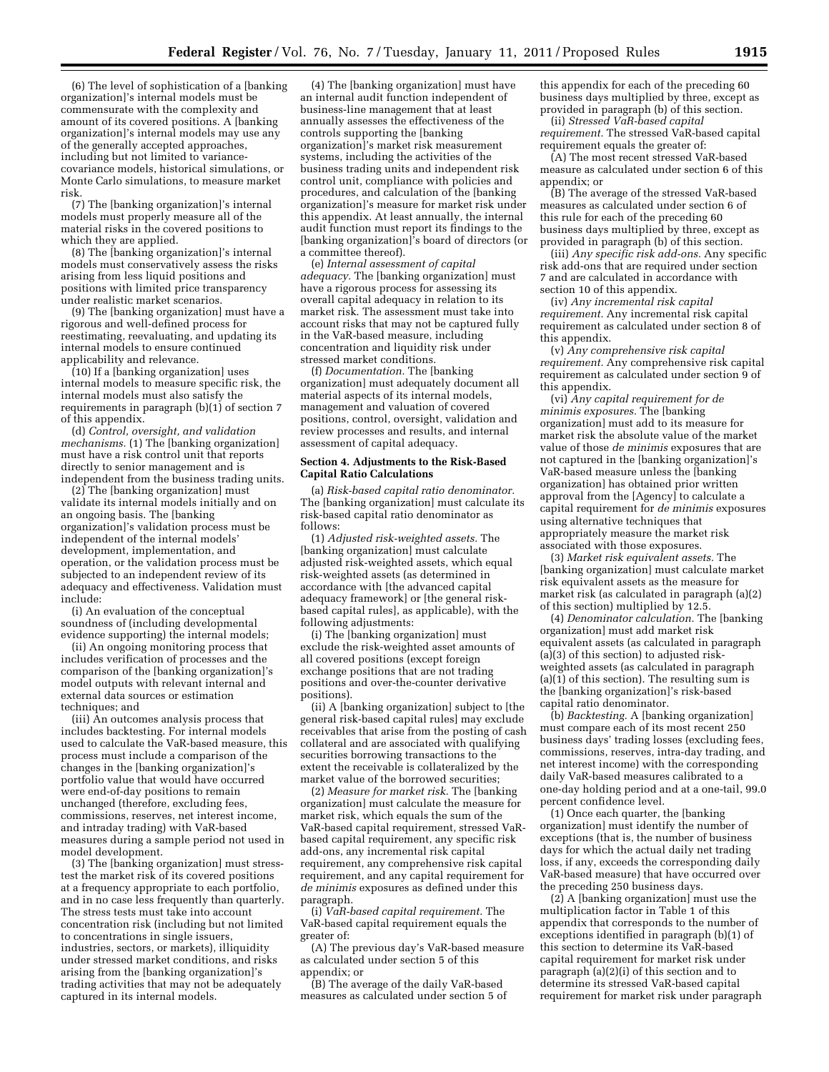(6) The level of sophistication of a [banking organization]'s internal models must be commensurate with the complexity and amount of its covered positions. A [banking organization]'s internal models may use any of the generally accepted approaches, including but not limited to variance-covariance models, historical simulations, or Monte Carlo simulations, to measure market risk.

(7) The [banking organization]'s internal models must properly measure all of the material risks in the covered positions to which they are applied.

(8) The [banking organization]'s internal models must conservatively assess the risks arising from less liquid positions and positions with limited price transparency under realistic market scenarios.

(9) The [banking organization] must have a rigorous and well-defined process for reestimating, reevaluating, and updating its internal models to ensure continued applicability and relevance.

(10) If a [banking organization] uses internal models to measure specific risk, the internal models must also satisfy the requirements in paragraph (b)(1) of section 7 of this appendix.

(d) *Control, oversight, and validation mechanisms.* (1) The [banking organization] must have a risk control unit that reports directly to senior management and is independent from the business trading units.

(2) The [banking organization] must validate its internal models initially and on an ongoing basis. The [banking organization]'s validation process must be independent of the internal models' development, implementation, and operation, or the validation process must be subjected to an independent review of its adequacy and effectiveness. Validation must include:

(i) An evaluation of the conceptual soundness of (including developmental evidence supporting) the internal models;

(ii) An ongoing monitoring process that includes verification of processes and the comparison of the [banking organization]'s model outputs with relevant internal and external data sources or estimation techniques; and

(iii) An outcomes analysis process that includes backtesting. For internal models used to calculate the VaR-based measure, this process must include a comparison of the changes in the [banking organization]'s portfolio value that would have occurred were end-of-day positions to remain unchanged (therefore, excluding fees, commissions, reserves, net interest income, and intraday trading) with VaR-based measures during a sample period not used in model development.

(3) The [banking organization] must stress-test the market risk of its covered positions at a frequency appropriate to each portfolio, and in no case less frequently than quarterly. The stress tests must take into account concentration risk (including but not limited to concentrations in single issuers, industries, sectors, or markets), illiquidity under stressed market conditions, and risks arising from the [banking organization]'s trading activities that may not be adequately captured in its internal models.

(4) The [banking organization] must have an internal audit function independent of business-line management that at least annually assesses the effectiveness of the controls supporting the [banking organization]'s market risk measurement systems, including the activities of the business trading units and independent risk control unit, compliance with policies and procedures, and calculation of the [banking organization]'s measure for market risk under this appendix. At least annually, the internal audit function must report its findings to the [banking organization]'s board of directors (or a committee thereof).

(e) *Internal assessment of capital adequacy.* The [banking organization] must have a rigorous process for assessing its overall capital adequacy in relation to its market risk. The assessment must take into account risks that may not be captured fully in the VaR-based measure, including concentration and liquidity risk under stressed market conditions.

(f) *Documentation.* The [banking organization] must adequately document all material aspects of its internal models, management and valuation of covered positions, control, oversight, validation and review processes and results, and internal assessment of capital adequacy.

**Section 4. Adjustments to the Risk-Based Capital Ratio Calculations**

(a) *Risk-based capital ratio denominator.* The [banking organization] must calculate its risk-based capital ratio denominator as follows:

(1) *Adjusted risk-weighted assets.* The [banking organization] must calculate adjusted risk-weighted assets, which equal risk-weighted assets (as determined in accordance with [the advanced capital adequacy framework] or [the general risk-based capital rules], as applicable), with the following adjustments:

(i) The [banking organization] must exclude the risk-weighted asset amounts of all covered positions (except foreign exchange positions that are not trading positions and over-the-counter derivative positions).

(ii) A [banking organization] subject to [the general risk-based capital rules] may exclude receivables that arise from the posting of cash collateral and are associated with qualifying securities borrowing transactions to the extent the receivable is collateralized by the market value of the borrowed securities;

(2) *Measure for market risk.* The [banking organization] must calculate the measure for market risk, which equals the sum of the VaR-based capital requirement, stressed VaR-based capital requirement, any specific risk add-ons, any incremental risk capital requirement, any comprehensive risk capital requirement, and any capital requirement for *de minimis* exposures as defined under this paragraph.

(i) *VaR-based capital requirement.* The VaR-based capital requirement equals the greater of:

(A) The previous day's VaR-based measure as calculated under section 5 of this appendix; or

(B) The average of the daily VaR-based measures as calculated under section 5 of this appendix for each of the preceding 60 business days multiplied by three, except as provided in paragraph (b) of this section.

(ii) *Stressed VaR-based capital requirement.* The stressed VaR-based capital requirement equals the greater of:

(A) The most recent stressed VaR-based measure as calculated under section 6 of this appendix; or

(B) The average of the stressed VaR-based measures as calculated under section 6 of this rule for each of the preceding 60 business days multiplied by three, except as provided in paragraph (b) of this section.

(iii) *Any specific risk add-ons.* Any specific risk add-ons that are required under section 7 and are calculated in accordance with section 10 of this appendix.

(iv) *Any incremental risk capital requirement.* Any incremental risk capital requirement as calculated under section 8 of this appendix.

(v) *Any comprehensive risk capital requirement.* Any comprehensive risk capital requirement as calculated under section 9 of this appendix.

(vi) *Any capital requirement for de minimis exposures.* The [banking organization] must add to its measure for market risk the absolute value of the market value of those *de minimis* exposures that are not captured in the [banking organization]'s VaR-based measure unless the [banking organization] has obtained prior written approval from the [Agency] to calculate a capital requirement for *de minimis* exposures using alternative techniques that appropriately measure the market risk associated with those exposures.

(3) *Market risk equivalent assets.* The [banking organization] must calculate market risk equivalent assets as the measure for market risk (as calculated in paragraph (a)(2) of this section) multiplied by 12.5.

(4) *Denominator calculation.* The [banking organization] must add market risk equivalent assets (as calculated in paragraph (a)(3) of this section) to adjusted risk-weighted assets (as calculated in paragraph (a)(1) of this section). The resulting sum is the [banking organization]'s risk-based capital ratio denominator.

(b) *Backtesting.* A [banking organization] must compare each of its most recent 250 business days' trading losses (excluding fees, commissions, reserves, intra-day trading, and net interest income) with the corresponding daily VaR-based measures calibrated to a one-day holding period and at a one-tail, 99.0 percent confidence level.

(1) Once each quarter, the [banking organization] must identify the number of exceptions (that is, the number of business days for which the actual daily net trading loss, if any, exceeds the corresponding daily VaR-based measure) that have occurred over the preceding 250 business days.

(2) A [banking organization] must use the multiplication factor in Table 1 of this appendix that corresponds to the number of exceptions identified in paragraph (b)(1) of this section to determine its VaR-based capital requirement for market risk under paragraph (a)(2)(i) of this section and to determine its stressed VaR-based capital requirement for market risk under paragraph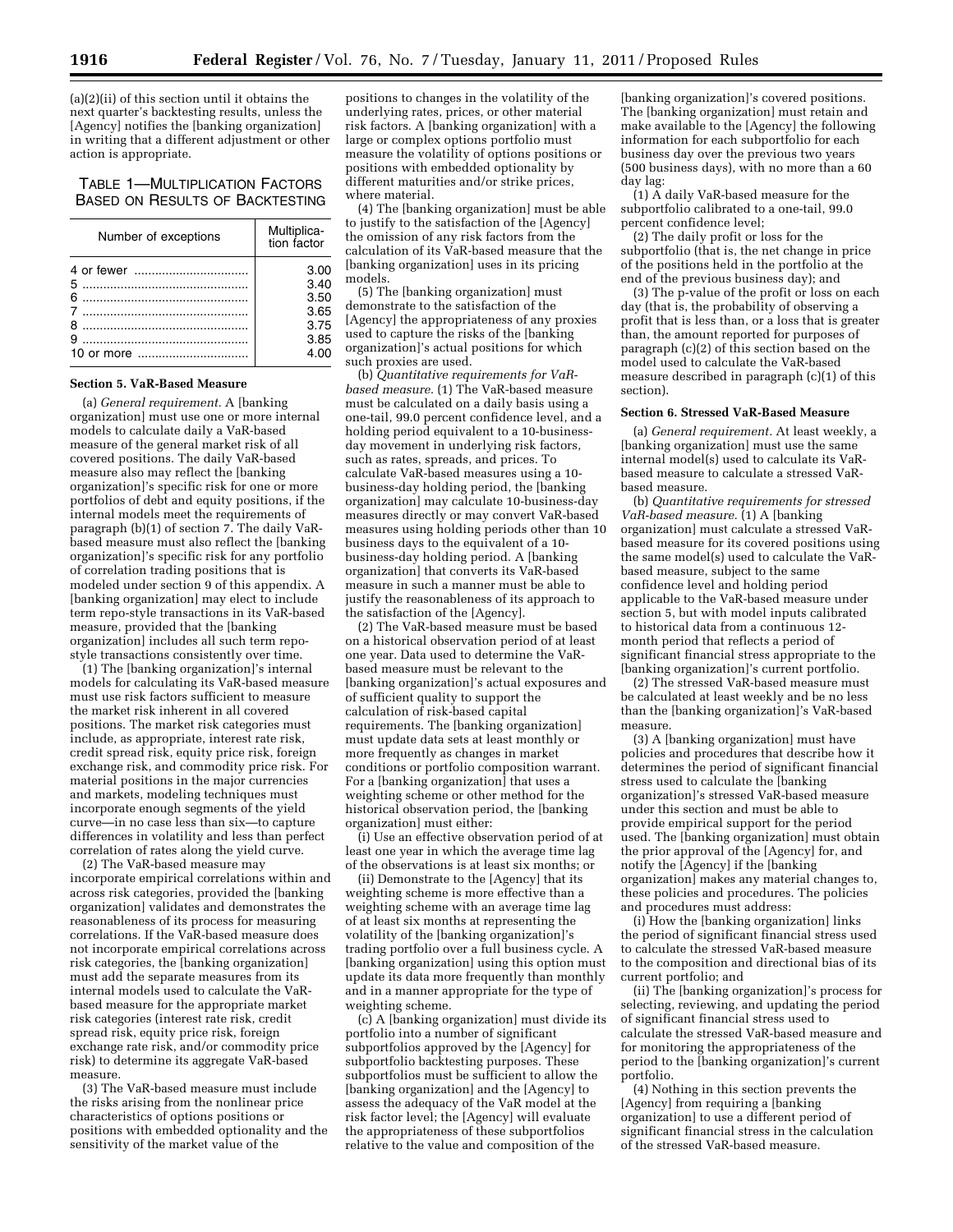(a)(2)(ii) of this section until it obtains the next quarter's backtesting results, unless the [Agency] notifies the [banking organization] in writing that a different adjustment or other action is appropriate.

TABLE 1—MULTIPLICATION FACTORS BASED ON RESULTS OF BACKTESTING

| Number of exceptions | Multiplication factor |
|---|---|
| 4 or fewer | 3.00 |
| 5 | 3.40 |
| 6 | 3.50 |
| 7 | 3.65 |
| 8 | 3.75 |
| 9 | 3.85 |
| 10 or more | 4.00 |

**Section 5. VaR-Based Measure**

(a) *General requirement.* A [banking organization] must use one or more internal models to calculate daily a VaR-based measure of the general market risk of all covered positions. The daily VaR-based measure also may reflect the [banking organization]'s specific risk for one or more portfolios of debt and equity positions, if the internal models meet the requirements of paragraph (b)(1) of section 7. The daily VaR-based measure must also reflect the [banking organization]'s specific risk for any portfolio of correlation trading positions that is modeled under section 9 of this appendix. A [banking organization] may elect to include term repo-style transactions in its VaR-based measure, provided that the [banking organization] includes all such term repo-style transactions consistently over time.

(1) The [banking organization]'s internal models for calculating its VaR-based measure must use risk factors sufficient to measure the market risk inherent in all covered positions. The market risk categories must include, as appropriate, interest rate risk, credit spread risk, equity price risk, foreign exchange risk, and commodity price risk. For material positions in the major currencies and markets, modeling techniques must incorporate enough segments of the yield curve—in no case less than six—to capture differences in volatility and less than perfect correlation of rates along the yield curve.

(2) The VaR-based measure may incorporate empirical correlations within and across risk categories, provided the [banking organization] validates and demonstrates the reasonableness of its process for measuring correlations. If the VaR-based measure does not incorporate empirical correlations across risk categories, the [banking organization] must add the separate measures from its internal models used to calculate the VaR-based measure for the appropriate market risk categories (interest rate risk, credit spread risk, equity price risk, foreign exchange rate risk, and/or commodity price risk) to determine its aggregate VaR-based measure.

(3) The VaR-based measure must include the risks arising from the nonlinear price characteristics of options positions or positions with embedded optionality and the sensitivity of the market value of the positions to changes in the volatility of the underlying rates, prices, or other material risk factors. A [banking organization] with a large or complex options portfolio must measure the volatility of options positions or positions with embedded optionality by different maturities and/or strike prices, where material.

(4) The [banking organization] must be able to justify to the satisfaction of the [Agency] the omission of any risk factors from the calculation of its VaR-based measure that the [banking organization] uses in its pricing models.

(5) The [banking organization] must demonstrate to the satisfaction of the [Agency] the appropriateness of any proxies used to capture the risks of the [banking organization]'s actual positions for which such proxies are used.

(b) *Quantitative requirements for VaR-based measure.* (1) The VaR-based measure must be calculated on a daily basis using a one-tail, 99.0 percent confidence level, and a holding period equivalent to a 10-business-day movement in underlying risk factors, such as rates, spreads, and prices. To calculate VaR-based measures using a 10-business-day holding period, the [banking organization] may calculate 10-business-day measures directly or may convert VaR-based measures using holding periods other than 10 business days to the equivalent of a 10-business-day holding period. A [banking organization] that converts its VaR-based measure in such a manner must be able to justify the reasonableness of its approach to the satisfaction of the [Agency].

(2) The VaR-based measure must be based on a historical observation period of at least one year. Data used to determine the VaR-based measure must be relevant to the [banking organization]'s actual exposures and of sufficient quality to support the calculation of risk-based capital requirements. The [banking organization] must update data sets at least monthly or more frequently as changes in market conditions or portfolio composition warrant. For a [banking organization] that uses a weighting scheme or other method for the historical observation period, the [banking organization] must either:

(i) Use an effective observation period of at least one year in which the average time lag of the observations is at least six months; or

(ii) Demonstrate to the [Agency] that its weighting scheme is more effective than a weighting scheme with an average time lag of at least six months at representing the volatility of the [banking organization]'s trading portfolio over a full business cycle. A [banking organization] using this option must update its data more frequently than monthly and in a manner appropriate for the type of weighting scheme.

(c) A [banking organization] must divide its portfolio into a number of significant subportfolios approved by the [Agency] for subportfolio backtesting purposes. These subportfolios must be sufficient to allow the [banking organization] and the [Agency] to assess the adequacy of the VaR model at the risk factor level; the [Agency] will evaluate the appropriateness of these subportfolios relative to the value and composition of the [banking organization]'s covered positions. The [banking organization] must retain and make available to the [Agency] the following information for each subportfolio for each business day over the previous two years (500 business days), with no more than a 60 day lag:

(1) A daily VaR-based measure for the subportfolio calibrated to a one-tail, 99.0 percent confidence level;

(2) The daily profit or loss for the subportfolio (that is, the net change in price of the positions held in the portfolio at the end of the previous business day); and

(3) The p-value of the profit or loss on each day (that is, the probability of observing a profit that is less than, or a loss that is greater than, the amount reported for purposes of paragraph (c)(2) of this section based on the model used to calculate the VaR-based measure described in paragraph (c)(1) of this section).

**Section 6. Stressed VaR-Based Measure**

(a) *General requirement.* At least weekly, a [banking organization] must use the same internal model(s) used to calculate its VaR-based measure to calculate a stressed VaR-based measure.

(b) *Quantitative requirements for stressed VaR-based measure.* (1) A [banking organization] must calculate a stressed VaR-based measure for its covered positions using the same model(s) used to calculate the VaR-based measure, subject to the same confidence level and holding period applicable to the VaR-based measure under section 5, but with model inputs calibrated to historical data from a continuous 12-month period that reflects a period of significant financial stress appropriate to the [banking organization]'s current portfolio.

(2) The stressed VaR-based measure must be calculated at least weekly and be no less than the [banking organization]'s VaR-based measure.

(3) A [banking organization] must have policies and procedures that describe how it determines the period of significant financial stress used to calculate the [banking organization]'s stressed VaR-based measure under this section and must be able to provide empirical support for the period used. The [banking organization] must obtain the prior approval of the [Agency] for, and notify the [Agency] if the [banking organization] makes any material changes to, these policies and procedures. The policies and procedures must address:

(i) How the [banking organization] links the period of significant financial stress used to calculate the stressed VaR-based measure to the composition and directional bias of its current portfolio; and

(ii) The [banking organization]'s process for selecting, reviewing, and updating the period of significant financial stress used to calculate the stressed VaR-based measure and for monitoring the appropriateness of the period to the [banking organization]'s current portfolio.

(4) Nothing in this section prevents the [Agency] from requiring a [banking organization] to use a different period of significant financial stress in the calculation of the stressed VaR-based measure.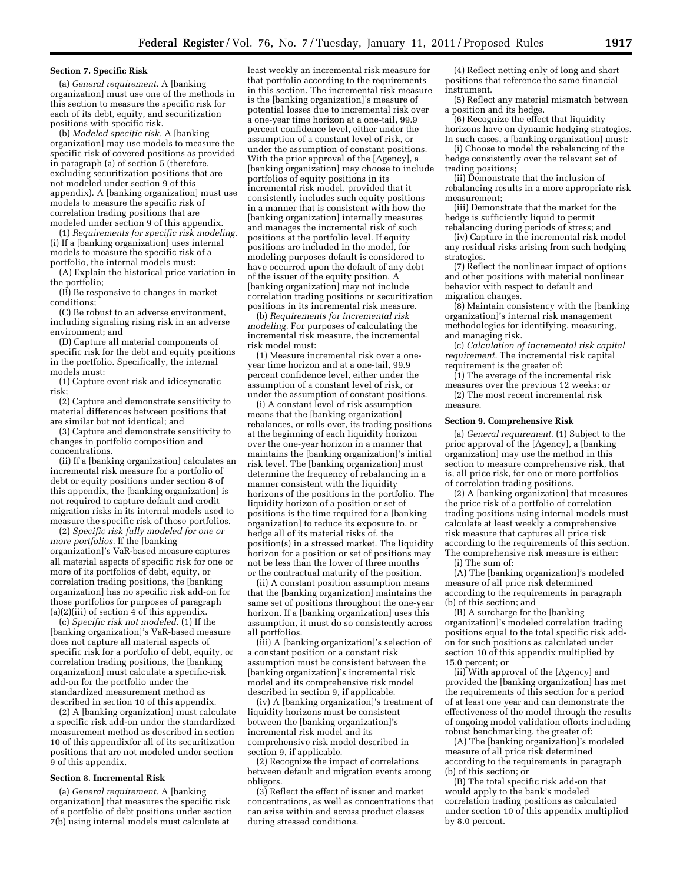#### Section 7. Specific Risk

(a) *General requirement.* A [banking organization] must use one of the methods in this section to measure the specific risk for each of its debt, equity, and securitization positions with specific risk.

(b) *Modeled specific risk.* A [banking organization] may use models to measure the specific risk of covered positions as provided in paragraph (a) of section 5 (therefore, excluding securitization positions that are not modeled under section 9 of this appendix). A [banking organization] must use models to measure the specific risk of correlation trading positions that are modeled under section 9 of this appendix.

(1) *Requirements for specific risk modeling.* (i) If a [banking organization] uses internal models to measure the specific risk of a portfolio, the internal models must:

(A) Explain the historical price variation in the portfolio;

(B) Be responsive to changes in market conditions;

(C) Be robust to an adverse environment, including signaling rising risk in an adverse environment; and

(D) Capture all material components of specific risk for the debt and equity positions in the portfolio. Specifically, the internal models must:

(1) Capture event risk and idiosyncratic risk;

(2) Capture and demonstrate sensitivity to material differences between positions that are similar but not identical; and

(3) Capture and demonstrate sensitivity to changes in portfolio composition and concentrations.

(ii) If a [banking organization] calculates an incremental risk measure for a portfolio of debt or equity positions under section 8 of this appendix, the [banking organization] is not required to capture default and credit migration risks in its internal models used to measure the specific risk of those portfolios.

(2) *Specific risk fully modeled for one or more portfolios.* If the [banking organization]'s VaR-based measure captures all material aspects of specific risk for one or more of its portfolios of debt, equity, or correlation trading positions, the [banking organization] has no specific risk add-on for those portfolios for purposes of paragraph (a)(2)(iii) of section 4 of this appendix.

(c) *Specific risk not modeled.* (1) If the [banking organization]'s VaR-based measure does not capture all material aspects of specific risk for a portfolio of debt, equity, or correlation trading positions, the [banking organization] must calculate a specific-risk add-on for the portfolio under the standardized measurement method as described in section 10 of this appendix.

(2) A [banking organization] must calculate a specific risk add-on under the standardized measurement method as described in section 10 of this appendixfor all of its securitization positions that are not modeled under section 9 of this appendix.

#### Section 8. Incremental Risk

(a) *General requirement.* A [banking organization] that measures the specific risk of a portfolio of debt positions under section 7(b) using internal models must calculate at least weekly an incremental risk measure for that portfolio according to the requirements in this section. The incremental risk measure is the [banking organization]'s measure of potential losses due to incremental risk over a one-year time horizon at a one-tail, 99.9 percent confidence level, either under the assumption of a constant level of risk, or under the assumption of constant positions. With the prior approval of the [Agency], a [banking organization] may choose to include portfolios of equity positions in its incremental risk model, provided that it consistently includes such equity positions in a manner that is consistent with how the [banking organization] internally measures and manages the incremental risk of such positions at the portfolio level. If equity positions are included in the model, for modeling purposes default is considered to have occurred upon the default of any debt of the issuer of the equity position. A [banking organization] may not include correlation trading positions or securitization positions in its incremental risk measure.

(b) *Requirements for incremental risk modeling.* For purposes of calculating the incremental risk measure, the incremental risk model must:

(1) Measure incremental risk over a one-year time horizon and at a one-tail, 99.9 percent confidence level, either under the assumption of a constant level of risk, or under the assumption of constant positions.

(i) A constant level of risk assumption means that the [banking organization] rebalances, or rolls over, its trading positions at the beginning of each liquidity horizon over the one-year horizon in a manner that maintains the [banking organization]'s initial risk level. The [banking organization] must determine the frequency of rebalancing in a manner consistent with the liquidity horizons of the positions in the portfolio. The liquidity horizon of a position or set of positions is the time required for a [banking organization] to reduce its exposure to, or hedge all of its material risks of, the position(s) in a stressed market. The liquidity horizon for a position or set of positions may not be less than the lower of three months or the contractual maturity of the position.

(ii) A constant position assumption means that the [banking organization] maintains the same set of positions throughout the one-year horizon. If a [banking organization] uses this assumption, it must do so consistently across all portfolios.

(iii) A [banking organization]'s selection of a constant position or a constant risk assumption must be consistent between the [banking organization]'s incremental risk model and its comprehensive risk model described in section 9, if applicable.

(iv) A [banking organization]'s treatment of liquidity horizons must be consistent between the [banking organization]'s incremental risk model and its comprehensive risk model described in section 9, if applicable.

(2) Recognize the impact of correlations between default and migration events among obligors.

(3) Reflect the effect of issuer and market concentrations, as well as concentrations that can arise within and across product classes during stressed conditions.

(4) Reflect netting only of long and short positions that reference the same financial instrument.

(5) Reflect any material mismatch between a position and its hedge.

(6) Recognize the effect that liquidity horizons have on dynamic hedging strategies. In such cases, a [banking organization] must:

(i) Choose to model the rebalancing of the hedge consistently over the relevant set of trading positions;

(ii) Demonstrate that the inclusion of rebalancing results in a more appropriate risk measurement;

(iii) Demonstrate that the market for the hedge is sufficiently liquid to permit rebalancing during periods of stress; and

(iv) Capture in the incremental risk model any residual risks arising from such hedging strategies.

(7) Reflect the nonlinear impact of options and other positions with material nonlinear behavior with respect to default and migration changes.

(8) Maintain consistency with the [banking organization]'s internal risk management methodologies for identifying, measuring, and managing risk.

(c) *Calculation of incremental risk capital requirement.* The incremental risk capital requirement is the greater of:

(1) The average of the incremental risk measures over the previous 12 weeks; or

(2) The most recent incremental risk measure.

#### Section 9. Comprehensive Risk

(a) *General requirement.* (1) Subject to the prior approval of the [Agency], a [banking organization] may use the method in this section to measure comprehensive risk, that is, all price risk, for one or more portfolios of correlation trading positions.

(2) A [banking organization] that measures the price risk of a portfolio of correlation trading positions using internal models must calculate at least weekly a comprehensive risk measure that captures all price risk according to the requirements of this section. The comprehensive risk measure is either:

(i) The sum of:

(A) The [banking organization]'s modeled measure of all price risk determined according to the requirements in paragraph (b) of this section; and

(B) A surcharge for the [banking organization]'s modeled correlation trading positions equal to the total specific risk add-on for such positions as calculated under section 10 of this appendix multiplied by 15.0 percent; or

(ii) With approval of the [Agency] and provided the [banking organization] has met the requirements of this section for a period of at least one year and can demonstrate the effectiveness of the model through the results of ongoing model validation efforts including robust benchmarking, the greater of:

(A) The [banking organization]'s modeled measure of all price risk determined according to the requirements in paragraph (b) of this section; or

(B) The total specific risk add-on that would apply to the bank's modeled correlation trading positions as calculated under section 10 of this appendix multiplied by 8.0 percent.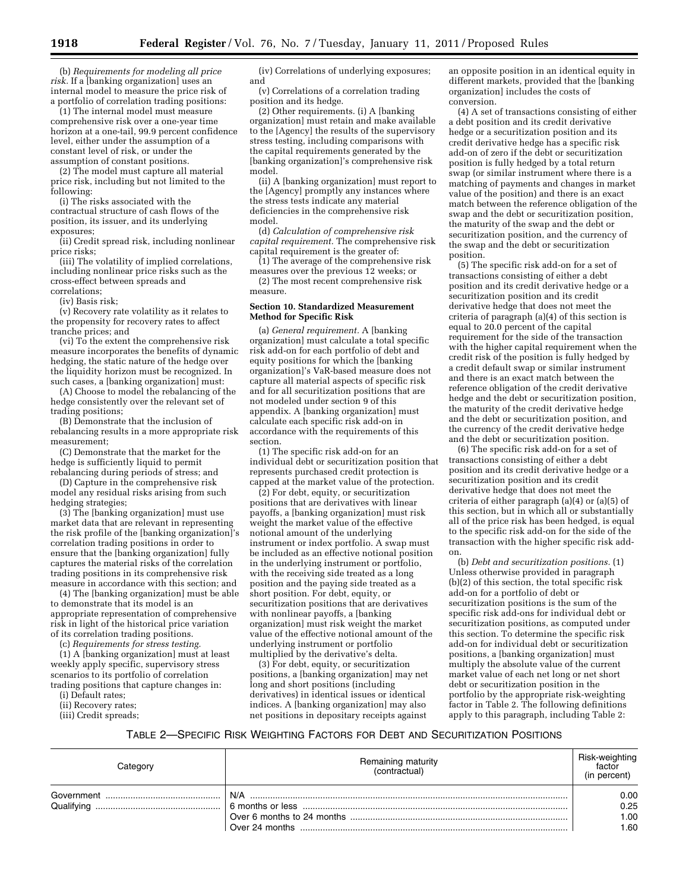(b) *Requirements for modeling all price risk.* If a [banking organization] uses an internal model to measure the price risk of a portfolio of correlation trading positions:

(1) The internal model must measure comprehensive risk over a one-year time horizon at a one-tail, 99.9 percent confidence level, either under the assumption of a constant level of risk, or under the assumption of constant positions.

(2) The model must capture all material price risk, including but not limited to the following:

(i) The risks associated with the contractual structure of cash flows of the position, its issuer, and its underlying exposures;

(ii) Credit spread risk, including nonlinear price risks;

(iii) The volatility of implied correlations, including nonlinear price risks such as the cross-effect between spreads and correlations;

(iv) Basis risk;

(v) Recovery rate volatility as it relates to the propensity for recovery rates to affect tranche prices; and

(vi) To the extent the comprehensive risk measure incorporates the benefits of dynamic hedging, the static nature of the hedge over the liquidity horizon must be recognized. In such cases, a [banking organization] must:

(A) Choose to model the rebalancing of the hedge consistently over the relevant set of trading positions;

(B) Demonstrate that the inclusion of rebalancing results in a more appropriate risk measurement;

(C) Demonstrate that the market for the hedge is sufficiently liquid to permit rebalancing during periods of stress; and

(D) Capture in the comprehensive risk model any residual risks arising from such hedging strategies;

(3) The [banking organization] must use market data that are relevant in representing the risk profile of the [banking organization]'s correlation trading positions in order to ensure that the [banking organization] fully captures the material risks of the correlation trading positions in its comprehensive risk measure in accordance with this section; and

(4) The [banking organization] must be able to demonstrate that its model is an appropriate representation of comprehensive risk in light of the historical price variation of its correlation trading positions.

(c) *Requirements for stress testing.*

(1) A [banking organization] must at least weekly apply specific, supervisory stress scenarios to its portfolio of correlation trading positions that capture changes in:

(i) Default rates;

(ii) Recovery rates;

(iii) Credit spreads;

(iv) Correlations of underlying exposures; and

(v) Correlations of a correlation trading position and its hedge.

(2) Other requirements. (i) A [banking organization] must retain and make available to the [Agency] the results of the supervisory stress testing, including comparisons with the capital requirements generated by the [banking organization]'s comprehensive risk model.

(ii) A [banking organization] must report to the [Agency] promptly any instances where the stress tests indicate any material deficiencies in the comprehensive risk model.

(d) *Calculation of comprehensive risk capital requirement.* The comprehensive risk capital requirement is the greater of:

(1) The average of the comprehensive risk measures over the previous 12 weeks; or

(2) The most recent comprehensive risk measure.

**Section 10. Standardized Measurement Method for Specific Risk**

(a) *General requirement.* A [banking organization] must calculate a total specific risk add-on for each portfolio of debt and equity positions for which the [banking organization]'s VaR-based measure does not capture all material aspects of specific risk and for all securitization positions that are not modeled under section 9 of this appendix. A [banking organization] must calculate each specific risk add-on in accordance with the requirements of this section.

(1) The specific risk add-on for an individual debt or securitization position that represents purchased credit protection is capped at the market value of the protection.

(2) For debt, equity, or securitization positions that are derivatives with linear payoffs, a [banking organization] must risk weight the market value of the effective notional amount of the underlying instrument or index portfolio. A swap must be included as an effective notional position in the underlying instrument or portfolio, with the receiving side treated as a long position and the paying side treated as a short position. For debt, equity, or securitization positions that are derivatives with nonlinear payoffs, a [banking organization] must risk weight the market value of the effective notional amount of the underlying instrument or portfolio multiplied by the derivative's delta.

(3) For debt, equity, or securitization positions, a [banking organization] may net long and short positions (including derivatives) in identical issues or identical indices. A [banking organization] may also net positions in depositary receipts against an opposite position in an identical equity in different markets, provided that the [banking organization] includes the costs of conversion.

(4) A set of transactions consisting of either a debt position and its credit derivative hedge or a securitization position and its credit derivative hedge has a specific risk add-on of zero if the debt or securitization position is fully hedged by a total return swap (or similar instrument where there is a matching of payments and changes in market value of the position) and there is an exact match between the reference obligation of the swap and the debt or securitization position, the maturity of the swap and the debt or securitization position, and the currency of the swap and the debt or securitization position.

(5) The specific risk add-on for a set of transactions consisting of either a debt position and its credit derivative hedge or a securitization position and its credit derivative hedge that does not meet the criteria of paragraph (a)(4) of this section is equal to 20.0 percent of the capital requirement for the side of the transaction with the higher capital requirement when the credit risk of the position is fully hedged by a credit default swap or similar instrument and there is an exact match between the reference obligation of the credit derivative hedge and the debt or securitization position, the maturity of the credit derivative hedge and the debt or securitization position, and the currency of the credit derivative hedge and the debt or securitization position.

(6) The specific risk add-on for a set of transactions consisting of either a debt position and its credit derivative hedge or a securitization position and its credit derivative hedge that does not meet the criteria of either paragraph (a)(4) or (a)(5) of this section, but in which all or substantially all of the price risk has been hedged, is equal to the specific risk add-on for the side of the transaction with the higher specific risk add-on.

(b) *Debt and securitization positions.* (1) Unless otherwise provided in paragraph (b)(2) of this section, the total specific risk add-on for a portfolio of debt or securitization positions is the sum of the specific risk add-ons for individual debt or securitization positions, as computed under this section. To determine the specific risk add-on for individual debt or securitization positions, a [banking organization] must multiply the absolute value of the current market value of each net long or net short debt or securitization position in the portfolio by the appropriate risk-weighting factor in Table 2. The following definitions apply to this paragraph, including Table 2:

TABLE 2—SPECIFIC RISK WEIGHTING FACTORS FOR DEBT AND SECURITIZATION POSITIONS

| Category | Remaining maturity (contractual) | Risk-weighting factor (in percent) |
|---|---|---|
| Government | N/A | 0.00 |
| Qualifying | 6 months or less | 0.25 |
| | Over 6 months to 24 months | 1.00 |
| | Over 24 months | 1.60 |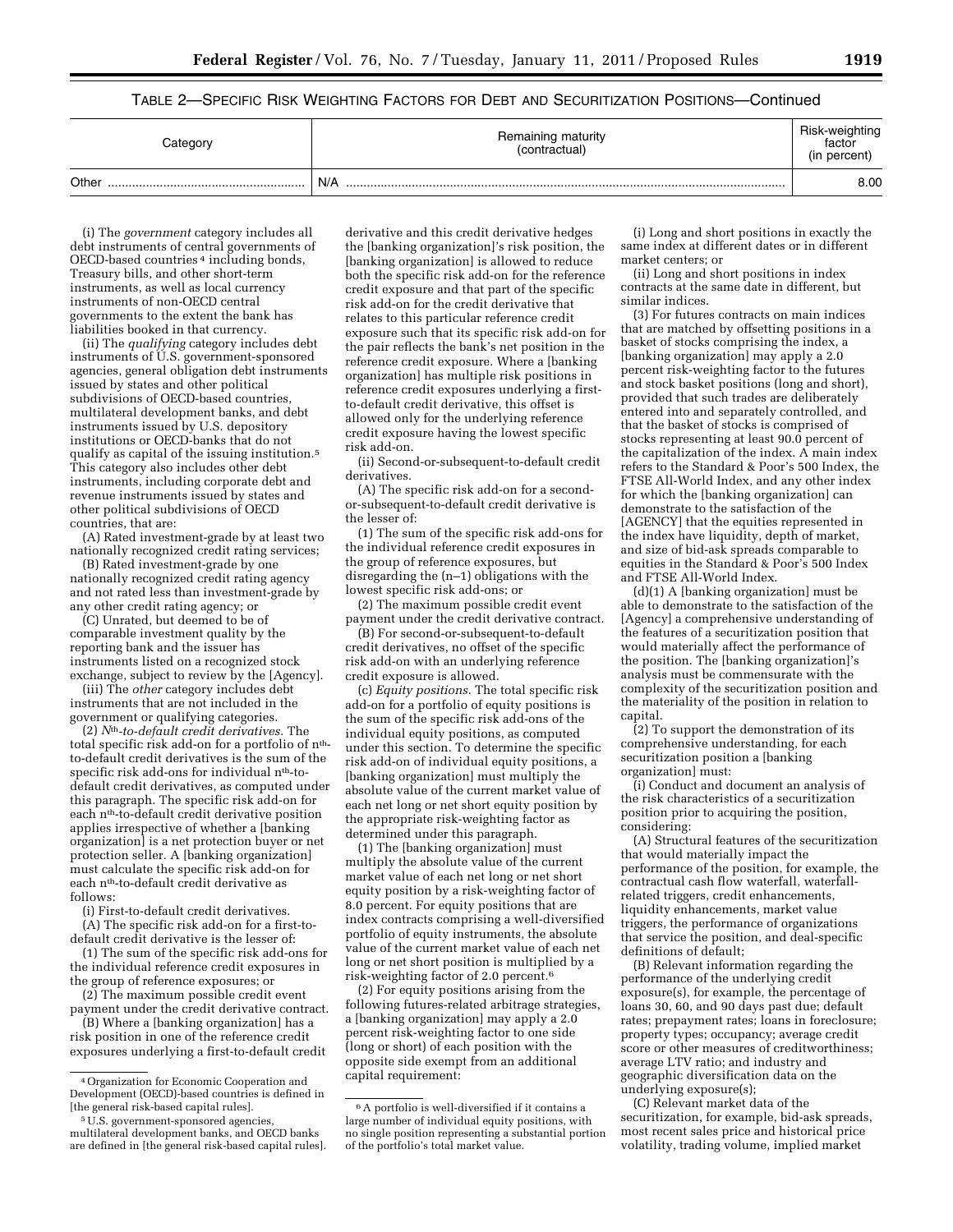TABLE 2—SPECIFIC RISK WEIGHTING FACTORS FOR DEBT AND SECURITIZATION POSITIONS—Continued

| Category | Remaining maturity (contractual) | Risk-weighting factor (in percent) |
|---|---|---|
| Other | N/A | 8.00 |

(i) The *government* category includes all debt instruments of central governments of OECD-based countries [4] including bonds, Treasury bills, and other short-term instruments, as well as local currency instruments of non-OECD central governments to the extent the bank has liabilities booked in that currency.

(ii) The *qualifying* category includes debt instruments of U.S. government-sponsored agencies, general obligation debt instruments issued by states and other political subdivisions of OECD-based countries, multilateral development banks, and debt instruments issued by U.S. depository institutions or OECD-banks that do not qualify as capital of the issuing institution.[5] This category also includes other debt instruments, including corporate debt and revenue instruments issued by states and other political subdivisions of OECD countries, that are:

(A) Rated investment-grade by at least two nationally recognized credit rating services;

(B) Rated investment-grade by one nationally recognized credit rating agency and not rated less than investment-grade by any other credit rating agency; or

(C) Unrated, but deemed to be of comparable investment quality by the reporting bank and the issuer has instruments listed on a recognized stock exchange, subject to review by the [Agency].

(iii) The *other* category includes debt instruments that are not included in the government or qualifying categories.

(2) *$N^{th}$-to-default credit derivatives.* The total specific risk add-on for a portfolio of $n^{th}$-to-default credit derivatives is the sum of the specific risk add-ons for individual $n^{th}$-to-default credit derivatives, as computed under this paragraph. The specific risk add-on for each $n^{th}$-to-default credit derivative position applies irrespective of whether a [banking organization] is a net protection buyer or net protection seller. A [banking organization] must calculate the specific risk add-on for each $n^{th}$-to-default credit derivative as follows:

(i) First-to-default credit derivatives.

(A) The specific risk add-on for a first-to-default credit derivative is the lesser of:

(*1*) The sum of the specific risk add-ons for the individual reference credit exposures in the group of reference exposures; or

(*2*) The maximum possible credit event payment under the credit derivative contract.

(B) Where a [banking organization] has a risk position in one of the reference credit exposures underlying a first-to-default credit derivative and this credit derivative hedges the [banking organization]'s risk position, the [banking organization] is allowed to reduce both the specific risk add-on for the reference credit exposure and that part of the specific risk add-on for the credit derivative that relates to this particular reference credit exposure such that its specific risk add-on for the pair reflects the bank's net position in the reference credit exposure. Where a [banking organization] has multiple risk positions in reference credit exposures underlying a first-to-default credit derivative, this offset is allowed only for the underlying reference credit exposure having the lowest specific risk add-on.

(ii) Second-or-subsequent-to-default credit derivatives.

(A) The specific risk add-on for a second-or-subsequent-to-default credit derivative is the lesser of:

(*1*) The sum of the specific risk add-ons for the individual reference credit exposures in the group of reference exposures, but disregarding the (n–1) obligations with the lowest specific risk add-ons; or

(*2*) The maximum possible credit event payment under the credit derivative contract.

(B) For second-or-subsequent-to-default credit derivatives, no offset of the specific risk add-on with an underlying reference credit exposure is allowed.

(c) *Equity positions.* The total specific risk add-on for a portfolio of equity positions is the sum of the specific risk add-ons of the individual equity positions, as computed under this section. To determine the specific risk add-on of individual equity positions, a [banking organization] must multiply the absolute value of the current market value of each net long or net short equity position by the appropriate risk-weighting factor as determined under this paragraph.

(1) The [banking organization] must multiply the absolute value of the current market value of each net long or net short equity position by a risk-weighting factor of 8.0 percent. For equity positions that are index contracts comprising a well-diversified portfolio of equity instruments, the absolute value of the current market value of each net long or net short position is multiplied by a risk-weighting factor of 2.0 percent.[6]

(2) For equity positions arising from the following futures-related arbitrage strategies, a [banking organization] may apply a 2.0 percent risk-weighting factor to one side (long or short) of each position with the opposite side exempt from an additional capital requirement:

(i) Long and short positions in exactly the same index at different dates or in different market centers; or

(ii) Long and short positions in index contracts at the same date in different, but similar indices.

(3) For futures contracts on main indices that are matched by offsetting positions in a basket of stocks comprising the index, a [banking organization] may apply a 2.0 percent risk-weighting factor to the futures and stock basket positions (long and short), provided that such trades are deliberately entered into and separately controlled, and that the basket of stocks is comprised of stocks representing at least 90.0 percent of the capitalization of the index. A main index refers to the Standard & Poor's 500 Index, the FTSE All-World Index, and any other index for which the [banking organization] can demonstrate to the satisfaction of the [AGENCY] that the equities represented in the index have liquidity, depth of market, and size of bid-ask spreads comparable to equities in the Standard & Poor's 500 Index and FTSE All-World Index.

(d)(1) A [banking organization] must be able to demonstrate to the satisfaction of the [Agency] a comprehensive understanding of the features of a securitization position that would materially affect the performance of the position. The [banking organization]'s analysis must be commensurate with the complexity of the securitization position and the materiality of the position in relation to capital.

(2) To support the demonstration of its comprehensive understanding, for each securitization position a [banking organization] must:

(i) Conduct and document an analysis of the risk characteristics of a securitization position prior to acquiring the position, considering:

(A) Structural features of the securitization that would materially impact the performance of the position, for example, the contractual cash flow waterfall, waterfall-related triggers, credit enhancements, liquidity enhancements, market value triggers, the performance of organizations that service the position, and deal-specific definitions of default;

(B) Relevant information regarding the performance of the underlying credit exposure(s), for example, the percentage of loans 30, 60, and 90 days past due; default rates; prepayment rates; loans in foreclosure; property types; occupancy; average credit score or other measures of creditworthiness; average LTV ratio; and industry and geographic diversification data on the underlying exposure(s);

(C) Relevant market data of the securitization, for example, bid-ask spreads, most recent sales price and historical price volatility, trading volume, implied market

[4] Organization for Economic Cooperation and Development (OECD)-based countries is defined in [the general risk-based capital rules].

[5] U.S. government-sponsored agencies, multilateral development banks, and OECD banks are defined in [the general risk-based capital rules].

[6] A portfolio is well-diversified if it contains a large number of individual equity positions, with no single position representing a substantial portion of the portfolio's total market value.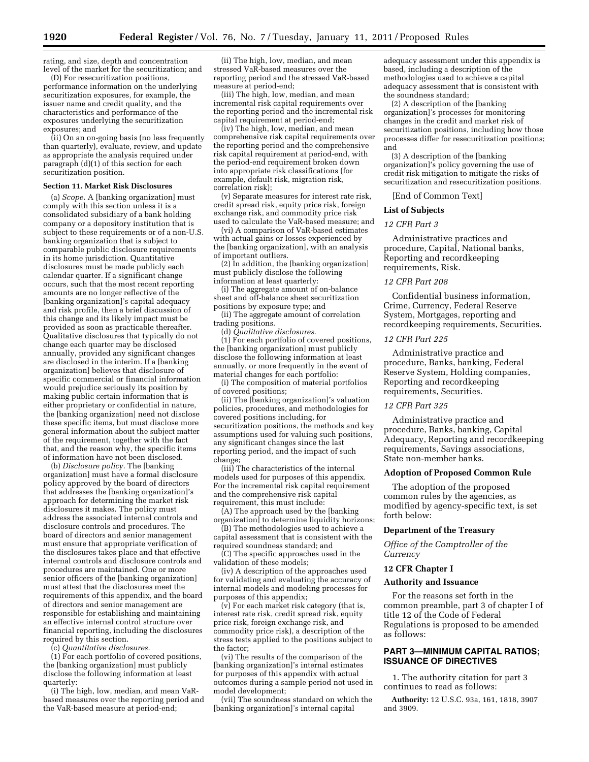rating, and size, depth and concentration level of the market for the securitization; and

(D) For resecuritization positions, performance information on the underlying securitization exposures, for example, the issuer name and credit quality, and the characteristics and performance of the exposures underlying the securitization exposures; and

(ii) On an on-going basis (no less frequently than quarterly), evaluate, review, and update as appropriate the analysis required under paragraph (d)(1) of this section for each securitization position.

**Section 11. Market Risk Disclosures**

(a) *Scope.* A [banking organization] must comply with this section unless it is a consolidated subsidiary of a bank holding company or a depository institution that is subject to these requirements or of a non-U.S. banking organization that is subject to comparable public disclosure requirements in its home jurisdiction. Quantitative disclosures must be made publicly each calendar quarter. If a significant change occurs, such that the most recent reporting amounts are no longer reflective of the [banking organization]'s capital adequacy and risk profile, then a brief discussion of this change and its likely impact must be provided as soon as practicable thereafter. Qualitative disclosures that typically do not change each quarter may be disclosed annually, provided any significant changes are disclosed in the interim. If a [banking organization] believes that disclosure of specific commercial or financial information would prejudice seriously its position by making public certain information that is either proprietary or confidential in nature, the [banking organization] need not disclose these specific items, but must disclose more general information about the subject matter of the requirement, together with the fact that, and the reason why, the specific items of information have not been disclosed.

(b) *Disclosure policy.* The [banking organization] must have a formal disclosure policy approved by the board of directors that addresses the [banking organization]'s approach for determining the market risk disclosures it makes. The policy must address the associated internal controls and disclosure controls and procedures. The board of directors and senior management must ensure that appropriate verification of the disclosures takes place and that effective internal controls and disclosure controls and procedures are maintained. One or more senior officers of the [banking organization] must attest that the disclosures meet the requirements of this appendix, and the board of directors and senior management are responsible for establishing and maintaining an effective internal control structure over financial reporting, including the disclosures required by this section.

(c) *Quantitative disclosures.*

(1) For each portfolio of covered positions, the [banking organization] must publicly disclose the following information at least quarterly:

(i) The high, low, median, and mean VaR-based measures over the reporting period and the VaR-based measure at period-end;

(ii) The high, low, median, and mean stressed VaR-based measures over the reporting period and the stressed VaR-based measure at period-end;

(iii) The high, low, median, and mean incremental risk capital requirements over the reporting period and the incremental risk capital requirement at period-end;

(iv) The high, low, median, and mean comprehensive risk capital requirements over the reporting period and the comprehensive risk capital requirement at period-end, with the period-end requirement broken down into appropriate risk classifications (for example, default risk, migration risk, correlation risk);

(v) Separate measures for interest rate risk, credit spread risk, equity price risk, foreign exchange risk, and commodity price risk used to calculate the VaR-based measure; and

(vi) A comparison of VaR-based estimates with actual gains or losses experienced by the [banking organization], with an analysis of important outliers.

(2) In addition, the [banking organization] must publicly disclose the following information at least quarterly:

(i) The aggregate amount of on-balance sheet and off-balance sheet securitization positions by exposure type; and

(ii) The aggregate amount of correlation trading positions.

(d) *Qualitative disclosures.*

(1) For each portfolio of covered positions, the [banking organization] must publicly disclose the following information at least annually, or more frequently in the event of material changes for each portfolio:

(i) The composition of material portfolios of covered positions;

(ii) The [banking organization]'s valuation policies, procedures, and methodologies for covered positions including, for securitization positions, the methods and key assumptions used for valuing such positions, any significant changes since the last reporting period, and the impact of such change;

(iii) The characteristics of the internal models used for purposes of this appendix. For the incremental risk capital requirement and the comprehensive risk capital requirement, this must include:

(A) The approach used by the [banking organization] to determine liquidity horizons;

(B) The methodologies used to achieve a capital assessment that is consistent with the required soundness standard; and

(C) The specific approaches used in the validation of these models;

(iv) A description of the approaches used for validating and evaluating the accuracy of internal models and modeling processes for purposes of this appendix;

(v) For each market risk category (that is, interest rate risk, credit spread risk, equity price risk, foreign exchange risk, and commodity price risk), a description of the stress tests applied to the positions subject to the factor;

(vi) The results of the comparison of the [banking organization]'s internal estimates for purposes of this appendix with actual outcomes during a sample period not used in model development;

(vii) The soundness standard on which the [banking organization]'s internal capital adequacy assessment under this appendix is based, including a description of the methodologies used to achieve a capital adequacy assessment that is consistent with the soundness standard;

(2) A description of the [banking organization]'s processes for monitoring changes in the credit and market risk of securitization positions, including how those processes differ for resecuritization positions; and

(3) A description of the [banking organization]'s policy governing the use of credit risk mitigation to mitigate the risks of securitization and resecuritization positions.

[End of Common Text]

**List of Subjects**

*12 CFR Part 3*

Administrative practices and procedure, Capital, National banks, Reporting and recordkeeping requirements, Risk.

*12 CFR Part 208*

Confidential business information, Crime, Currency, Federal Reserve System, Mortgages, reporting and recordkeeping requirements, Securities.

*12 CFR Part 225*

Administrative practice and procedure, Banks, banking, Federal Reserve System, Holding companies, Reporting and recordkeeping requirements, Securities.

*12 CFR Part 325*

Administrative practice and procedure, Banks, banking, Capital Adequacy, Reporting and recordkeeping requirements, Savings associations, State non-member banks.

**Adoption of Proposed Common Rule**

The adoption of the proposed common rules by the agencies, as modified by agency-specific text, is set forth below:

**Department of the Treasury**

*Office of the Comptroller of the Currency*

**12 CFR Chapter I**

**Authority and Issuance**

For the reasons set forth in the common preamble, part 3 of chapter I of title 12 of the Code of Federal Regulations is proposed to be amended as follows:

## PART 3—MINIMUM CAPITAL RATIOS; ISSUANCE OF DIRECTIVES

1. The authority citation for part 3 continues to read as follows:

**Authority:** 12 U.S.C. 93a, 161, 1818, 3907 and 3909.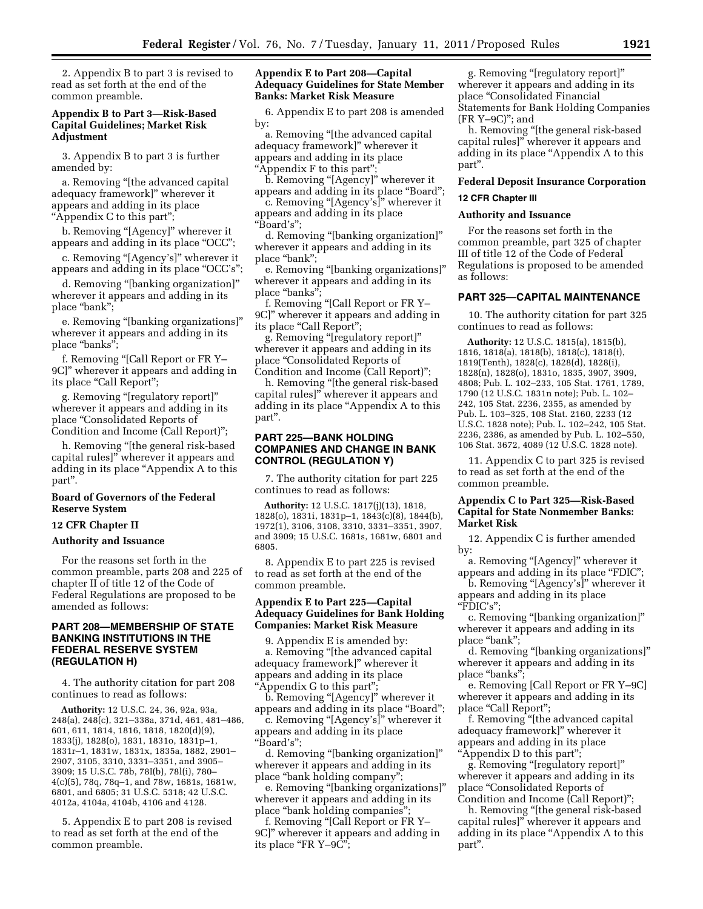2. Appendix B to part 3 is revised to read as set forth at the end of the common preamble.

### Appendix B to Part 3—Risk-Based Capital Guidelines; Market Risk Adjustment

3. Appendix B to part 3 is further amended by:

a. Removing "[the advanced capital adequacy framework]" wherever it appears and adding in its place "Appendix C to this part";

b. Removing "[Agency]" wherever it appears and adding in its place "OCC";

c. Removing "[Agency's]" wherever it appears and adding in its place "OCC's";

d. Removing "[banking organization]" wherever it appears and adding in its place "bank";

e. Removing "[banking organizations]" wherever it appears and adding in its place "banks";

f. Removing "[Call Report or FR Y–9C]" wherever it appears and adding in its place "Call Report";

g. Removing "[regulatory report]" wherever it appears and adding in its place "Consolidated Reports of Condition and Income (Call Report)";

h. Removing "[the general risk-based capital rules]" wherever it appears and adding in its place "Appendix A to this part".

## Board of Governors of the Federal Reserve System

### 12 CFR Chapter II

### Authority and Issuance

For the reasons set forth in the common preamble, parts 208 and 225 of chapter II of title 12 of the Code of Federal Regulations are proposed to be amended as follows:

## PART 208—MEMBERSHIP OF STATE BANKING INSTITUTIONS IN THE FEDERAL RESERVE SYSTEM (REGULATION H)

4. The authority citation for part 208 continues to read as follows:

**Authority:** 12 U.S.C. 24, 36, 92a, 93a, 248(a), 248(c), 321–338a, 371d, 461, 481–486, 601, 611, 1814, 1816, 1818, 1820(d)(9), 1833(j), 1828(o), 1831, 1831o, 1831p–1, 1831r–1, 1831w, 1831x, 1835a, 1882, 2901–2907, 3105, 3310, 3331–3351, and 3905–3909; 15 U.S.C. 78b, 78I(b), 78l(i), 780–4(c)(5), 78q, 78q–1, and 78w, 1681s, 1681w, 6801, and 6805; 31 U.S.C. 5318; 42 U.S.C. 4012a, 4104a, 4104b, 4106 and 4128.

5. Appendix E to part 208 is revised to read as set forth at the end of the common preamble.

### Appendix E to Part 208—Capital Adequacy Guidelines for State Member Banks: Market Risk Measure

6. Appendix E to part 208 is amended by:

a. Removing "[the advanced capital adequacy framework]" wherever it appears and adding in its place "Appendix F to this part";

b. Removing "[Agency]" wherever it appears and adding in its place "Board";

c. Removing "[Agency's]" wherever it appears and adding in its place "Board's";

d. Removing "[banking organization]" wherever it appears and adding in its place "bank";

e. Removing "[banking organizations]" wherever it appears and adding in its place "banks";

f. Removing "[Call Report or FR Y–9C]" wherever it appears and adding in its place "Call Report";

g. Removing "[regulatory report]" wherever it appears and adding in its place "Consolidated Reports of Condition and Income (Call Report)";

h. Removing "[the general risk-based capital rules]" wherever it appears and adding in its place "Appendix A to this part".

## PART 225—BANK HOLDING COMPANIES AND CHANGE IN BANK CONTROL (REGULATION Y)

7. The authority citation for part 225 continues to read as follows:

**Authority:** 12 U.S.C. 1817(j)(13), 1818, 1828(o), 1831i, 1831p–1, 1843(c)(8), 1844(b), 1972(1), 3106, 3108, 3310, 3331–3351, 3907, and 3909; 15 U.S.C. 1681s, 1681w, 6801 and 6805.

8. Appendix E to part 225 is revised to read as set forth at the end of the common preamble.

### Appendix E to Part 225—Capital Adequacy Guidelines for Bank Holding Companies: Market Risk Measure

9. Appendix E is amended by:

a. Removing "[the advanced capital adequacy framework]" wherever it appears and adding in its place "Appendix G to this part";

b. Removing "[Agency]" wherever it appears and adding in its place "Board";

c. Removing "[Agency's]" wherever it appears and adding in its place "Board's";

d. Removing "[banking organization]" wherever it appears and adding in its place "bank holding company";

e. Removing "[banking organizations]" wherever it appears and adding in its place "bank holding companies";

f. Removing "[Call Report or FR Y–9C]" wherever it appears and adding in its place "FR Y–9C";

g. Removing "[regulatory report]" wherever it appears and adding in its place "Consolidated Financial Statements for Bank Holding Companies (FR Y–9C)"; and

h. Removing "[the general risk-based capital rules]" wherever it appears and adding in its place "Appendix A to this part".

## Federal Deposit Insurance Corporation

### 12 CFR Chapter III

### Authority and Issuance

For the reasons set forth in the common preamble, part 325 of chapter III of title 12 of the Code of Federal Regulations is proposed to be amended as follows:

## PART 325—CAPITAL MAINTENANCE

10. The authority citation for part 325 continues to read as follows:

**Authority:** 12 U.S.C. 1815(a), 1815(b), 1816, 1818(a), 1818(b), 1818(c), 1818(t), 1819(Tenth), 1828(c), 1828(d), 1828(i), 1828(n), 1828(o), 1831o, 1835, 3907, 3909, 4808; Pub. L. 102–233, 105 Stat. 1761, 1789, 1790 (12 U.S.C. 1831n note); Pub. L. 102–242, 105 Stat. 2236, 2355, as amended by Pub. L. 103–325, 108 Stat. 2160, 2233 (12 U.S.C. 1828 note); Pub. L. 102–242, 105 Stat. 2236, 2386, as amended by Pub. L. 102–550, 106 Stat. 3672, 4089 (12 U.S.C. 1828 note).

11. Appendix C to part 325 is revised to read as set forth at the end of the common preamble.

### Appendix C to Part 325—Risk-Based Capital for State Nonmember Banks: Market Risk

12. Appendix C is further amended by:

a. Removing "[Agency]" wherever it appears and adding in its place "FDIC";

b. Removing "[Agency's]" wherever it appears and adding in its place "FDIC's";

c. Removing "[banking organization]" wherever it appears and adding in its place "bank";

d. Removing "[banking organizations]" wherever it appears and adding in its place "banks";

e. Removing [Call Report or FR Y–9C] wherever it appears and adding in its place "Call Report";

f. Removing "[the advanced capital adequacy framework]" wherever it appears and adding in its place "Appendix D to this part";

g. Removing "[regulatory report]" wherever it appears and adding in its place "Consolidated Reports of Condition and Income (Call Report)";

h. Removing "[the general risk-based capital rules]" wherever it appears and adding in its place "Appendix A to this part".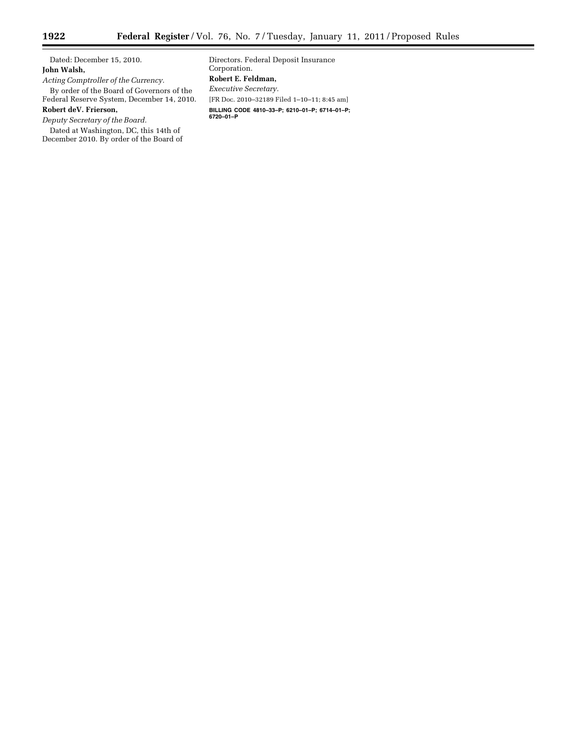Dated: December 15, 2010.

**John Walsh,**

*Acting Comptroller of the Currency.*

By order of the Board of Governors of the Federal Reserve System, December 14, 2010.

**Robert deV. Frierson,**

*Deputy Secretary of the Board.*

Dated at Washington, DC, this 14th of December 2010. By order of the Board of Directors. Federal Deposit Insurance Corporation.

**Robert E. Feldman,**

*Executive Secretary.*

[FR Doc. 2010–32189 Filed 1–10–11; 8:45 am]

**BILLING CODE 4810–33–P; 6210–01–P; 6714–01–P; 6720–01–P**